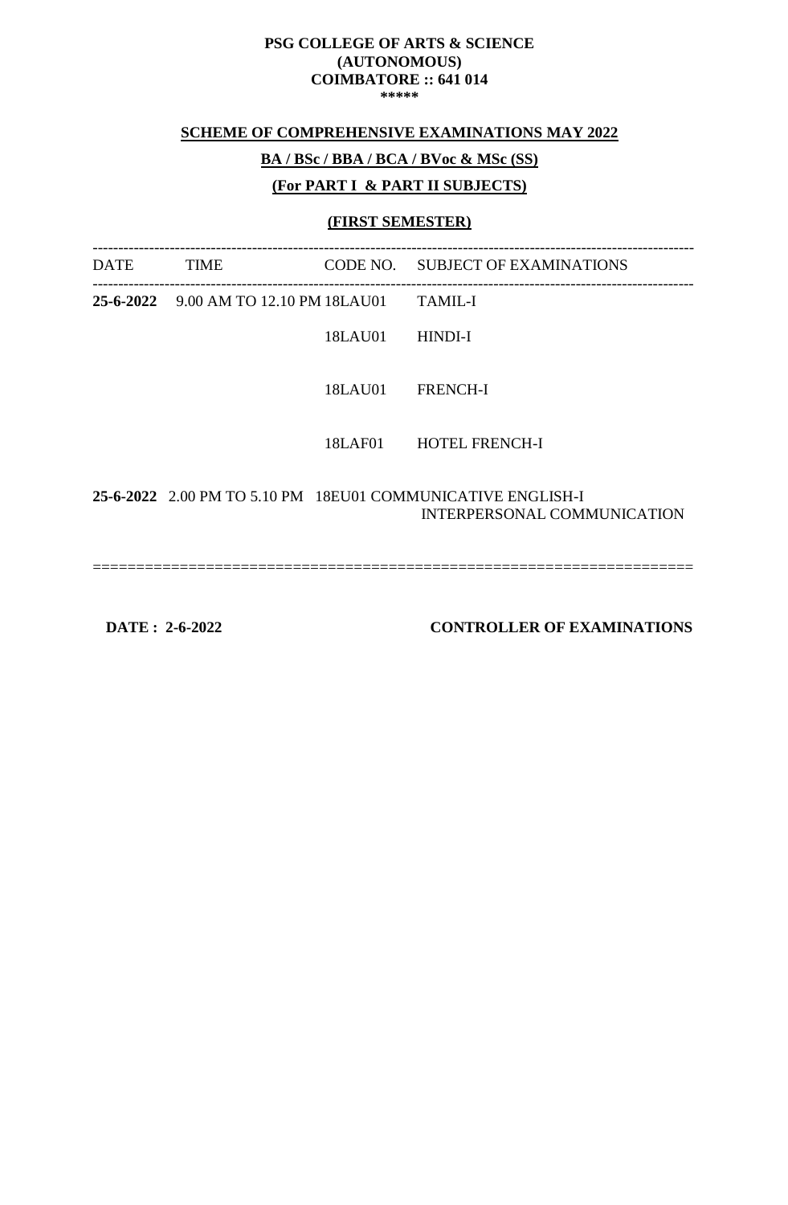**PSG COLLEGE OF ARTS & SCIENCE**
**(AUTONOMOUS)**
**COIMBATORE :: 641 014**
**\*\*\*\*\***

**SCHEME OF COMPREHENSIVE EXAMINATIONS MAY 2022**

**BA / BSc / BBA / BCA / BVoc & MSc (SS)**

**(For PART I & PART II SUBJECTS)**

**(FIRST SEMESTER)**

| DATE | TIME | CODE NO. | SUBJECT OF EXAMINATIONS |
|---|---|---|---|
| **25-6-2022** | 9.00 AM TO 12.10 PM | 18LAU01 | TAMIL-I |
| | | 18LAU01 | HINDI-I |
| | | 18LAU01 | FRENCH-I |
| | | 18LAF01 | HOTEL FRENCH-I |
| **25-6-2022** | 2.00 PM TO 5.10 PM | 18EU01 | COMMUNICATIVE ENGLISH-I INTERPERSONAL COMMUNICATION |

**DATE : 2-6-2022** **CONTROLLER OF EXAMINATIONS**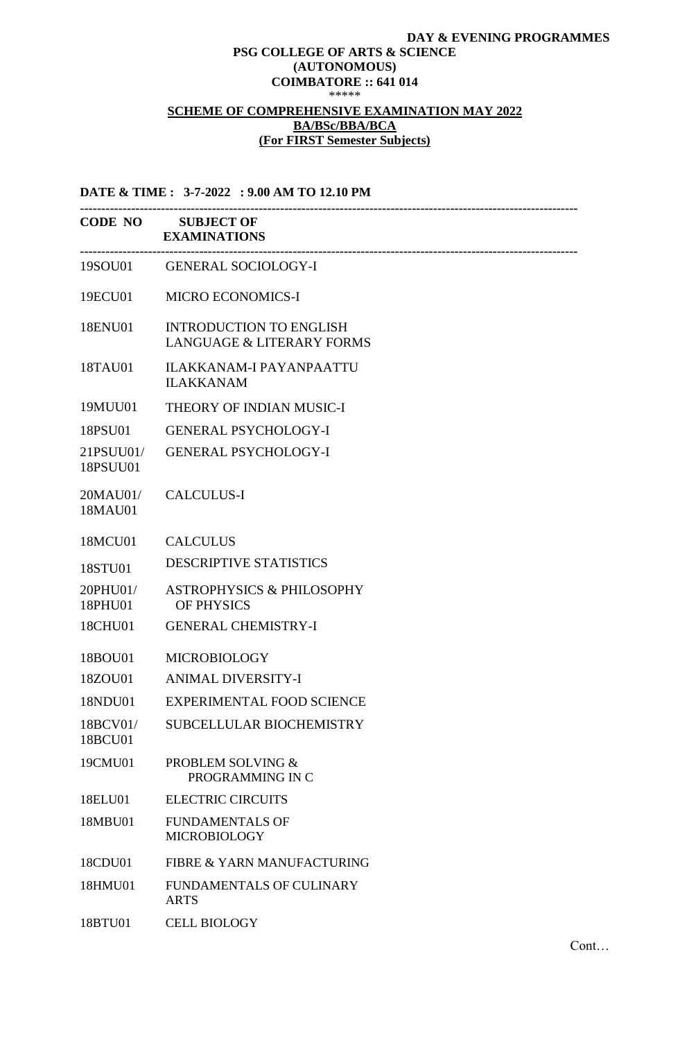**DAY & EVENING PROGRAMMES**

**PSG COLLEGE OF ARTS & SCIENCE**
**(AUTONOMOUS)**
**COIMBATORE :: 641 014**
*****

**SCHEME OF COMPREHENSIVE EXAMINATION MAY 2022**
**BA/BSc/BBA/BCA**
**(For FIRST Semester Subjects)**

**DATE & TIME : 3-7-2022 : 9.00 AM TO 12.10 PM**

| CODE NO | SUBJECT OF EXAMINATIONS |
|---|---|
| 19SOU01 | GENERAL SOCIOLOGY-I |
| 19ECU01 | MICRO ECONOMICS-I |
| 18ENU01 | INTRODUCTION TO ENGLISH LANGUAGE & LITERARY FORMS |
| 18TAU01 | ILAKKANAM-I PAYANPAATTU ILAKKANAM |
| 19MUU01 | THEORY OF INDIAN MUSIC-I |
| 18PSU01 | GENERAL PSYCHOLOGY-I |
| 21PSUU01/ 18PSUU01 | GENERAL PSYCHOLOGY-I |
| 20MAU01/ 18MAU01 | CALCULUS-I |
| 18MCU01 | CALCULUS |
| 18STU01 | DESCRIPTIVE STATISTICS |
| 20PHU01/ 18PHU01 | ASTROPHYSICS & PHILOSOPHY OF PHYSICS |
| 18CHU01 | GENERAL CHEMISTRY-I |
| 18BOU01 | MICROBIOLOGY |
| 18ZOU01 | ANIMAL DIVERSITY-I |
| 18NDU01 | EXPERIMENTAL FOOD SCIENCE |
| 18BCV01/ 18BCU01 | SUBCELLULAR BIOCHEMISTRY |
| 19CMU01 | PROBLEM SOLVING & PROGRAMMING IN C |
| 18ELU01 | ELECTRIC CIRCUITS |
| 18MBU01 | FUNDAMENTALS OF MICROBIOLOGY |
| 18CDU01 | FIBRE & YARN MANUFACTURING |
| 18HMU01 | FUNDAMENTALS OF CULINARY ARTS |
| 18BTU01 | CELL BIOLOGY |

Cont…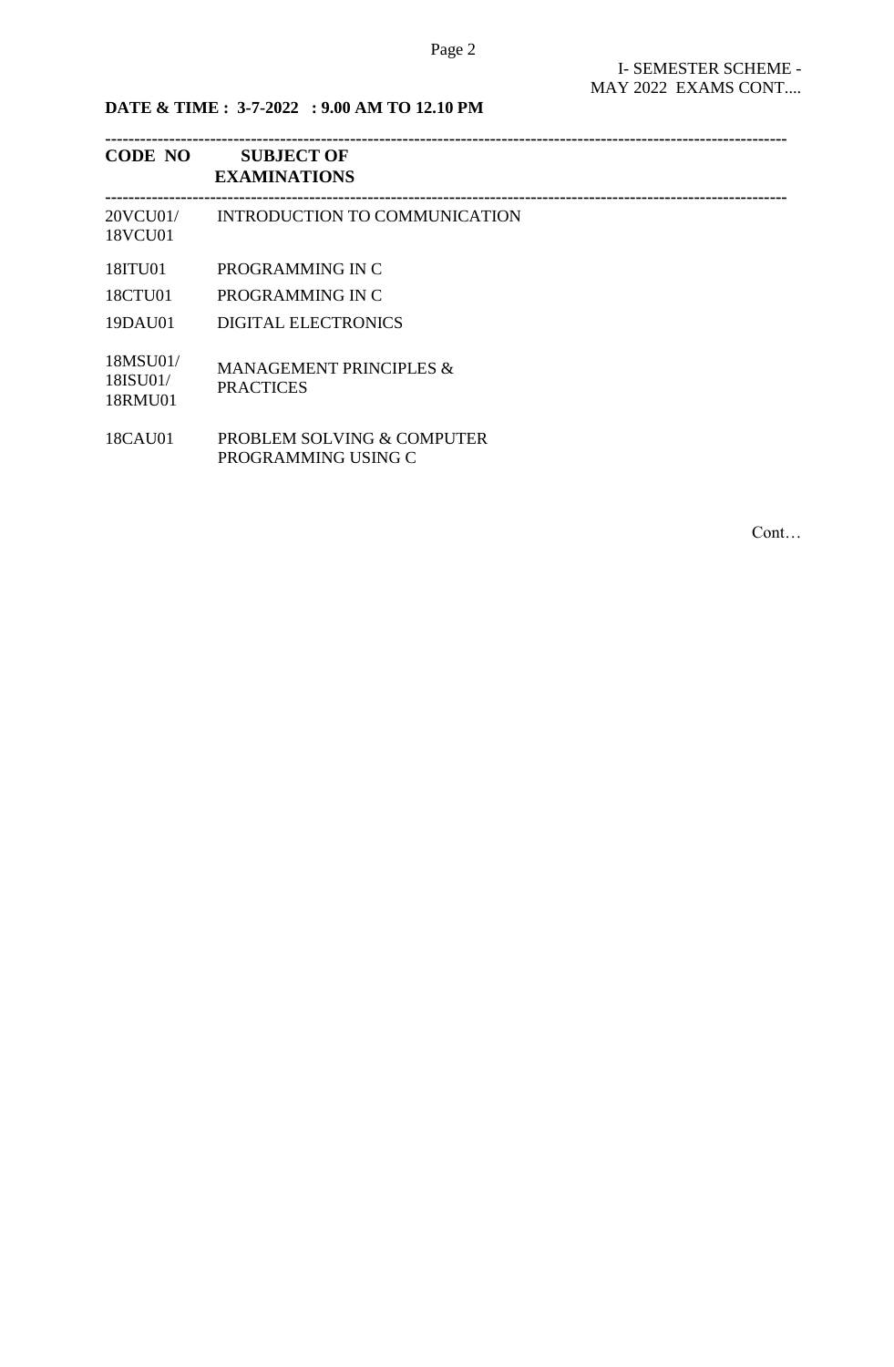I- SEMESTER SCHEME - MAY 2022 EXAMS CONT....

**DATE & TIME : 3-7-2022 : 9.00 AM TO 12.10 PM**

| CODE NO | SUBJECT OF EXAMINATIONS |
|---|---|
| 20VCU01/ 18VCU01 | INTRODUCTION TO COMMUNICATION |
| 18ITU01 | PROGRAMMING IN C |
| 18CTU01 | PROGRAMMING IN C |
| 19DAU01 | DIGITAL ELECTRONICS |
| 18MSU01/ 18ISU01/ 18RMU01 | MANAGEMENT PRINCIPLES & PRACTICES |
| 18CAU01 | PROBLEM SOLVING & COMPUTER PROGRAMMING USING C |

Cont…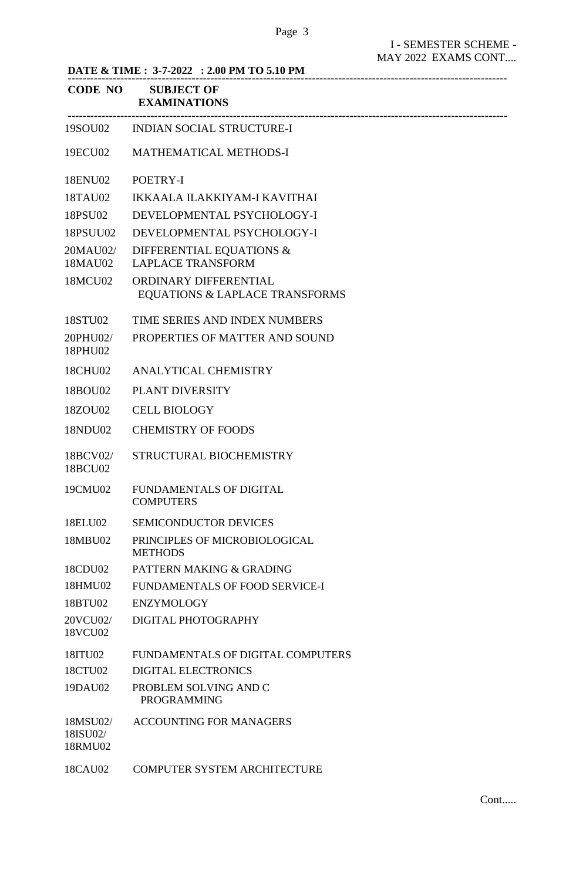I - SEMESTER SCHEME - MAY 2022 EXAMS CONT....

**DATE & TIME : 3-7-2022 : 2.00 PM TO 5.10 PM**

| CODE NO | SUBJECT OF EXAMINATIONS |
|---|---|
| 19SOU02 | INDIAN SOCIAL STRUCTURE-I |
| 19ECU02 | MATHEMATICAL METHODS-I |
| 18ENU02 | POETRY-I |
| 18TAU02 | IKKAALA ILAKKIYAM-I KAVITHAI |
| 18PSU02 | DEVELOPMENTAL PSYCHOLOGY-I |
| 18PSUU02 | DEVELOPMENTAL PSYCHOLOGY-I |
| 20MAU02/ 18MAU02 | DIFFERENTIAL EQUATIONS & LAPLACE TRANSFORM |
| 18MCU02 | ORDINARY DIFFERENTIAL EQUATIONS & LAPLACE TRANSFORMS |
| 18STU02 | TIME SERIES AND INDEX NUMBERS |
| 20PHU02/ 18PHU02 | PROPERTIES OF MATTER AND SOUND |
| 18CHU02 | ANALYTICAL CHEMISTRY |
| 18BOU02 | PLANT DIVERSITY |
| 18ZOU02 | CELL BIOLOGY |
| 18NDU02 | CHEMISTRY OF FOODS |
| 18BCV02/ 18BCU02 | STRUCTURAL BIOCHEMISTRY |
| 19CMU02 | FUNDAMENTALS OF DIGITAL COMPUTERS |
| 18ELU02 | SEMICONDUCTOR DEVICES |
| 18MBU02 | PRINCIPLES OF MICROBIOLOGICAL METHODS |
| 18CDU02 | PATTERN MAKING & GRADING |
| 18HMU02 | FUNDAMENTALS OF FOOD SERVICE-I |
| 18BTU02 | ENZYMOLOGY |
| 20VCU02/ 18VCU02 | DIGITAL PHOTOGRAPHY |
| 18ITU02 | FUNDAMENTALS OF DIGITAL COMPUTERS |
| 18CTU02 | DIGITAL ELECTRONICS |
| 19DAU02 | PROBLEM SOLVING AND C PROGRAMMING |
| 18MSU02/ 18ISU02/ 18RMU02 | ACCOUNTING FOR MANAGERS |
| 18CAU02 | COMPUTER SYSTEM ARCHITECTURE |

Cont.....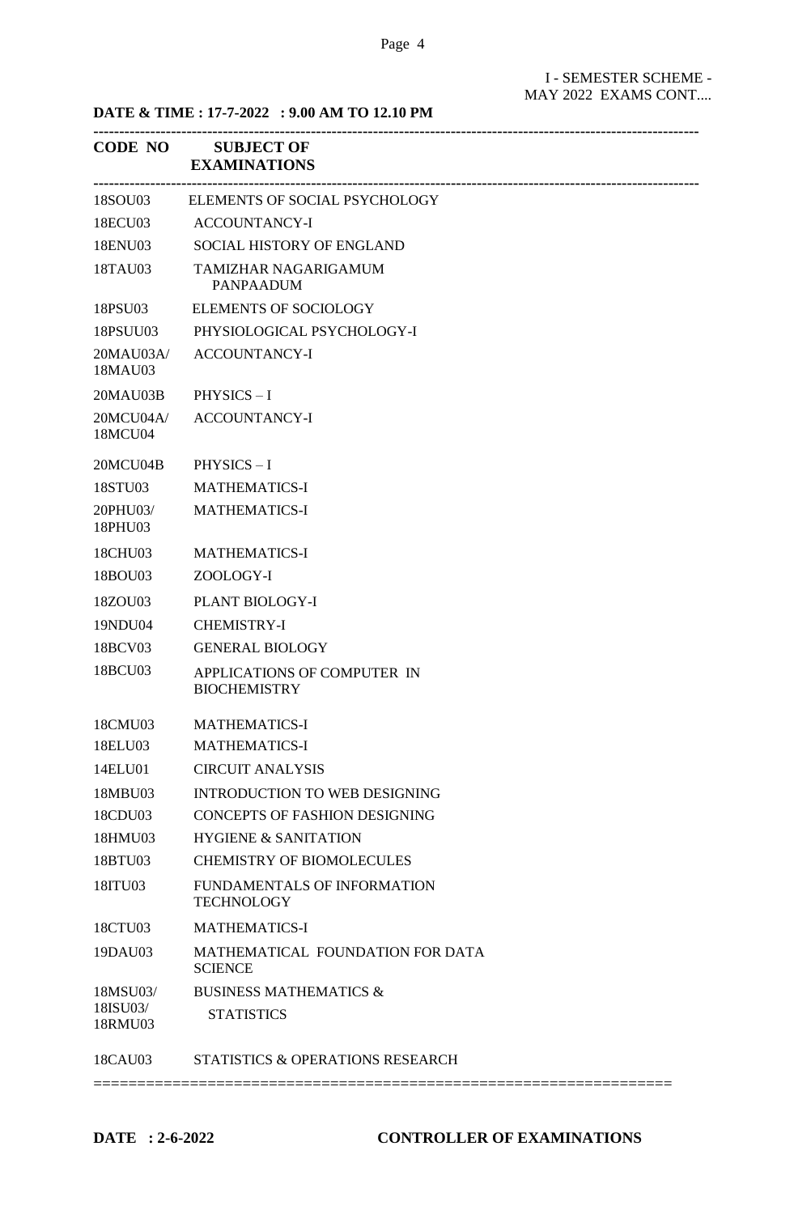I - SEMESTER SCHEME - MAY 2022 EXAMS CONT....

**DATE & TIME : 17-7-2022 : 9.00 AM TO 12.10 PM**

| CODE NO | SUBJECT OF EXAMINATIONS |
|---|---|
| 18SOU03 | ELEMENTS OF SOCIAL PSYCHOLOGY |
| 18ECU03 | ACCOUNTANCY-I |
| 18ENU03 | SOCIAL HISTORY OF ENGLAND |
| 18TAU03 | TAMIZHAR NAGARIGAMUM PANPAADUM |
| 18PSU03 | ELEMENTS OF SOCIOLOGY |
| 18PSUU03 | PHYSIOLOGICAL PSYCHOLOGY-I |
| 20MAU03A/ 18MAU03 | ACCOUNTANCY-I |
| 20MAU03B | PHYSICS – I |
| 20MCU04A/ 18MCU04 | ACCOUNTANCY-I |
| 20MCU04B | PHYSICS – I |
| 18STU03 | MATHEMATICS-I |
| 20PHU03/ 18PHU03 | MATHEMATICS-I |
| 18CHU03 | MATHEMATICS-I |
| 18BOU03 | ZOOLOGY-I |
| 18ZOU03 | PLANT BIOLOGY-I |
| 19NDU04 | CHEMISTRY-I |
| 18BCV03 | GENERAL BIOLOGY |
| 18BCU03 | APPLICATIONS OF COMPUTER IN BIOCHEMISTRY |
| 18CMU03 | MATHEMATICS-I |
| 18ELU03 | MATHEMATICS-I |
| 14ELU01 | CIRCUIT ANALYSIS |
| 18MBU03 | INTRODUCTION TO WEB DESIGNING |
| 18CDU03 | CONCEPTS OF FASHION DESIGNING |
| 18HMU03 | HYGIENE & SANITATION |
| 18BTU03 | CHEMISTRY OF BIOMOLECULES |
| 18ITU03 | FUNDAMENTALS OF INFORMATION TECHNOLOGY |
| 18CTU03 | MATHEMATICS-I |
| 19DAU03 | MATHEMATICAL FOUNDATION FOR DATA SCIENCE |
| 18MSU03/ 18ISU03/ 18RMU03 | BUSINESS MATHEMATICS & STATISTICS |
| 18CAU03 | STATISTICS & OPERATIONS RESEARCH |

**DATE : 2-6-2022** **CONTROLLER OF EXAMINATIONS**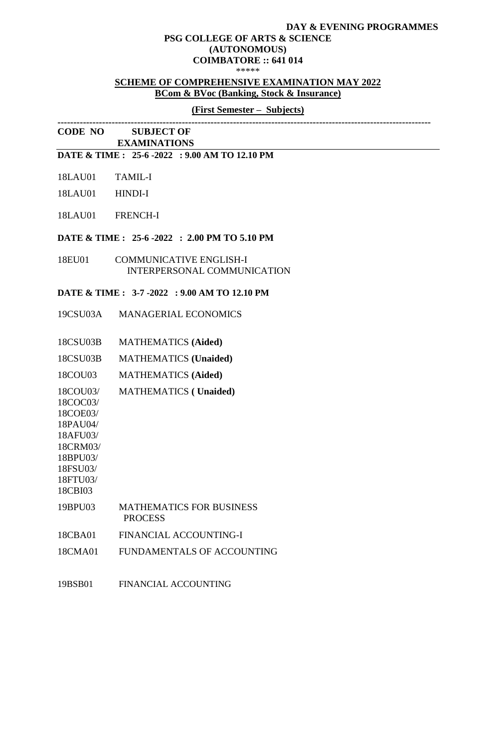**DAY & EVENING PROGRAMMES**

**PSG COLLEGE OF ARTS & SCIENCE**
**(AUTONOMOUS)**
**COIMBATORE :: 641 014**

\*\*\*\*\*

**SCHEME OF COMPREHENSIVE EXAMINATION MAY 2022**
**BCom & BVoc (Banking, Stock & Insurance)**

**(First Semester – Subjects)**

| CODE NO | SUBJECT OF EXAMINATIONS |
|---|---|
| **DATE & TIME : 25-6 -2022 : 9.00 AM TO 12.10 PM** | |
| 18LAU01 | TAMIL-I |
| 18LAU01 | HINDI-I |
| 18LAU01 | FRENCH-I |
| **DATE & TIME : 25-6 -2022 : 2.00 PM TO 5.10 PM** | |
| 18EU01 | COMMUNICATIVE ENGLISH-I INTERPERSONAL COMMUNICATION |
| **DATE & TIME : 3-7 -2022 : 9.00 AM TO 12.10 PM** | |
| 19CSU03A | MANAGERIAL ECONOMICS |
| 18CSU03B | MATHEMATICS **(Aided)** |
| 18CSU03B | MATHEMATICS **(Unaided)** |
| 18COU03 | MATHEMATICS **(Aided)** |
| 18COU03/ 18COC03/ 18COE03/ 18PAU04/ 18AFU03/ 18CRM03/ 18BPU03/ 18FSU03/ 18FTU03/ 18CBI03 | MATHEMATICS **( Unaided)** |
| 19BPU03 | MATHEMATICS FOR BUSINESS PROCESS |
| 18CBA01 | FINANCIAL ACCOUNTING-I |
| 18CMA01 | FUNDAMENTALS OF ACCOUNTING |
| 19BSB01 | FINANCIAL ACCOUNTING |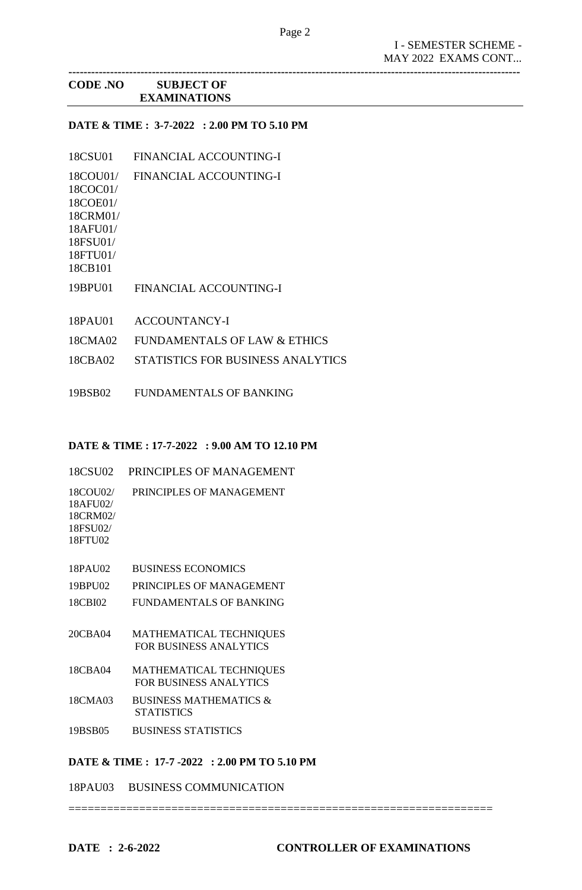I - SEMESTER SCHEME - MAY 2022 EXAMS CONT...

| CODE .NO | SUBJECT OF EXAMINATIONS |
|---|---|

**DATE & TIME : 3-7-2022 : 2.00 PM TO 5.10 PM**

| | |
|---|---|
| 18CSU01 | FINANCIAL ACCOUNTING-I |
| 18COU01/ 18COC01/ 18COE01/ 18CRM01/ 18AFU01/ 18FSU01/ 18FTU01/ 18CB101 | FINANCIAL ACCOUNTING-I |
| 19BPU01 | FINANCIAL ACCOUNTING-I |
| 18PAU01 | ACCOUNTANCY-I |
| 18CMA02 | FUNDAMENTALS OF LAW & ETHICS |
| 18CBA02 | STATISTICS FOR BUSINESS ANALYTICS |
| 19BSB02 | FUNDAMENTALS OF BANKING |

**DATE & TIME : 17-7-2022 : 9.00 AM TO 12.10 PM**

| | |
|---|---|
| 18CSU02 | PRINCIPLES OF MANAGEMENT |
| 18COU02/ 18AFU02/ 18CRM02/ 18FSU02/ 18FTU02 | PRINCIPLES OF MANAGEMENT |
| 18PAU02 | BUSINESS ECONOMICS |
| 19BPU02 | PRINCIPLES OF MANAGEMENT |
| 18CBI02 | FUNDAMENTALS OF BANKING |
| 20CBA04 | MATHEMATICAL TECHNIQUES FOR BUSINESS ANALYTICS |
| 18CBA04 | MATHEMATICAL TECHNIQUES FOR BUSINESS ANALYTICS |
| 18CMA03 | BUSINESS MATHEMATICS & STATISTICS |
| 19BSB05 | BUSINESS STATISTICS |

**DATE & TIME : 17-7 -2022 : 2.00 PM TO 5.10 PM**

| | |
|---|---|
| 18PAU03 | BUSINESS COMMUNICATION |

**DATE : 2-6-2022** **CONTROLLER OF EXAMINATIONS**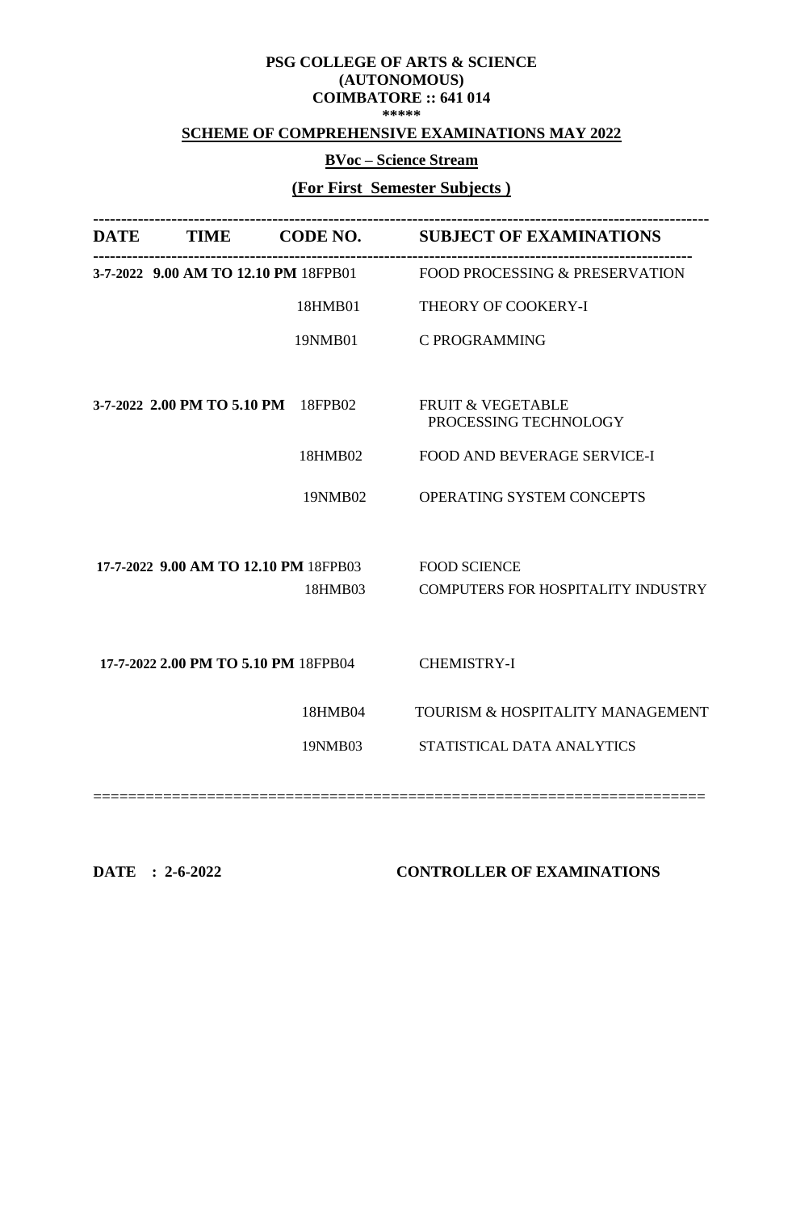**PSG COLLEGE OF ARTS & SCIENCE**
**(AUTONOMOUS)**
**COIMBATORE :: 641 014**
**\*\*\*\*\***

## SCHEME OF COMPREHENSIVE EXAMINATIONS MAY 2022

### BVoc – Science Stream

### (For First Semester Subjects )

| DATE | TIME | CODE NO. | SUBJECT OF EXAMINATIONS |
|---|---|---|---|
| 3-7-2022 | 9.00 AM TO 12.10 PM | 18FPB01 | FOOD PROCESSING & PRESERVATION |
| | | 18HMB01 | THEORY OF COOKERY-I |
| | | 19NMB01 | C PROGRAMMING |
| 3-7-2022 | 2.00 PM TO 5.10 PM | 18FPB02 | FRUIT & VEGETABLE PROCESSING TECHNOLOGY |
| | | 18HMB02 | FOOD AND BEVERAGE SERVICE-I |
| | | 19NMB02 | OPERATING SYSTEM CONCEPTS |
| 17-7-2022 | 9.00 AM TO 12.10 PM | 18FPB03 | FOOD SCIENCE |
| | | 18HMB03 | COMPUTERS FOR HOSPITALITY INDUSTRY |
| 17-7-2022 | 2.00 PM TO 5.10 PM | 18FPB04 | CHEMISTRY-I |
| | | 18HMB04 | TOURISM & HOSPITALITY MANAGEMENT |
| | | 19NMB03 | STATISTICAL DATA ANALYTICS |

**DATE : 2-6-2022** **CONTROLLER OF EXAMINATIONS**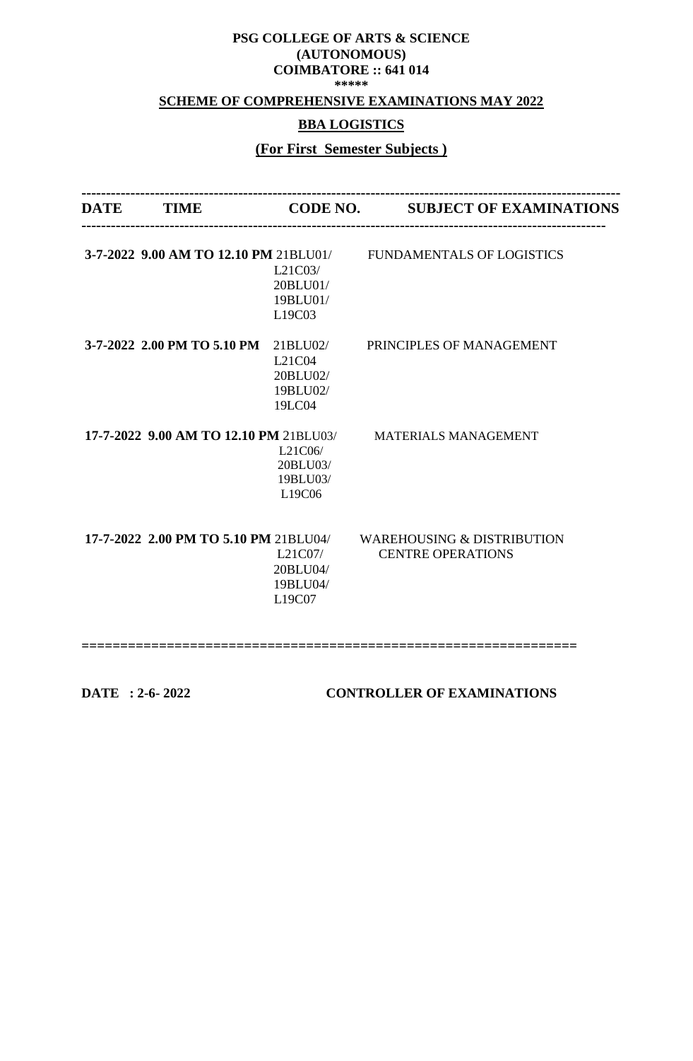**PSG COLLEGE OF ARTS & SCIENCE**
**(AUTONOMOUS)**
**COIMBATORE :: 641 014**
*****

**SCHEME OF COMPREHENSIVE EXAMINATIONS MAY 2022**

**BBA LOGISTICS**

**(For First Semester Subjects )**

| DATE | TIME | CODE NO. | SUBJECT OF EXAMINATIONS |
|---|---|---|---|
| **3-7-2022** | **9.00 AM TO 12.10 PM** | 21BLU01/ L21C03/ 20BLU01/ 19BLU01/ L19C03 | FUNDAMENTALS OF LOGISTICS |
| **3-7-2022** | **2.00 PM TO 5.10 PM** | 21BLU02/ L21C04 20BLU02/ 19BLU02/ 19LC04 | PRINCIPLES OF MANAGEMENT |
| **17-7-2022** | **9.00 AM TO 12.10 PM** | 21BLU03/ L21C06/ 20BLU03/ 19BLU03/ L19C06 | MATERIALS MANAGEMENT |
| **17-7-2022** | **2.00 PM TO 5.10 PM** | 21BLU04/ L21C07/ 20BLU04/ 19BLU04/ L19C07 | WAREHOUSING & DISTRIBUTION CENTRE OPERATIONS |

**DATE : 2-6- 2022** **CONTROLLER OF EXAMINATIONS**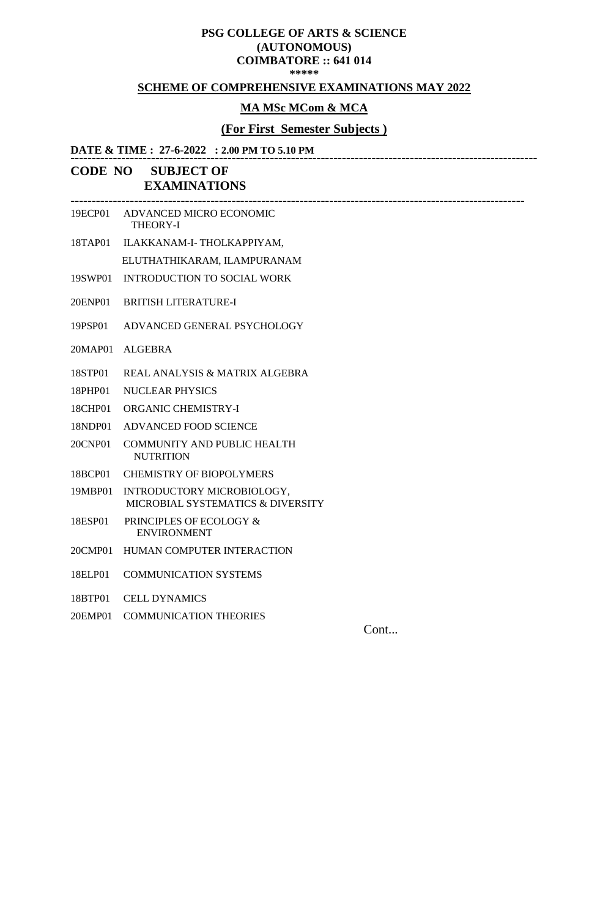**PSG COLLEGE OF ARTS & SCIENCE**
**(AUTONOMOUS)**
**COIMBATORE :: 641 014**
**\*\*\*\*\***

**SCHEME OF COMPREHENSIVE EXAMINATIONS MAY 2022**

**MA MSc MCom & MCA**

**(For First Semester Subjects )**

**DATE & TIME : 27-6-2022 : 2.00 PM TO 5.10 PM**

| CODE NO | SUBJECT OF EXAMINATIONS |
|---|---|
| 19ECP01 | ADVANCED MICRO ECONOMIC THEORY-I |
| 18TAP01 | ILAKKANAM-I- THOLKAPPIYAM, ELUTHATHIKARAM, ILAMPURANAM |
| 19SWP01 | INTRODUCTION TO SOCIAL WORK |
| 20ENP01 | BRITISH LITERATURE-I |
| 19PSP01 | ADVANCED GENERAL PSYCHOLOGY |
| 20MAP01 | ALGEBRA |
| 18STP01 | REAL ANALYSIS & MATRIX ALGEBRA |
| 18PHP01 | NUCLEAR PHYSICS |
| 18CHP01 | ORGANIC CHEMISTRY-I |
| 18NDP01 | ADVANCED FOOD SCIENCE |
| 20CNP01 | COMMUNITY AND PUBLIC HEALTH NUTRITION |
| 18BCP01 | CHEMISTRY OF BIOPOLYMERS |
| 19MBP01 | INTRODUCTORY MICROBIOLOGY, MICROBIAL SYSTEMATICS & DIVERSITY |
| 18ESP01 | PRINCIPLES OF ECOLOGY & ENVIRONMENT |
| 20CMP01 | HUMAN COMPUTER INTERACTION |
| 18ELP01 | COMMUNICATION SYSTEMS |
| 18BTP01 | CELL DYNAMICS |
| 20EMP01 | COMMUNICATION THEORIES |

Cont...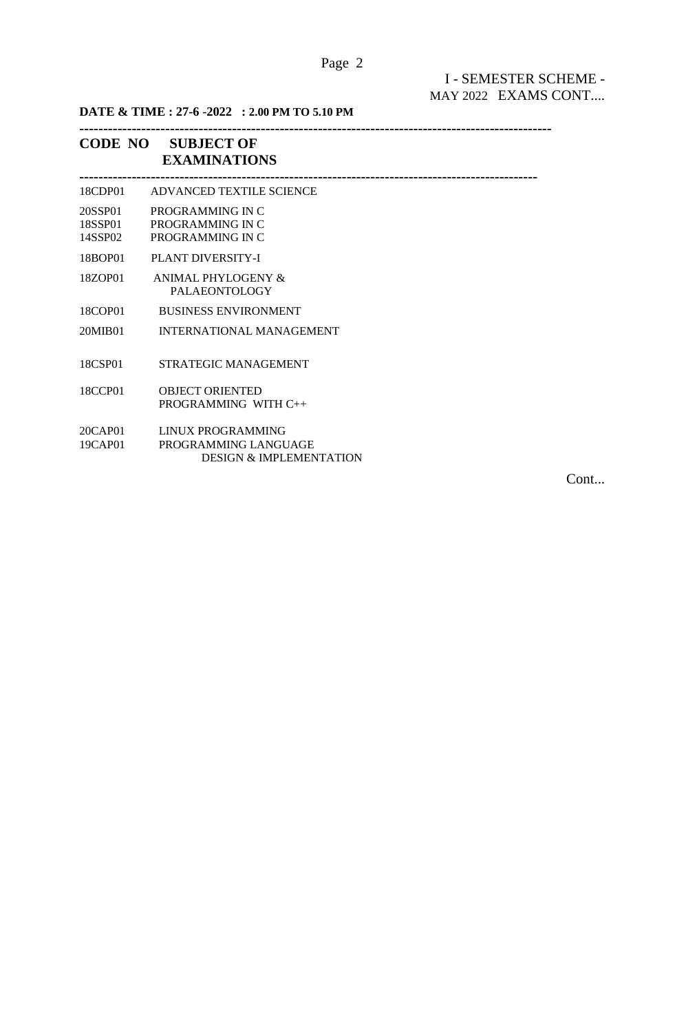I - SEMESTER SCHEME - MAY 2022 EXAMS CONT....

**DATE & TIME : 27-6 -2022 : 2.00 PM TO 5.10 PM**

| CODE NO | SUBJECT OF EXAMINATIONS |
|---|---|
| 18CDP01 | ADVANCED TEXTILE SCIENCE |
| 20SSP01 | PROGRAMMING IN C |
| 18SSP01 | PROGRAMMING IN C |
| 14SSP02 | PROGRAMMING IN C |
| 18BOP01 | PLANT DIVERSITY-I |
| 18ZOP01 | ANIMAL PHYLOGENY & PALAEONTOLOGY |
| 18COP01 | BUSINESS ENVIRONMENT |
| 20MIB01 | INTERNATIONAL MANAGEMENT |
| 18CSP01 | STRATEGIC MANAGEMENT |
| 18CCP01 | OBJECT ORIENTED PROGRAMMING WITH C++ |
| 20CAP01 | LINUX PROGRAMMING |
| 19CAP01 | PROGRAMMING LANGUAGE DESIGN & IMPLEMENTATION |

Cont...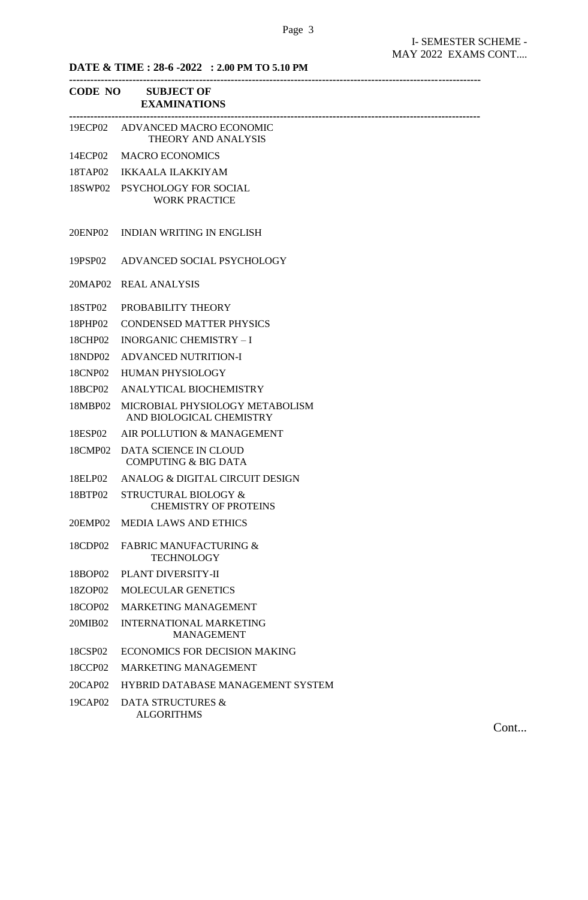I- SEMESTER SCHEME - MAY 2022 EXAMS CONT....

**DATE & TIME : 28-6 -2022 : 2.00 PM TO 5.10 PM**

| CODE NO | SUBJECT OF EXAMINATIONS |
|---|---|
| 19ECP02 | ADVANCED MACRO ECONOMIC THEORY AND ANALYSIS |
| 14ECP02 | MACRO ECONOMICS |
| 18TAP02 | IKKAALA ILAKKIYAM |
| 18SWP02 | PSYCHOLOGY FOR SOCIAL WORK PRACTICE |
| 20ENP02 | INDIAN WRITING IN ENGLISH |
| 19PSP02 | ADVANCED SOCIAL PSYCHOLOGY |
| 20MAP02 | REAL ANALYSIS |
| 18STP02 | PROBABILITY THEORY |
| 18PHP02 | CONDENSED MATTER PHYSICS |
| 18CHP02 | INORGANIC CHEMISTRY – I |
| 18NDP02 | ADVANCED NUTRITION-I |
| 18CNP02 | HUMAN PHYSIOLOGY |
| 18BCP02 | ANALYTICAL BIOCHEMISTRY |
| 18MBP02 | MICROBIAL PHYSIOLOGY METABOLISM AND BIOLOGICAL CHEMISTRY |
| 18ESP02 | AIR POLLUTION & MANAGEMENT |
| 18CMP02 | DATA SCIENCE IN CLOUD COMPUTING & BIG DATA |
| 18ELP02 | ANALOG & DIGITAL CIRCUIT DESIGN |
| 18BTP02 | STRUCTURAL BIOLOGY & CHEMISTRY OF PROTEINS |
| 20EMP02 | MEDIA LAWS AND ETHICS |
| 18CDP02 | FABRIC MANUFACTURING & TECHNOLOGY |
| 18BOP02 | PLANT DIVERSITY-II |
| 18ZOP02 | MOLECULAR GENETICS |
| 18COP02 | MARKETING MANAGEMENT |
| 20MIB02 | INTERNATIONAL MARKETING MANAGEMENT |
| 18CSP02 | ECONOMICS FOR DECISION MAKING |
| 18CCP02 | MARKETING MANAGEMENT |
| 20CAP02 | HYBRID DATABASE MANAGEMENT SYSTEM |
| 19CAP02 | DATA STRUCTURES & ALGORITHMS |

Cont...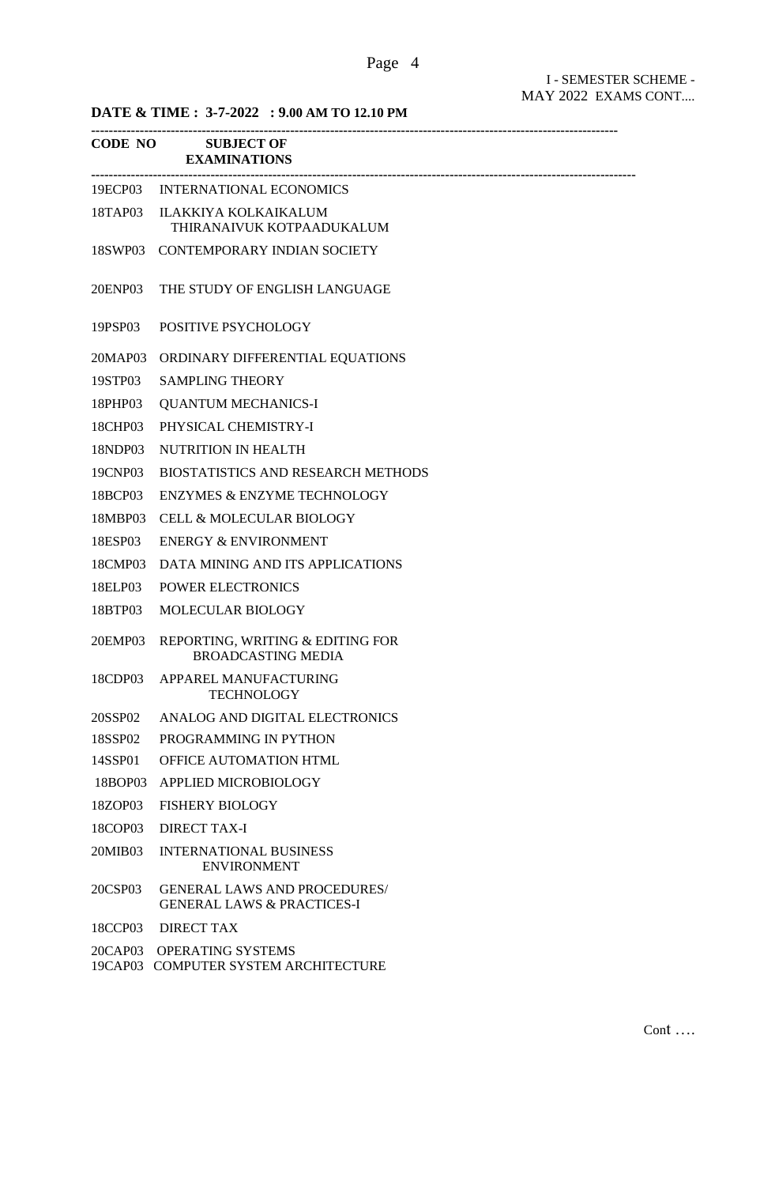I - SEMESTER SCHEME - MAY 2022 EXAMS CONT....

**DATE & TIME : 3-7-2022 : 9.00 AM TO 12.10 PM**

| CODE NO | SUBJECT OF EXAMINATIONS |
|---|---|
| 19ECP03 | INTERNATIONAL ECONOMICS |
| 18TAP03 | ILAKKIYA KOLKAIKALUM THIRANAIVUK KOTPAADUKALUM |
| 18SWP03 | CONTEMPORARY INDIAN SOCIETY |
| 20ENP03 | THE STUDY OF ENGLISH LANGUAGE |
| 19PSP03 | POSITIVE PSYCHOLOGY |
| 20MAP03 | ORDINARY DIFFERENTIAL EQUATIONS |
| 19STP03 | SAMPLING THEORY |
| 18PHP03 | QUANTUM MECHANICS-I |
| 18CHP03 | PHYSICAL CHEMISTRY-I |
| 18NDP03 | NUTRITION IN HEALTH |
| 19CNP03 | BIOSTATISTICS AND RESEARCH METHODS |
| 18BCP03 | ENZYMES & ENZYME TECHNOLOGY |
| 18MBP03 | CELL & MOLECULAR BIOLOGY |
| 18ESP03 | ENERGY & ENVIRONMENT |
| 18CMP03 | DATA MINING AND ITS APPLICATIONS |
| 18ELP03 | POWER ELECTRONICS |
| 18BTP03 | MOLECULAR BIOLOGY |
| 20EMP03 | REPORTING, WRITING & EDITING FOR BROADCASTING MEDIA |
| 18CDP03 | APPAREL MANUFACTURING TECHNOLOGY |
| 20SSP02 | ANALOG AND DIGITAL ELECTRONICS |
| 18SSP02 | PROGRAMMING IN PYTHON |
| 14SSP01 | OFFICE AUTOMATION HTML |
| 18BOP03 | APPLIED MICROBIOLOGY |
| 18ZOP03 | FISHERY BIOLOGY |
| 18COP03 | DIRECT TAX-I |
| 20MIB03 | INTERNATIONAL BUSINESS ENVIRONMENT |
| 20CSP03 | GENERAL LAWS AND PROCEDURES/ GENERAL LAWS & PRACTICES-I |
| 18CCP03 | DIRECT TAX |
| 20CAP03 | OPERATING SYSTEMS |
| 19CAP03 | COMPUTER SYSTEM ARCHITECTURE |

Cont ....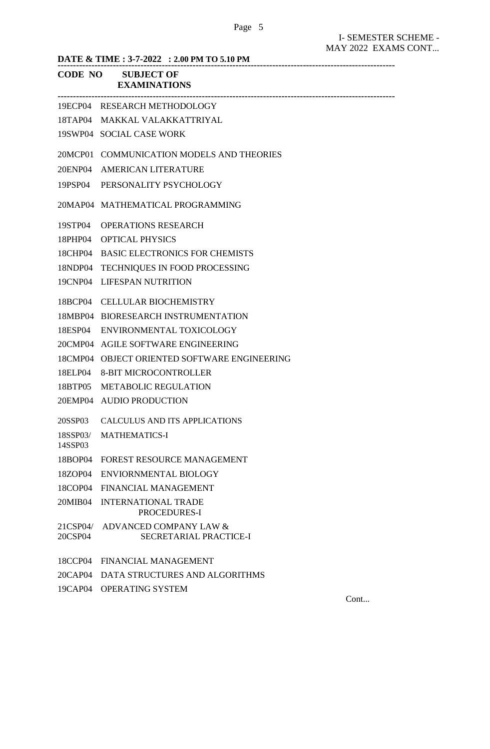I- SEMESTER SCHEME - MAY 2022 EXAMS CONT...

**DATE & TIME : 3-7-2022 : 2.00 PM TO 5.10 PM**

| CODE NO | SUBJECT OF EXAMINATIONS |
|---|---|
| 19ECP04 | RESEARCH METHODOLOGY |
| 18TAP04 | MAKKAL VALAKKATTRIYAL |
| 19SWP04 | SOCIAL CASE WORK |
| 20MCP01 | COMMUNICATION MODELS AND THEORIES |
| 20ENP04 | AMERICAN LITERATURE |
| 19PSP04 | PERSONALITY PSYCHOLOGY |
| 20MAP04 | MATHEMATICAL PROGRAMMING |
| 19STP04 | OPERATIONS RESEARCH |
| 18PHP04 | OPTICAL PHYSICS |
| 18CHP04 | BASIC ELECTRONICS FOR CHEMISTS |
| 18NDP04 | TECHNIQUES IN FOOD PROCESSING |
| 19CNP04 | LIFESPAN NUTRITION |
| 18BCP04 | CELLULAR BIOCHEMISTRY |
| 18MBP04 | BIORESEARCH INSTRUMENTATION |
| 18ESP04 | ENVIRONMENTAL TOXICOLOGY |
| 20CMP04 | AGILE SOFTWARE ENGINEERING |
| 18CMP04 | OBJECT ORIENTED SOFTWARE ENGINEERING |
| 18ELP04 | 8-BIT MICROCONTROLLER |
| 18BTP05 | METABOLIC REGULATION |
| 20EMP04 | AUDIO PRODUCTION |
| 20SSP03 | CALCULUS AND ITS APPLICATIONS |
| 18SSP03/ 14SSP03 | MATHEMATICS-I |
| 18BOP04 | FOREST RESOURCE MANAGEMENT |
| 18ZOP04 | ENVIORNMENTAL BIOLOGY |
| 18COP04 | FINANCIAL MANAGEMENT |
| 20MIB04 | INTERNATIONAL TRADE PROCEDURES-I |
| 21CSP04/ 20CSP04 | ADVANCED COMPANY LAW & SECRETARIAL PRACTICE-I |
| 18CCP04 | FINANCIAL MANAGEMENT |
| 20CAP04 | DATA STRUCTURES AND ALGORITHMS |
| 19CAP04 | OPERATING SYSTEM |

Cont...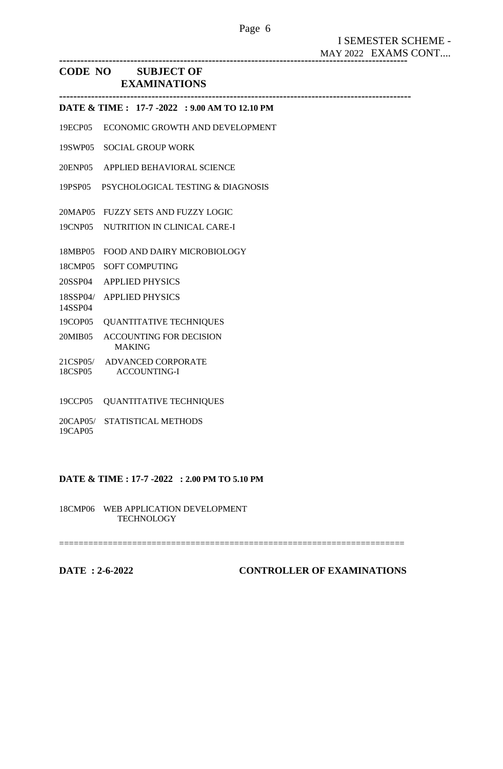I SEMESTER SCHEME - MAY 2022 EXAMS CONT....

---

**CODE NO SUBJECT OF EXAMINATIONS**

---

**DATE & TIME : 17-7 -2022 : 9.00 AM TO 12.10 PM**

| CODE NO | SUBJECT OF EXAMINATIONS |
| --- | --- |
| 19ECP05 | ECONOMIC GROWTH AND DEVELOPMENT |
| 19SWP05 | SOCIAL GROUP WORK |
| 20ENP05 | APPLIED BEHAVIORAL SCIENCE |
| 19PSP05 | PSYCHOLOGICAL TESTING & DIAGNOSIS |
| 20MAP05 | FUZZY SETS AND FUZZY LOGIC |
| 19CNP05 | NUTRITION IN CLINICAL CARE-I |
| 18MBP05 | FOOD AND DAIRY MICROBIOLOGY |
| 18CMP05 | SOFT COMPUTING |
| 20SSP04 | APPLIED PHYSICS |
| 18SSP04/ 14SSP04 | APPLIED PHYSICS |
| 19COP05 | QUANTITATIVE TECHNIQUES |
| 20MIB05 | ACCOUNTING FOR DECISION MAKING |
| 21CSP05/ 18CSP05 | ADVANCED CORPORATE ACCOUNTING-I |
| 19CCP05 | QUANTITATIVE TECHNIQUES |
| 20CAP05/ 19CAP05 | STATISTICAL METHODS |

**DATE & TIME : 17-7 -2022 : 2.00 PM TO 5.10 PM**

| CODE NO | SUBJECT OF EXAMINATIONS |
| --- | --- |
| 18CMP06 | WEB APPLICATION DEVELOPMENT TECHNOLOGY |

===================================================================

**DATE : 2-6-2022** **CONTROLLER OF EXAMINATIONS**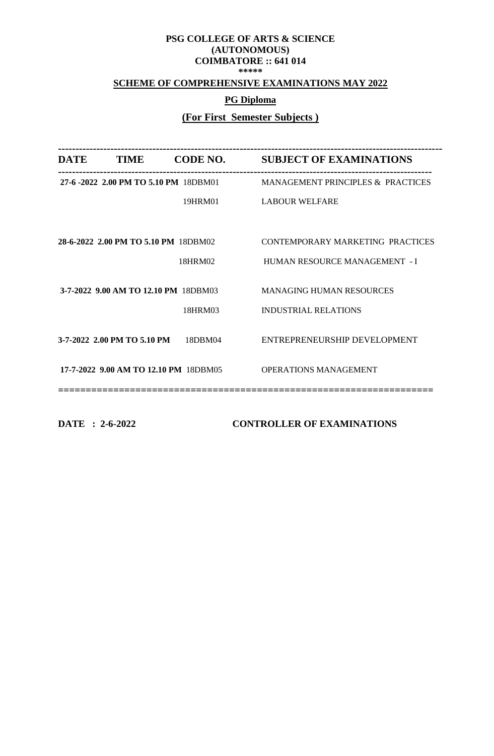**PSG COLLEGE OF ARTS & SCIENCE**
**(AUTONOMOUS)**
**COIMBATORE :: 641 014**
**\*\*\*\*\***

**SCHEME OF COMPREHENSIVE EXAMINATIONS MAY 2022**

**PG Diploma**

**(For First Semester Subjects )**

| DATE | TIME | CODE NO. | SUBJECT OF EXAMINATIONS |
|---|---|---|---|
| **27-6 -2022** | **2.00 PM TO 5.10 PM** | 18DBM01 | MANAGEMENT PRINCIPLES & PRACTICES |
| | | 19HRM01 | LABOUR WELFARE |
| **28-6-2022** | **2.00 PM TO 5.10 PM** | 18DBM02 | CONTEMPORARY MARKETING PRACTICES |
| | | 18HRM02 | HUMAN RESOURCE MANAGEMENT - I |
| **3-7-2022** | **9.00 AM TO 12.10 PM** | 18DBM03 | MANAGING HUMAN RESOURCES |
| | | 18HRM03 | INDUSTRIAL RELATIONS |
| **3-7-2022** | **2.00 PM TO 5.10 PM** | 18DBM04 | ENTREPRENEURSHIP DEVELOPMENT |
| **17-7-2022** | **9.00 AM TO 12.10 PM** | 18DBM05 | OPERATIONS MANAGEMENT |

**DATE : 2-6-2022**

**CONTROLLER OF EXAMINATIONS**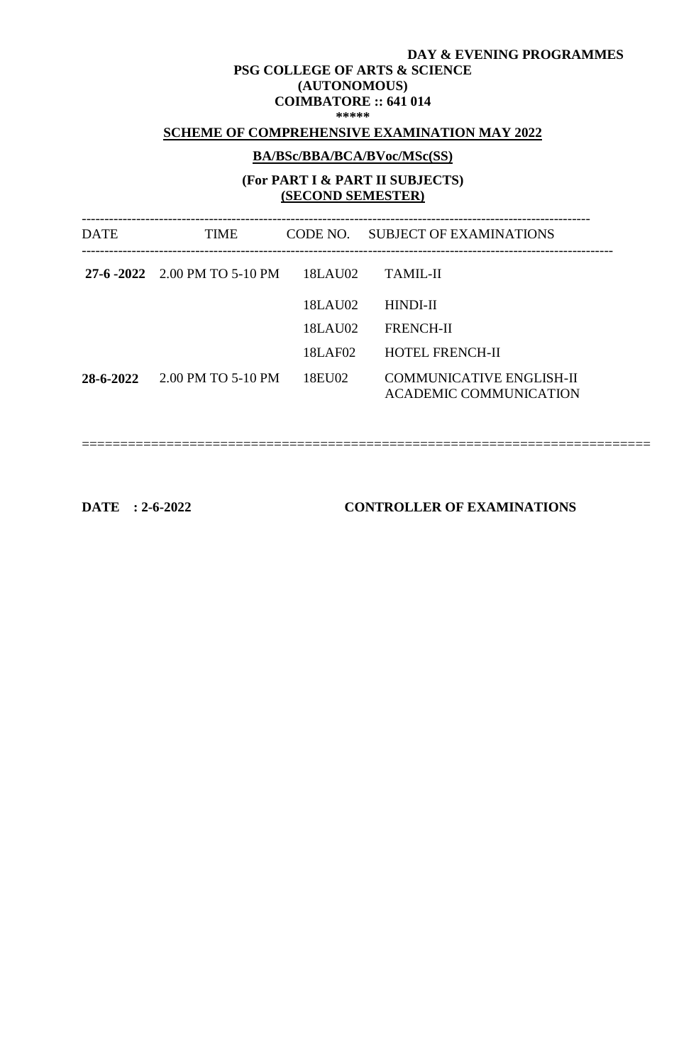**DAY & EVENING PROGRAMMES**

**PSG COLLEGE OF ARTS & SCIENCE**
**(AUTONOMOUS)**
**COIMBATORE :: 641 014**
**\*\*\*\*\***

**SCHEME OF COMPREHENSIVE EXAMINATION MAY 2022**

**BA/BSc/BBA/BCA/BVoc/MSc(SS)**

**(For PART I & PART II SUBJECTS)**
**(SECOND SEMESTER)**

| DATE | TIME | CODE NO. | SUBJECT OF EXAMINATIONS |
|---|---|---|---|
| **27-6 -2022** | 2.00 PM TO 5-10 PM | 18LAU02 | TAMIL-II |
| | | 18LAU02 | HINDI-II |
| | | 18LAU02 | FRENCH-II |
| | | 18LAF02 | HOTEL FRENCH-II |
| **28-6-2022** | 2.00 PM TO 5-10 PM | 18EU02 | COMMUNICATIVE ENGLISH-II ACADEMIC COMMUNICATION |

**DATE : 2-6-2022** **CONTROLLER OF EXAMINATIONS**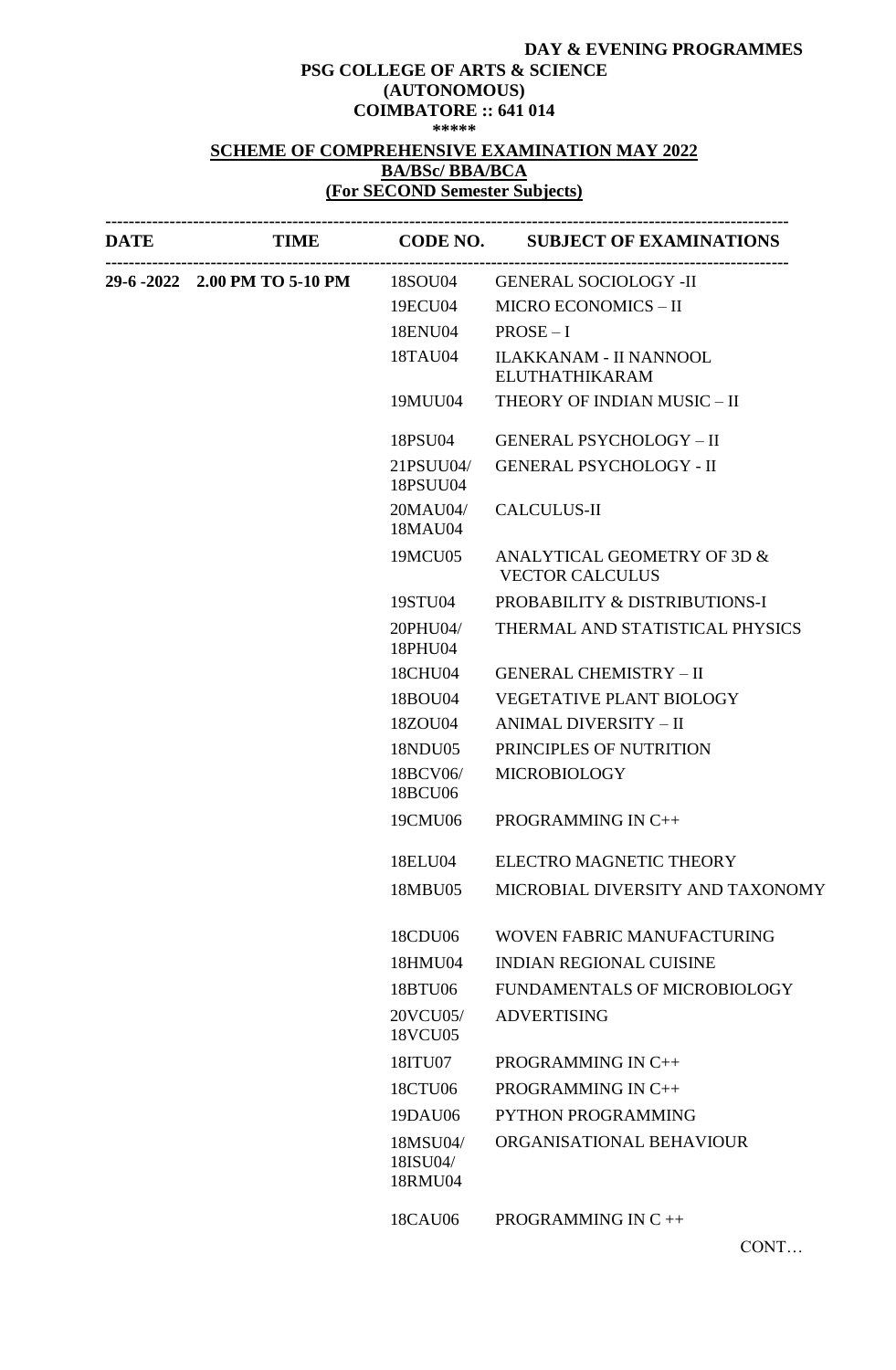**DAY & EVENING PROGRAMMES**

**PSG COLLEGE OF ARTS & SCIENCE**
**(AUTONOMOUS)**
**COIMBATORE :: 641 014**
*****

**SCHEME OF COMPREHENSIVE EXAMINATION MAY 2022**
**BA/BSc/ BBA/BCA**
**(For SECOND Semester Subjects)**

| DATE | TIME | CODE NO. | SUBJECT OF EXAMINATIONS |
|---|---|---|---|
| 29-6 -2022 | 2.00 PM TO 5-10 PM | 18SOU04 | GENERAL SOCIOLOGY -II |
| | | 19ECU04 | MICRO ECONOMICS – II |
| | | 18ENU04 | PROSE – I |
| | | 18TAU04 | ILAKKANAM - II NANNOOL ELUTHATHIKARAM |
| | | 19MUU04 | THEORY OF INDIAN MUSIC – II |
| | | 18PSU04 | GENERAL PSYCHOLOGY – II |
| | | 21PSUU04/ 18PSUU04 | GENERAL PSYCHOLOGY - II |
| | | 20MAU04/ 18MAU04 | CALCULUS-II |
| | | 19MCU05 | ANALYTICAL GEOMETRY OF 3D & VECTOR CALCULUS |
| | | 19STU04 | PROBABILITY & DISTRIBUTIONS-I |
| | | 20PHU04/ 18PHU04 | THERMAL AND STATISTICAL PHYSICS |
| | | 18CHU04 | GENERAL CHEMISTRY – II |
| | | 18BOU04 | VEGETATIVE PLANT BIOLOGY |
| | | 18ZOU04 | ANIMAL DIVERSITY – II |
| | | 18NDU05 | PRINCIPLES OF NUTRITION |
| | | 18BCV06/ 18BCU06 | MICROBIOLOGY |
| | | 19CMU06 | PROGRAMMING IN C++ |
| | | 18ELU04 | ELECTRO MAGNETIC THEORY |
| | | 18MBU05 | MICROBIAL DIVERSITY AND TAXONOMY |
| | | 18CDU06 | WOVEN FABRIC MANUFACTURING |
| | | 18HMU04 | INDIAN REGIONAL CUISINE |
| | | 18BTU06 | FUNDAMENTALS OF MICROBIOLOGY |
| | | 20VCU05/ 18VCU05 | ADVERTISING |
| | | 18ITU07 | PROGRAMMING IN C++ |
| | | 18CTU06 | PROGRAMMING IN C++ |
| | | 19DAU06 | PYTHON PROGRAMMING |
| | | 18MSU04/ 18ISU04/ 18RMU04 | ORGANISATIONAL BEHAVIOUR |
| | | 18CAU06 | PROGRAMMING IN C ++ |

CONT…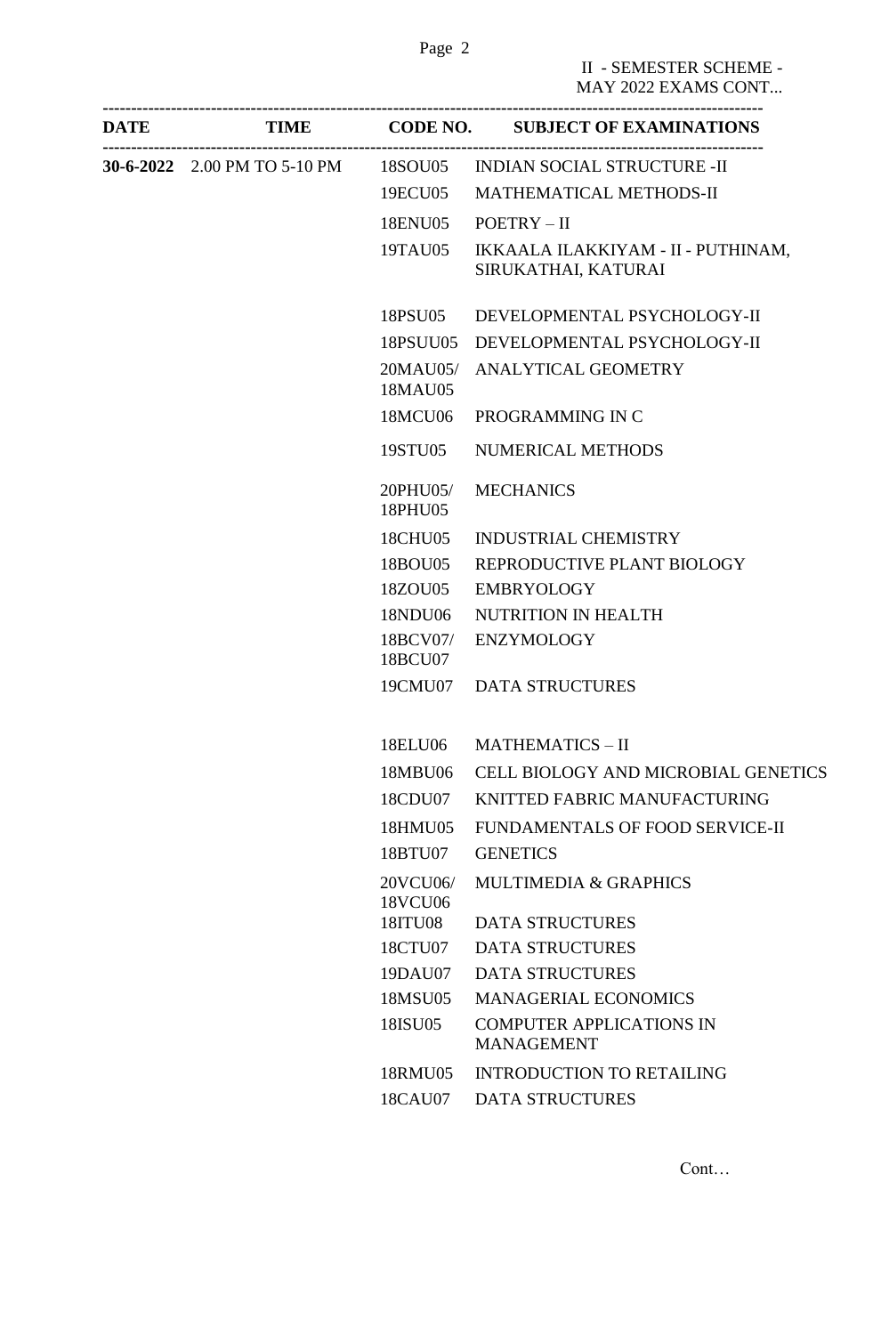II - SEMESTER SCHEME -
MAY 2022 EXAMS CONT...

| DATE | TIME | CODE NO. | SUBJECT OF EXAMINATIONS |
|---|---|---|---|
| 30-6-2022 | 2.00 PM TO 5-10 PM | 18SOU05 | INDIAN SOCIAL STRUCTURE -II |
| | | 19ECU05 | MATHEMATICAL METHODS-II |
| | | 18ENU05 | POETRY – II |
| | | 19TAU05 | IKKAALA ILAKKIYAM - II - PUTHINAM, SIRUKATHAI, KATURAI |
| | | 18PSU05 | DEVELOPMENTAL PSYCHOLOGY-II |
| | | 18PSUU05 | DEVELOPMENTAL PSYCHOLOGY-II |
| | | 20MAU05/ 18MAU05 | ANALYTICAL GEOMETRY |
| | | 18MCU06 | PROGRAMMING IN C |
| | | 19STU05 | NUMERICAL METHODS |
| | | 20PHU05/ 18PHU05 | MECHANICS |
| | | 18CHU05 | INDUSTRIAL CHEMISTRY |
| | | 18BOU05 | REPRODUCTIVE PLANT BIOLOGY |
| | | 18ZOU05 | EMBRYOLOGY |
| | | 18NDU06 | NUTRITION IN HEALTH |
| | | 18BCV07/ 18BCU07 | ENZYMOLOGY |
| | | 19CMU07 | DATA STRUCTURES |
| | | 18ELU06 | MATHEMATICS – II |
| | | 18MBU06 | CELL BIOLOGY AND MICROBIAL GENETICS |
| | | 18CDU07 | KNITTED FABRIC MANUFACTURING |
| | | 18HMU05 | FUNDAMENTALS OF FOOD SERVICE-II |
| | | 18BTU07 | GENETICS |
| | | 20VCU06/ 18VCU06 | MULTIMEDIA & GRAPHICS |
| | | 18ITU08 | DATA STRUCTURES |
| | | 18CTU07 | DATA STRUCTURES |
| | | 19DAU07 | DATA STRUCTURES |
| | | 18MSU05 | MANAGERIAL ECONOMICS |
| | | 18ISU05 | COMPUTER APPLICATIONS IN MANAGEMENT |
| | | 18RMU05 | INTRODUCTION TO RETAILING |
| | | 18CAU07 | DATA STRUCTURES |

Cont…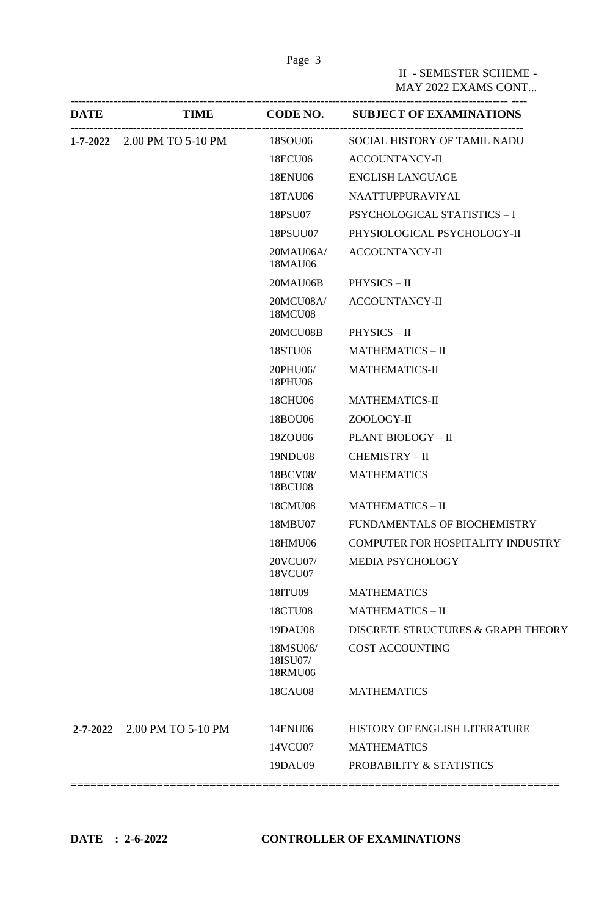II - SEMESTER SCHEME - MAY 2022 EXAMS CONT...

| DATE | TIME | CODE NO. | SUBJECT OF EXAMINATIONS |
|---|---|---|---|
| **1-7-2022** | 2.00 PM TO 5-10 PM | 18SOU06 | SOCIAL HISTORY OF TAMIL NADU |
| | | 18ECU06 | ACCOUNTANCY-II |
| | | 18ENU06 | ENGLISH LANGUAGE |
| | | 18TAU06 | NAATTUPPURAVIYAL |
| | | 18PSU07 | PSYCHOLOGICAL STATISTICS – I |
| | | 18PSUU07 | PHYSIOLOGICAL PSYCHOLOGY-II |
| | | 20MAU06A/ 18MAU06 | ACCOUNTANCY-II |
| | | 20MAU06B | PHYSICS – II |
| | | 20MCU08A/ 18MCU08 | ACCOUNTANCY-II |
| | | 20MCU08B | PHYSICS – II |
| | | 18STU06 | MATHEMATICS – II |
| | | 20PHU06/ 18PHU06 | MATHEMATICS-II |
| | | 18CHU06 | MATHEMATICS-II |
| | | 18BOU06 | ZOOLOGY-II |
| | | 18ZOU06 | PLANT BIOLOGY – II |
| | | 19NDU08 | CHEMISTRY – II |
| | | 18BCV08/ 18BCU08 | MATHEMATICS |
| | | 18CMU08 | MATHEMATICS – II |
| | | 18MBU07 | FUNDAMENTALS OF BIOCHEMISTRY |
| | | 18HMU06 | COMPUTER FOR HOSPITALITY INDUSTRY |
| | | 20VCU07/ 18VCU07 | MEDIA PSYCHOLOGY |
| | | 18ITU09 | MATHEMATICS |
| | | 18CTU08 | MATHEMATICS – II |
| | | 19DAU08 | DISCRETE STRUCTURES & GRAPH THEORY |
| | | 18MSU06/ 18ISU07/ 18RMU06 | COST ACCOUNTING |
| | | 18CAU08 | MATHEMATICS |
| **2-7-2022** | 2.00 PM TO 5-10 PM | 14ENU06 | HISTORY OF ENGLISH LITERATURE |
| | | 14VCU07 | MATHEMATICS |
| | | 19DAU09 | PROBABILITY & STATISTICS |

**DATE : 2-6-2022** **CONTROLLER OF EXAMINATIONS**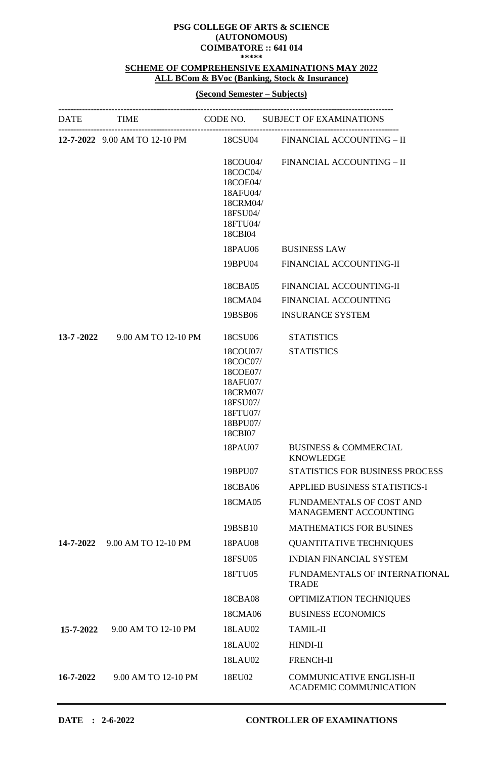**PSG COLLEGE OF ARTS & SCIENCE**
**(AUTONOMOUS)**
**COIMBATORE :: 641 014**
**\*\*\*\*\***

**SCHEME OF COMPREHENSIVE EXAMINATIONS MAY 2022**
**ALL BCom & BVoc (Banking, Stock & Insurance)**

**(Second Semester – Subjects)**

| DATE | TIME | CODE NO. | SUBJECT OF EXAMINATIONS |
|---|---|---|---|
| **12-7-2022** | 9.00 AM TO 12-10 PM | 18CSU04 | FINANCIAL ACCOUNTING – II |
| | | 18COU04/ 18COC04/ 18COE04/ 18AFU04/ 18CRM04/ 18FSU04/ 18FTU04/ 18CBI04 | FINANCIAL ACCOUNTING – II |
| | | 18PAU06 | BUSINESS LAW |
| | | 19BPU04 | FINANCIAL ACCOUNTING-II |
| | | 18CBA05 | FINANCIAL ACCOUNTING-II |
| | | 18CMA04 | FINANCIAL ACCOUNTING |
| | | 19BSB06 | INSURANCE SYSTEM |
| **13-7 -2022** | 9.00 AM TO 12-10 PM | 18CSU06 | STATISTICS |
| | | 18COU07/ 18COC07/ 18COE07/ 18AFU07/ 18CRM07/ 18FSU07/ 18FTU07/ 18BPU07/ 18CBI07 | STATISTICS |
| | | 18PAU07 | BUSINESS & COMMERCIAL KNOWLEDGE |
| | | 19BPU07 | STATISTICS FOR BUSINESS PROCESS |
| | | 18CBA06 | APPLIED BUSINESS STATISTICS-I |
| | | 18CMA05 | FUNDAMENTALS OF COST AND MANAGEMENT ACCOUNTING |
| | | 19BSB10 | MATHEMATICS FOR BUSINES |
| **14-7-2022** | 9.00 AM TO 12-10 PM | 18PAU08 | QUANTITATIVE TECHNIQUES |
| | | 18FSU05 | INDIAN FINANCIAL SYSTEM |
| | | 18FTU05 | FUNDAMENTALS OF INTERNATIONAL TRADE |
| | | 18CBA08 | OPTIMIZATION TECHNIQUES |
| | | 18CMA06 | BUSINESS ECONOMICS |
| **15-7-2022** | 9.00 AM TO 12-10 PM | 18LAU02 | TAMIL-II |
| | | 18LAU02 | HINDI-II |
| | | 18LAU02 | FRENCH-II |
| **16-7-2022** | 9.00 AM TO 12-10 PM | 18EU02 | COMMUNICATIVE ENGLISH-II ACADEMIC COMMUNICATION |

**DATE : 2-6-2022** **CONTROLLER OF EXAMINATIONS**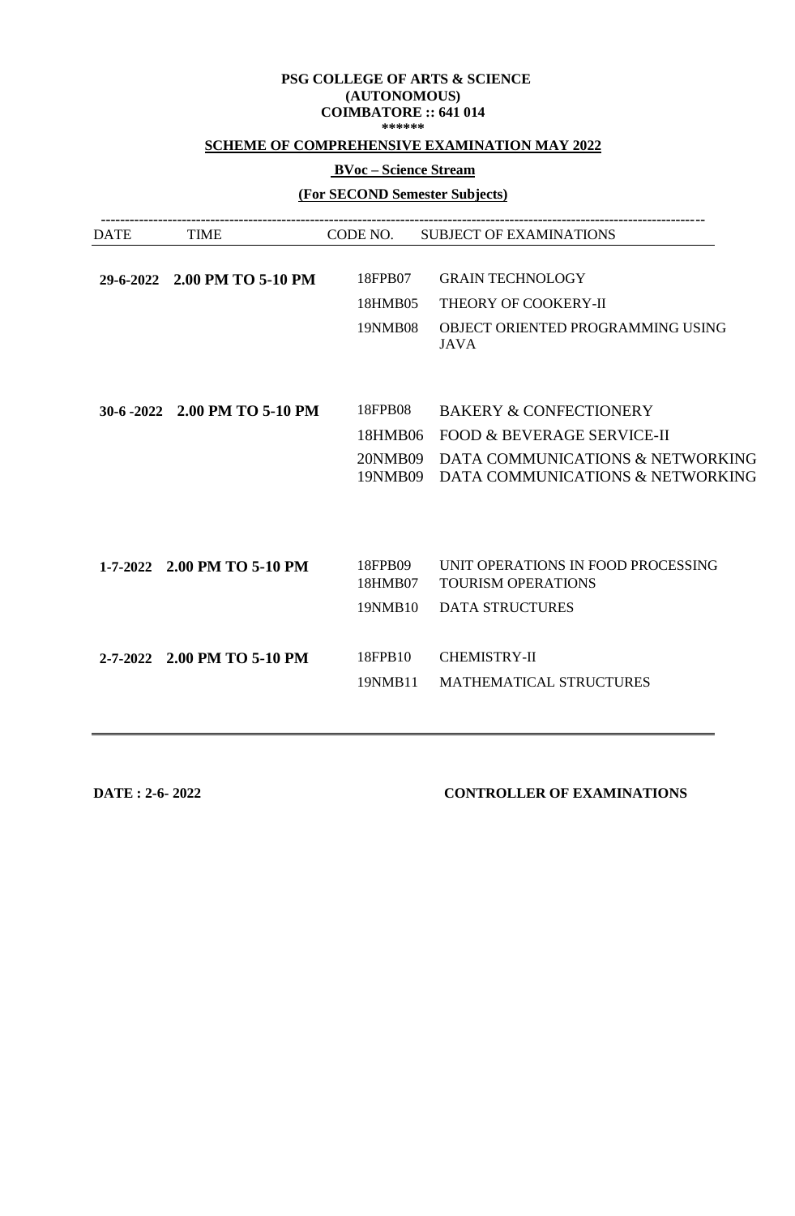**PSG COLLEGE OF ARTS & SCIENCE**
**(AUTONOMOUS)**
**COIMBATORE :: 641 014**
**\*\*\*\*\*\***

**SCHEME OF COMPREHENSIVE EXAMINATION MAY 2022**

**BVoc – Science Stream**

**(For SECOND Semester Subjects)**

| DATE | TIME | CODE NO. | SUBJECT OF EXAMINATIONS |
|---|---|---|---|
| **29-6-2022** | **2.00 PM TO 5-10 PM** | 18FPB07 | GRAIN TECHNOLOGY |
| | | 18HMB05 | THEORY OF COOKERY-II |
| | | 19NMB08 | OBJECT ORIENTED PROGRAMMING USING JAVA |
| **30-6 -2022** | **2.00 PM TO 5-10 PM** | 18FPB08 | BAKERY & CONFECTIONERY |
| | | 18HMB06 | FOOD & BEVERAGE SERVICE-II |
| | | 20NMB09 | DATA COMMUNICATIONS & NETWORKING |
| | | 19NMB09 | DATA COMMUNICATIONS & NETWORKING |
| **1-7-2022** | **2.00 PM TO 5-10 PM** | 18FPB09 | UNIT OPERATIONS IN FOOD PROCESSING |
| | | 18HMB07 | TOURISM OPERATIONS |
| | | 19NMB10 | DATA STRUCTURES |
| **2-7-2022** | **2.00 PM TO 5-10 PM** | 18FPB10 | CHEMISTRY-II |
| | | 19NMB11 | MATHEMATICAL STRUCTURES |

**DATE : 2-6- 2022**

**CONTROLLER OF EXAMINATIONS**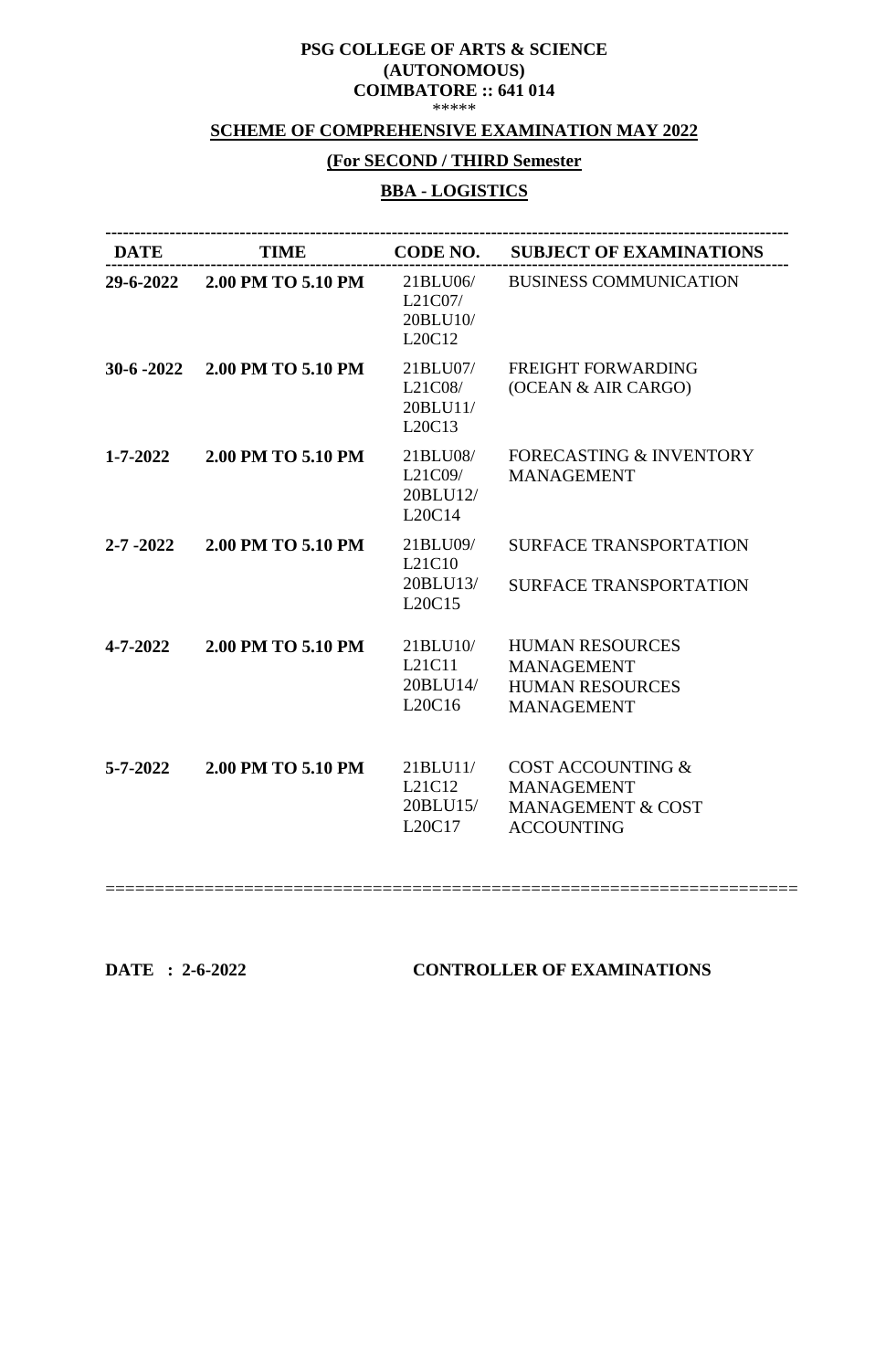**PSG COLLEGE OF ARTS & SCIENCE**
**(AUTONOMOUS)**
**COIMBATORE :: 641 014**
*****

**SCHEME OF COMPREHENSIVE EXAMINATION MAY 2022**

**(For SECOND / THIRD Semester**

**BBA - LOGISTICS**

| DATE | TIME | CODE NO. | SUBJECT OF EXAMINATIONS |
|---|---|---|---|
| **29-6-2022** | **2.00 PM TO 5.10 PM** | 21BLU06/ L21C07/ 20BLU10/ L20C12 | BUSINESS COMMUNICATION |
| **30-6 -2022** | **2.00 PM TO 5.10 PM** | 21BLU07/ L21C08/ 20BLU11/ L20C13 | FREIGHT FORWARDING (OCEAN & AIR CARGO) |
| **1-7-2022** | **2.00 PM TO 5.10 PM** | 21BLU08/ L21C09/ 20BLU12/ L20C14 | FORECASTING & INVENTORY MANAGEMENT |
| **2-7 -2022** | **2.00 PM TO 5.10 PM** | 21BLU09/ L21C10 | SURFACE TRANSPORTATION |
| | | 20BLU13/ L20C15 | SURFACE TRANSPORTATION |
| **4-7-2022** | **2.00 PM TO 5.10 PM** | 21BLU10/ L21C11 | HUMAN RESOURCES MANAGEMENT |
| | | 20BLU14/ L20C16 | HUMAN RESOURCES MANAGEMENT |
| **5-7-2022** | **2.00 PM TO 5.10 PM** | 21BLU11/ L21C12 | COST ACCOUNTING & MANAGEMENT |
| | | 20BLU15/ L20C17 | MANAGEMENT & COST ACCOUNTING |

**DATE : 2-6-2022** **CONTROLLER OF EXAMINATIONS**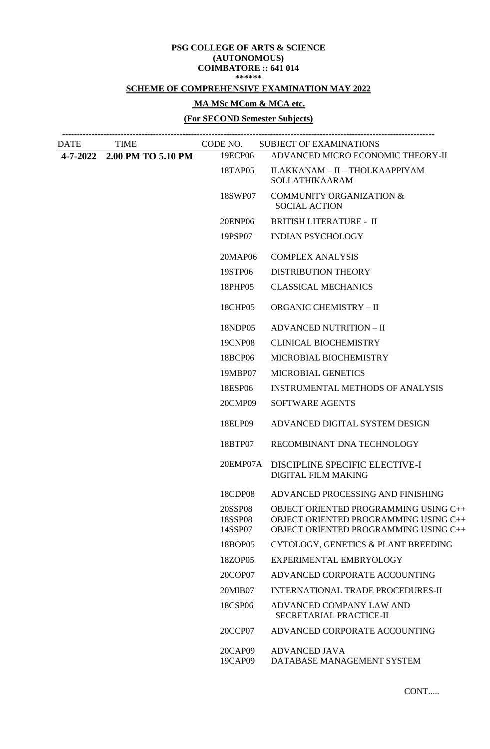**PSG COLLEGE OF ARTS & SCIENCE**
**(AUTONOMOUS)**
**COIMBATORE :: 641 014**
**\*\*\*\*\*\***

**SCHEME OF COMPREHENSIVE EXAMINATION MAY 2022**

**MA MSc MCom & MCA etc.**

**(For SECOND Semester Subjects)**

| DATE | TIME | CODE NO. | SUBJECT OF EXAMINATIONS |
|---|---|---|---|
| **4-7-2022** | **2.00 PM TO 5.10 PM** | 19ECP06 | ADVANCED MICRO ECONOMIC THEORY-II |
| | | 18TAP05 | ILAKKANAM – II – THOLKAAPPIYAM SOLLATHIKAARAM |
| | | 18SWP07 | COMMUNITY ORGANIZATION & SOCIAL ACTION |
| | | 20ENP06 | BRITISH LITERATURE - II |
| | | 19PSP07 | INDIAN PSYCHOLOGY |
| | | 20MAP06 | COMPLEX ANALYSIS |
| | | 19STP06 | DISTRIBUTION THEORY |
| | | 18PHP05 | CLASSICAL MECHANICS |
| | | 18CHP05 | ORGANIC CHEMISTRY – II |
| | | 18NDP05 | ADVANCED NUTRITION – II |
| | | 19CNP08 | CLINICAL BIOCHEMISTRY |
| | | 18BCP06 | MICROBIAL BIOCHEMISTRY |
| | | 19MBP07 | MICROBIAL GENETICS |
| | | 18ESP06 | INSTRUMENTAL METHODS OF ANALYSIS |
| | | 20CMP09 | SOFTWARE AGENTS |
| | | 18ELP09 | ADVANCED DIGITAL SYSTEM DESIGN |
| | | 18BTP07 | RECOMBINANT DNA TECHNOLOGY |
| | | 20EMP07A | DISCIPLINE SPECIFIC ELECTIVE-I DIGITAL FILM MAKING |
| | | 18CDP08 | ADVANCED PROCESSING AND FINISHING |
| | | 20SSP08 | OBJECT ORIENTED PROGRAMMING USING C++ |
| | | 18SSP08 | OBJECT ORIENTED PROGRAMMING USING C++ |
| | | 14SSP07 | OBJECT ORIENTED PROGRAMMING USING C++ |
| | | 18BOP05 | CYTOLOGY, GENETICS & PLANT BREEDING |
| | | 18ZOP05 | EXPERIMENTAL EMBRYOLOGY |
| | | 20COP07 | ADVANCED CORPORATE ACCOUNTING |
| | | 20MIB07 | INTERNATIONAL TRADE PROCEDURES-II |
| | | 18CSP06 | ADVANCED COMPANY LAW AND SECRETARIAL PRACTICE-II |
| | | 20CCP07 | ADVANCED CORPORATE ACCOUNTING |
| | | 20CAP09 | ADVANCED JAVA |
| | | 19CAP09 | DATABASE MANAGEMENT SYSTEM |

CONT.....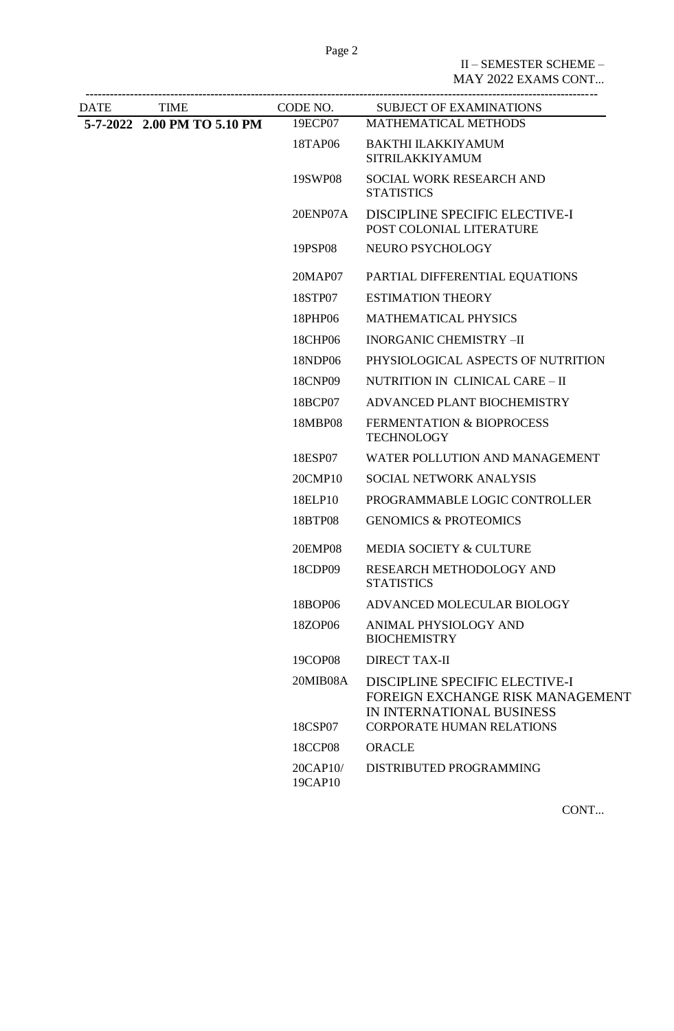II – SEMESTER SCHEME – MAY 2022 EXAMS CONT...

| DATE | TIME | CODE NO. | SUBJECT OF EXAMINATIONS |
|---|---|---|---|
| **5-7-2022** | **2.00 PM TO 5.10 PM** | 19ECP07 | MATHEMATICAL METHODS |
| | | 18TAP06 | BAKTHI ILAKKIYAMUM SITRILAKKIYAMUM |
| | | 19SWP08 | SOCIAL WORK RESEARCH AND STATISTICS |
| | | 20ENP07A | DISCIPLINE SPECIFIC ELECTIVE-I POST COLONIAL LITERATURE |
| | | 19PSP08 | NEURO PSYCHOLOGY |
| | | 20MAP07 | PARTIAL DIFFERENTIAL EQUATIONS |
| | | 18STP07 | ESTIMATION THEORY |
| | | 18PHP06 | MATHEMATICAL PHYSICS |
| | | 18CHP06 | INORGANIC CHEMISTRY –II |
| | | 18NDP06 | PHYSIOLOGICAL ASPECTS OF NUTRITION |
| | | 18CNP09 | NUTRITION IN CLINICAL CARE – II |
| | | 18BCP07 | ADVANCED PLANT BIOCHEMISTRY |
| | | 18MBP08 | FERMENTATION & BIOPROCESS TECHNOLOGY |
| | | 18ESP07 | WATER POLLUTION AND MANAGEMENT |
| | | 20CMP10 | SOCIAL NETWORK ANALYSIS |
| | | 18ELP10 | PROGRAMMABLE LOGIC CONTROLLER |
| | | 18BTP08 | GENOMICS & PROTEOMICS |
| | | 20EMP08 | MEDIA SOCIETY & CULTURE |
| | | 18CDP09 | RESEARCH METHODOLOGY AND STATISTICS |
| | | 18BOP06 | ADVANCED MOLECULAR BIOLOGY |
| | | 18ZOP06 | ANIMAL PHYSIOLOGY AND BIOCHEMISTRY |
| | | 19COP08 | DIRECT TAX-II |
| | | 20MIB08A | DISCIPLINE SPECIFIC ELECTIVE-I FOREIGN EXCHANGE RISK MANAGEMENT IN INTERNATIONAL BUSINESS |
| | | 18CSP07 | CORPORATE HUMAN RELATIONS |
| | | 18CCP08 | ORACLE |
| | | 20CAP10/ 19CAP10 | DISTRIBUTED PROGRAMMING |

CONT...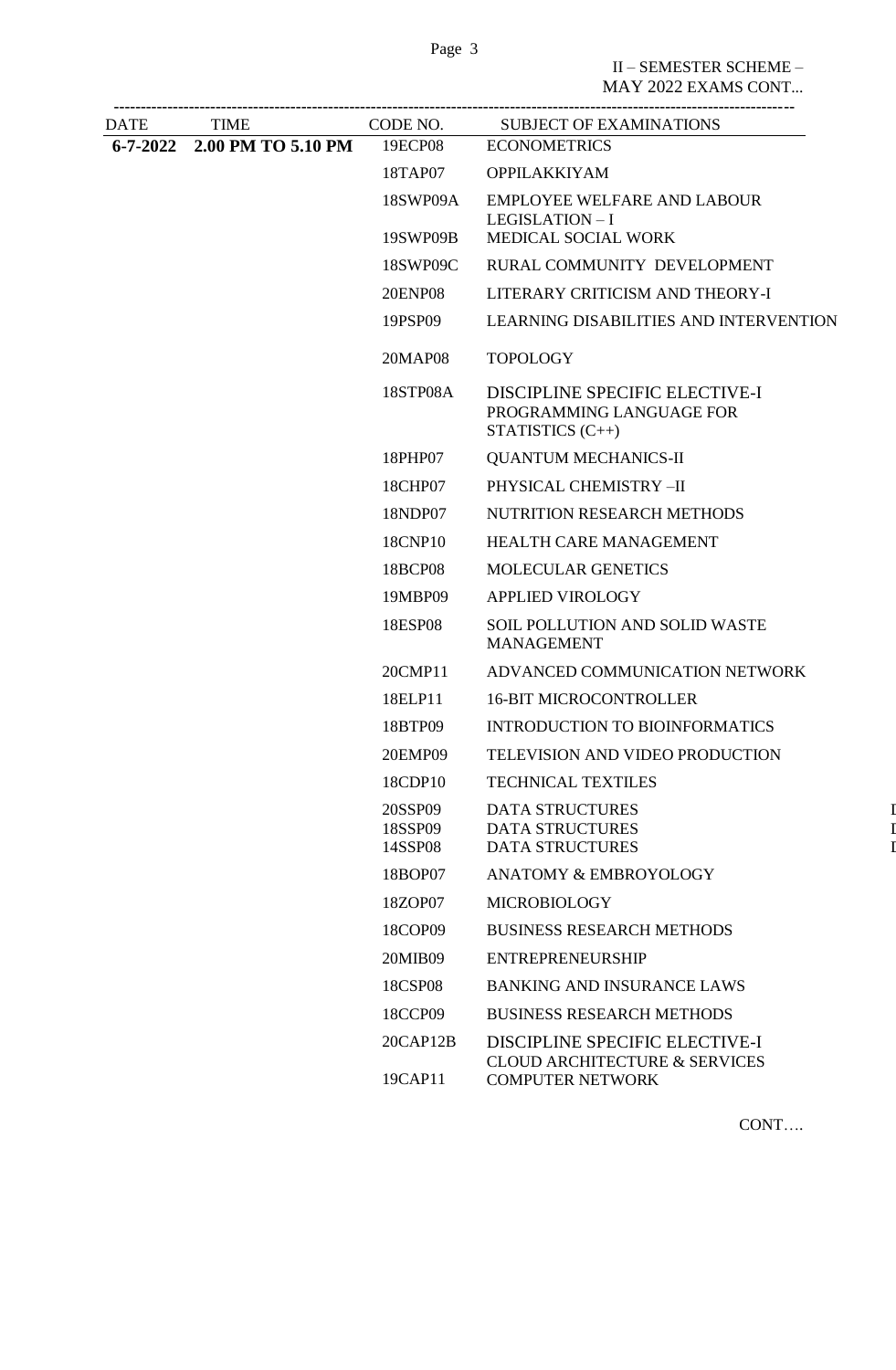II – SEMESTER SCHEME – MAY 2022 EXAMS CONT...

| DATE | TIME | CODE NO. | SUBJECT OF EXAMINATIONS |
|---|---|---|---|
| **6-7-2022** | **2.00 PM TO 5.10 PM** | 19ECP08 | ECONOMETRICS |
| | | 18TAP07 | OPPILAKKIYAM |
| | | 18SWP09A | EMPLOYEE WELFARE AND LABOUR LEGISLATION – I |
| | | 19SWP09B | MEDICAL SOCIAL WORK |
| | | 18SWP09C | RURAL COMMUNITY DEVELOPMENT |
| | | 20ENP08 | LITERARY CRITICISM AND THEORY-I |
| | | 19PSP09 | LEARNING DISABILITIES AND INTERVENTION |
| | | 20MAP08 | TOPOLOGY |
| | | 18STP08A | DISCIPLINE SPECIFIC ELECTIVE-I PROGRAMMING LANGUAGE FOR STATISTICS (C++) |
| | | 18PHP07 | QUANTUM MECHANICS-II |
| | | 18CHP07 | PHYSICAL CHEMISTRY –II |
| | | 18NDP07 | NUTRITION RESEARCH METHODS |
| | | 18CNP10 | HEALTH CARE MANAGEMENT |
| | | 18BCP08 | MOLECULAR GENETICS |
| | | 19MBP09 | APPLIED VIROLOGY |
| | | 18ESP08 | SOIL POLLUTION AND SOLID WASTE MANAGEMENT |
| | | 20CMP11 | ADVANCED COMMUNICATION NETWORK |
| | | 18ELP11 | 16-BIT MICROCONTROLLER |
| | | 18BTP09 | INTRODUCTION TO BIOINFORMATICS |
| | | 20EMP09 | TELEVISION AND VIDEO PRODUCTION |
| | | 18CDP10 | TECHNICAL TEXTILES |
| | | 20SSP09 | DATA STRUCTURES |
| | | 18SSP09 | DATA STRUCTURES |
| | | 14SSP08 | DATA STRUCTURES |
| | | 18BOP07 | ANATOMY & EMBROYOLOGY |
| | | 18ZOP07 | MICROBIOLOGY |
| | | 18COP09 | BUSINESS RESEARCH METHODS |
| | | 20MIB09 | ENTREPRENEURSHIP |
| | | 18CSP08 | BANKING AND INSURANCE LAWS |
| | | 18CCP09 | BUSINESS RESEARCH METHODS |
| | | 20CAP12B | DISCIPLINE SPECIFIC ELECTIVE-I CLOUD ARCHITECTURE & SERVICES |
| | | 19CAP11 | COMPUTER NETWORK |

CONT….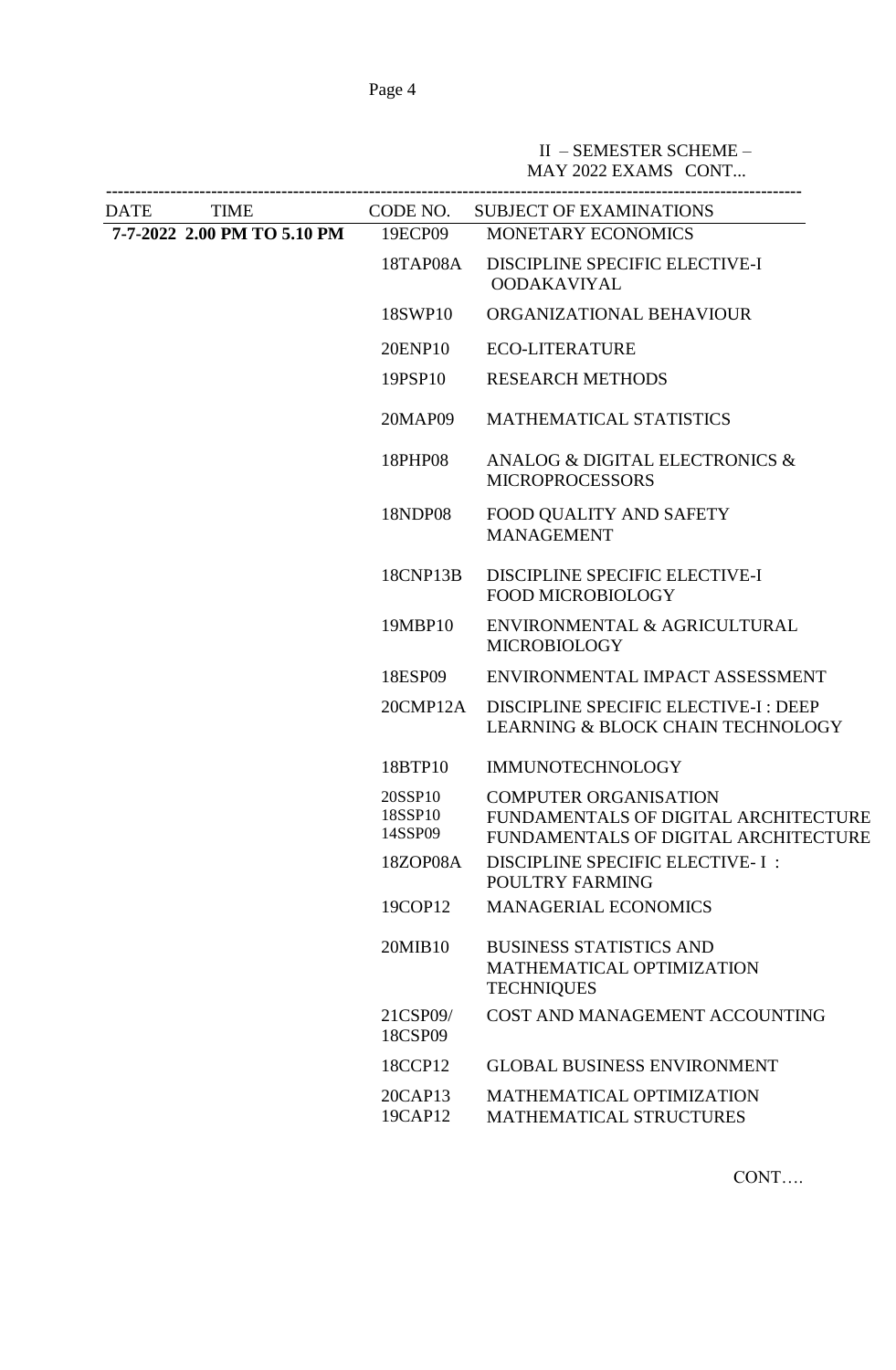II – SEMESTER SCHEME –
MAY 2022 EXAMS CONT...

| DATE | TIME | CODE NO. | SUBJECT OF EXAMINATIONS |
|---|---|---|---|
| **7-7-2022** | **2.00 PM TO 5.10 PM** | 19ECP09 | MONETARY ECONOMICS |
| | | 18TAP08A | DISCIPLINE SPECIFIC ELECTIVE-I OODAKAVIYAL |
| | | 18SWP10 | ORGANIZATIONAL BEHAVIOUR |
| | | 20ENP10 | ECO-LITERATURE |
| | | 19PSP10 | RESEARCH METHODS |
| | | 20MAP09 | MATHEMATICAL STATISTICS |
| | | 18PHP08 | ANALOG & DIGITAL ELECTRONICS & MICROPROCESSORS |
| | | 18NDP08 | FOOD QUALITY AND SAFETY MANAGEMENT |
| | | 18CNP13B | DISCIPLINE SPECIFIC ELECTIVE-I FOOD MICROBIOLOGY |
| | | 19MBP10 | ENVIRONMENTAL & AGRICULTURAL MICROBIOLOGY |
| | | 18ESP09 | ENVIRONMENTAL IMPACT ASSESSMENT |
| | | 20CMP12A | DISCIPLINE SPECIFIC ELECTIVE-I : DEEP LEARNING & BLOCK CHAIN TECHNOLOGY |
| | | 18BTP10 | IMMUNOTECHNOLOGY |
| | | 20SSP10<br>18SSP10<br>14SSP09 | COMPUTER ORGANISATION<br>FUNDAMENTALS OF DIGITAL ARCHITECTURE<br>FUNDAMENTALS OF DIGITAL ARCHITECTURE |
| | | 18ZOP08A | DISCIPLINE SPECIFIC ELECTIVE- I : POULTRY FARMING |
| | | 19COP12 | MANAGERIAL ECONOMICS |
| | | 20MIB10 | BUSINESS STATISTICS AND MATHEMATICAL OPTIMIZATION TECHNIQUES |
| | | 21CSP09/<br>18CSP09 | COST AND MANAGEMENT ACCOUNTING |
| | | 18CCP12 | GLOBAL BUSINESS ENVIRONMENT |
| | | 20CAP13<br>19CAP12 | MATHEMATICAL OPTIMIZATION<br>MATHEMATICAL STRUCTURES |

CONT….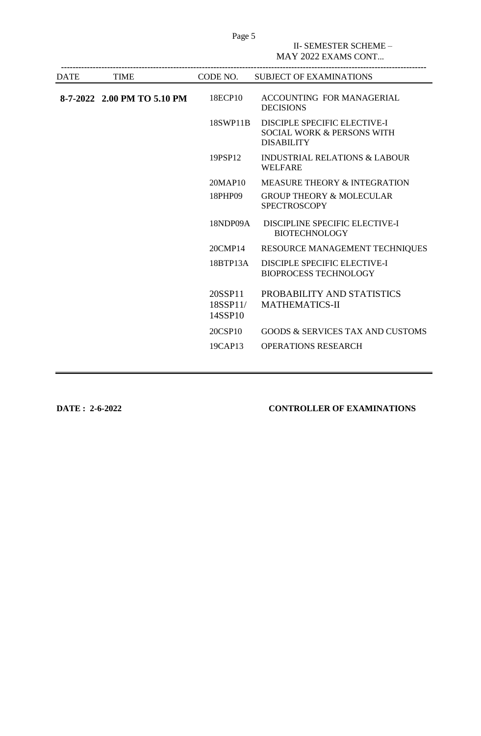II- SEMESTER SCHEME – MAY 2022 EXAMS CONT...

| DATE | TIME | CODE NO. | SUBJECT OF EXAMINATIONS |
|---|---|---|---|
| **8-7-2022** | **2.00 PM TO 5.10 PM** | 18ECP10 | ACCOUNTING FOR MANAGERIAL DECISIONS |
| | | 18SWP11B | DISCIPLE SPECIFIC ELECTIVE-I SOCIAL WORK & PERSONS WITH DISABILITY |
| | | 19PSP12 | INDUSTRIAL RELATIONS & LABOUR WELFARE |
| | | 20MAP10 | MEASURE THEORY & INTEGRATION |
| | | 18PHP09 | GROUP THEORY & MOLECULAR SPECTROSCOPY |
| | | 18NDP09A | DISCIPLINE SPECIFIC ELECTIVE-I BIOTECHNOLOGY |
| | | 20CMP14 | RESOURCE MANAGEMENT TECHNIQUES |
| | | 18BTP13A | DISCIPLE SPECIFIC ELECTIVE-I BIOPROCESS TECHNOLOGY |
| | | 20SSP11 18SSP11/ 14SSP10 | PROBABILITY AND STATISTICS MATHEMATICS-II |
| | | 20CSP10 | GOODS & SERVICES TAX AND CUSTOMS |
| | | 19CAP13 | OPERATIONS RESEARCH |

**DATE : 2-6-2022** **CONTROLLER OF EXAMINATIONS**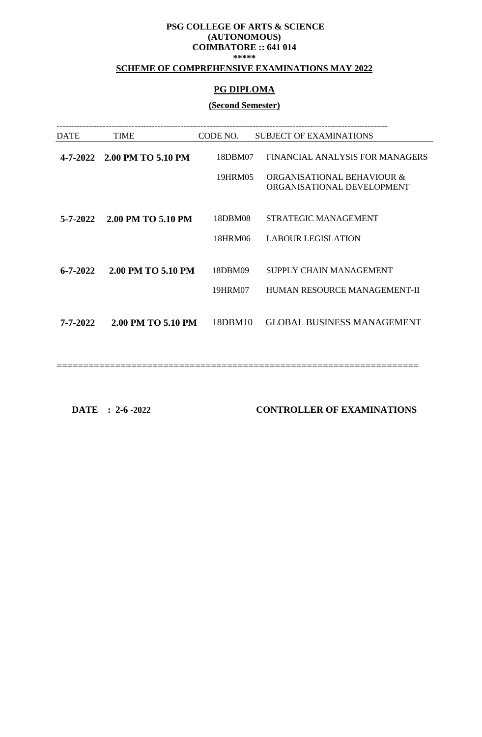**PSG COLLEGE OF ARTS & SCIENCE**
**(AUTONOMOUS)**
**COIMBATORE :: 641 014**
**\*\*\*\*\***

**SCHEME OF COMPREHENSIVE EXAMINATIONS MAY 2022**

**PG DIPLOMA**

**(Second Semester)**

| DATE | TIME | CODE NO. | SUBJECT OF EXAMINATIONS |
|---|---|---|---|
| **4-7-2022** | **2.00 PM TO 5.10 PM** | 18DBM07 | FINANCIAL ANALYSIS FOR MANAGERS |
| | | 19HRM05 | ORGANISATIONAL BEHAVIOUR & ORGANISATIONAL DEVELOPMENT |
| **5-7-2022** | **2.00 PM TO 5.10 PM** | 18DBM08 | STRATEGIC MANAGEMENT |
| | | 18HRM06 | LABOUR LEGISLATION |
| **6-7-2022** | **2.00 PM TO 5.10 PM** | 18DBM09 | SUPPLY CHAIN MANAGEMENT |
| | | 19HRM07 | HUMAN RESOURCE MANAGEMENT-II |
| **7-7-2022** | **2.00 PM TO 5.10 PM** | 18DBM10 | GLOBAL BUSINESS MANAGEMENT |

**DATE : 2-6 -2022** **CONTROLLER OF EXAMINATIONS**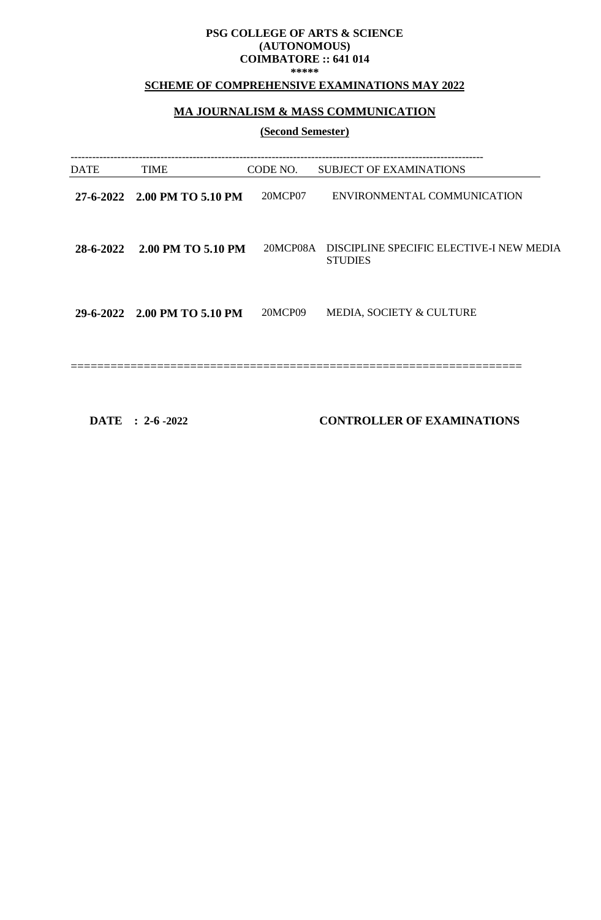**PSG COLLEGE OF ARTS & SCIENCE**
**(AUTONOMOUS)**
**COIMBATORE :: 641 014**
**\*\*\*\*\***

**SCHEME OF COMPREHENSIVE EXAMINATIONS MAY 2022**

**MA JOURNALISM & MASS COMMUNICATION**

**(Second Semester)**

| DATE | TIME | CODE NO. | SUBJECT OF EXAMINATIONS |
|---|---|---|---|
| **27-6-2022** | **2.00 PM TO 5.10 PM** | 20MCP07 | ENVIRONMENTAL COMMUNICATION |
| **28-6-2022** | **2.00 PM TO 5.10 PM** | 20MCP08A | DISCIPLINE SPECIFIC ELECTIVE-I NEW MEDIA STUDIES |
| **29-6-2022** | **2.00 PM TO 5.10 PM** | 20MCP09 | MEDIA, SOCIETY & CULTURE |

**DATE : 2-6 -2022** **CONTROLLER OF EXAMINATIONS**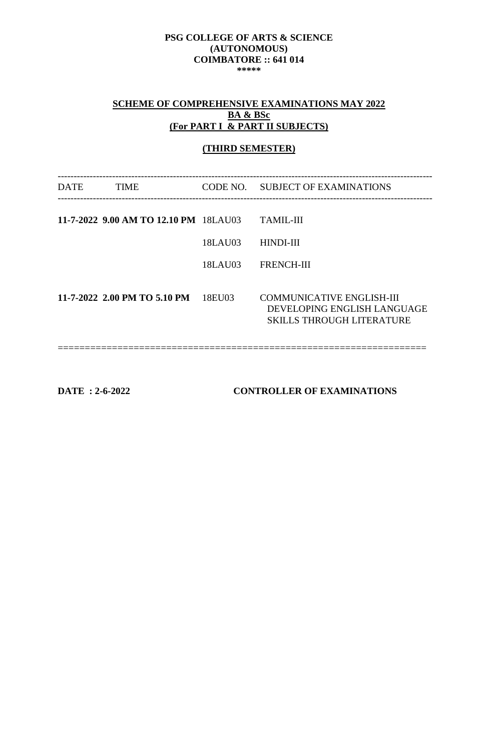**PSG COLLEGE OF ARTS & SCIENCE**
**(AUTONOMOUS)**
**COIMBATORE :: 641 014**
**\*\*\*\*\***

## SCHEME OF COMPREHENSIVE EXAMINATIONS MAY 2022
## BA & BSc
## (For PART I & PART II SUBJECTS)

### (THIRD SEMESTER)

| DATE | TIME | CODE NO. | SUBJECT OF EXAMINATIONS |
|---|---|---|---|
| **11-7-2022** | **9.00 AM TO 12.10 PM** | 18LAU03 | TAMIL-III |
| | | 18LAU03 | HINDI-III |
| | | 18LAU03 | FRENCH-III |
| **11-7-2022** | **2.00 PM TO 5.10 PM** | 18EU03 | COMMUNICATIVE ENGLISH-III DEVELOPING ENGLISH LANGUAGE SKILLS THROUGH LITERATURE |

**DATE : 2-6-2022** **CONTROLLER OF EXAMINATIONS**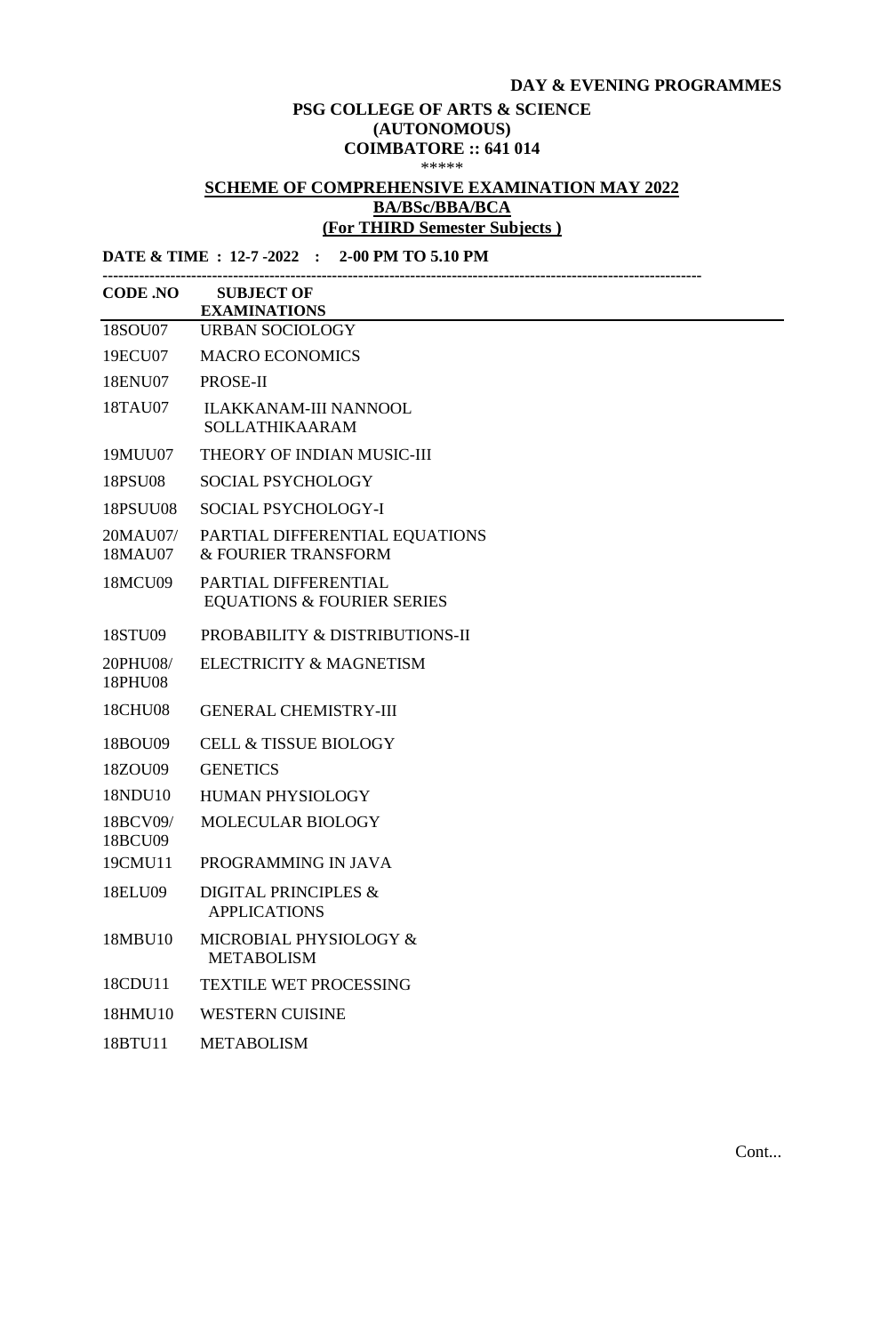**DAY & EVENING PROGRAMMES**

**PSG COLLEGE OF ARTS & SCIENCE**
**(AUTONOMOUS)**
**COIMBATORE :: 641 014**

*****

**SCHEME OF COMPREHENSIVE EXAMINATION MAY 2022**
**BA/BSc/BBA/BCA**
**(For THIRD Semester Subjects )**

**DATE & TIME : 12-7 -2022 : 2-00 PM TO 5.10 PM**

| CODE .NO | SUBJECT OF EXAMINATIONS |
|---|---|
| 18SOU07 | URBAN SOCIOLOGY |
| 19ECU07 | MACRO ECONOMICS |
| 18ENU07 | PROSE-II |
| 18TAU07 | ILAKKANAM-III NANNOOL SOLLATHIKAARAM |
| 19MUU07 | THEORY OF INDIAN MUSIC-III |
| 18PSU08 | SOCIAL PSYCHOLOGY |
| 18PSUU08 | SOCIAL PSYCHOLOGY-I |
| 20MAU07/ 18MAU07 | PARTIAL DIFFERENTIAL EQUATIONS & FOURIER TRANSFORM |
| 18MCU09 | PARTIAL DIFFERENTIAL EQUATIONS & FOURIER SERIES |
| 18STU09 | PROBABILITY & DISTRIBUTIONS-II |
| 20PHU08/ 18PHU08 | ELECTRICITY & MAGNETISM |
| 18CHU08 | GENERAL CHEMISTRY-III |
| 18BOU09 | CELL & TISSUE BIOLOGY |
| 18ZOU09 | GENETICS |
| 18NDU10 | HUMAN PHYSIOLOGY |
| 18BCV09/ 18BCU09 | MOLECULAR BIOLOGY |
| 19CMU11 | PROGRAMMING IN JAVA |
| 18ELU09 | DIGITAL PRINCIPLES & APPLICATIONS |
| 18MBU10 | MICROBIAL PHYSIOLOGY & METABOLISM |
| 18CDU11 | TEXTILE WET PROCESSING |
| 18HMU10 | WESTERN CUISINE |
| 18BTU11 | METABOLISM |

Cont...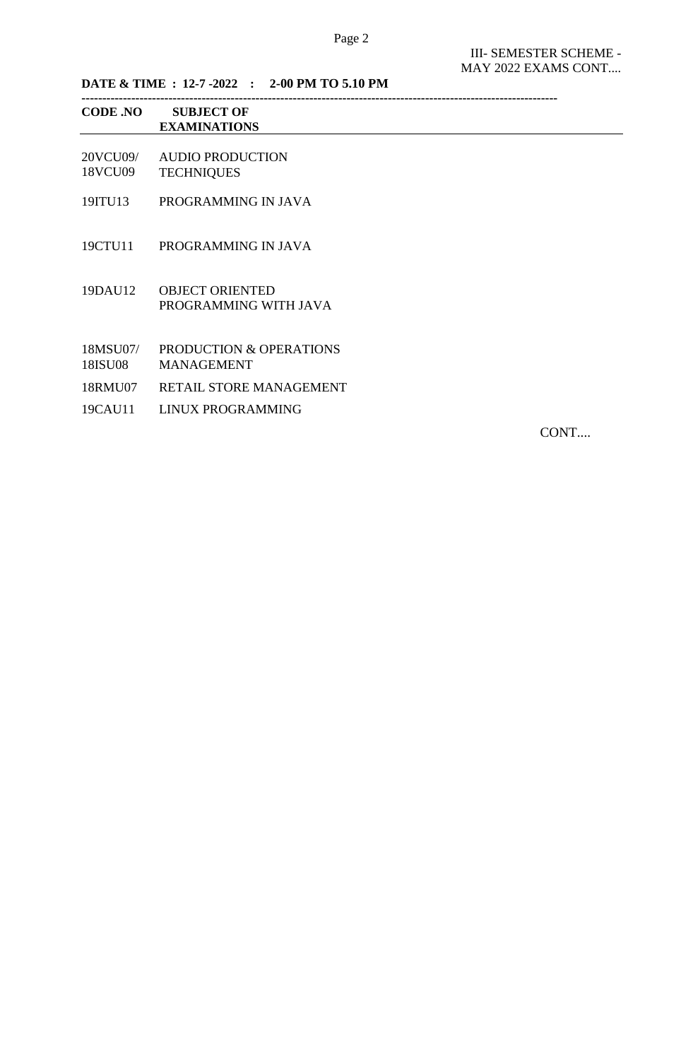III- SEMESTER SCHEME - MAY 2022 EXAMS CONT....

**DATE & TIME : 12-7 -2022 : 2-00 PM TO 5.10 PM**

| CODE .NO | SUBJECT OF EXAMINATIONS |
|---|---|
| 20VCU09/ 18VCU09 | AUDIO PRODUCTION TECHNIQUES |
| 19ITU13 | PROGRAMMING IN JAVA |
| 19CTU11 | PROGRAMMING IN JAVA |
| 19DAU12 | OBJECT ORIENTED PROGRAMMING WITH JAVA |
| 18MSU07/ 18ISU08 | PRODUCTION & OPERATIONS MANAGEMENT |
| 18RMU07 | RETAIL STORE MANAGEMENT |
| 19CAU11 | LINUX PROGRAMMING |

CONT....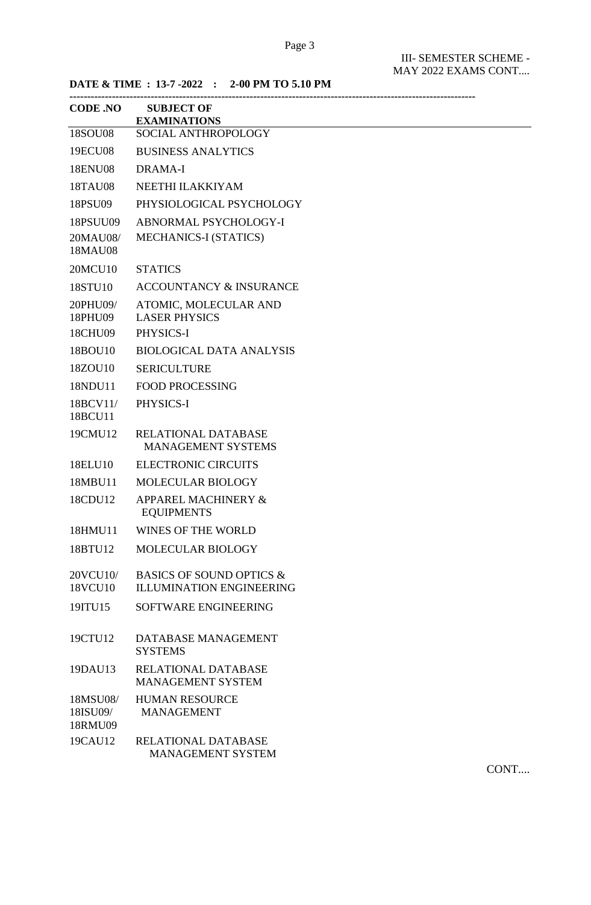III- SEMESTER SCHEME -
MAY 2022 EXAMS CONT....

**DATE & TIME : 13-7 -2022 : 2-00 PM TO 5.10 PM**

| CODE .NO | SUBJECT OF EXAMINATIONS |
|---|---|
| 18SOU08 | SOCIAL ANTHROPOLOGY |
| 19ECU08 | BUSINESS ANALYTICS |
| 18ENU08 | DRAMA-I |
| 18TAU08 | NEETHI ILAKKIYAM |
| 18PSU09 | PHYSIOLOGICAL PSYCHOLOGY |
| 18PSUU09 | ABNORMAL PSYCHOLOGY-I |
| 20MAU08/ 18MAU08 | MECHANICS-I (STATICS) |
| 20MCU10 | STATICS |
| 18STU10 | ACCOUNTANCY & INSURANCE |
| 20PHU09/ 18PHU09 | ATOMIC, MOLECULAR AND LASER PHYSICS |
| 18CHU09 | PHYSICS-I |
| 18BOU10 | BIOLOGICAL DATA ANALYSIS |
| 18ZOU10 | SERICULTURE |
| 18NDU11 | FOOD PROCESSING |
| 18BCV11/ 18BCU11 | PHYSICS-I |
| 19CMU12 | RELATIONAL DATABASE MANAGEMENT SYSTEMS |
| 18ELU10 | ELECTRONIC CIRCUITS |
| 18MBU11 | MOLECULAR BIOLOGY |
| 18CDU12 | APPAREL MACHINERY & EQUIPMENTS |
| 18HMU11 | WINES OF THE WORLD |
| 18BTU12 | MOLECULAR BIOLOGY |
| 20VCU10/ 18VCU10 | BASICS OF SOUND OPTICS & ILLUMINATION ENGINEERING |
| 19ITU15 | SOFTWARE ENGINEERING |
| 19CTU12 | DATABASE MANAGEMENT SYSTEMS |
| 19DAU13 | RELATIONAL DATABASE MANAGEMENT SYSTEM |
| 18MSU08/ 18ISU09/ 18RMU09 | HUMAN RESOURCE MANAGEMENT |
| 19CAU12 | RELATIONAL DATABASE MANAGEMENT SYSTEM |

CONT....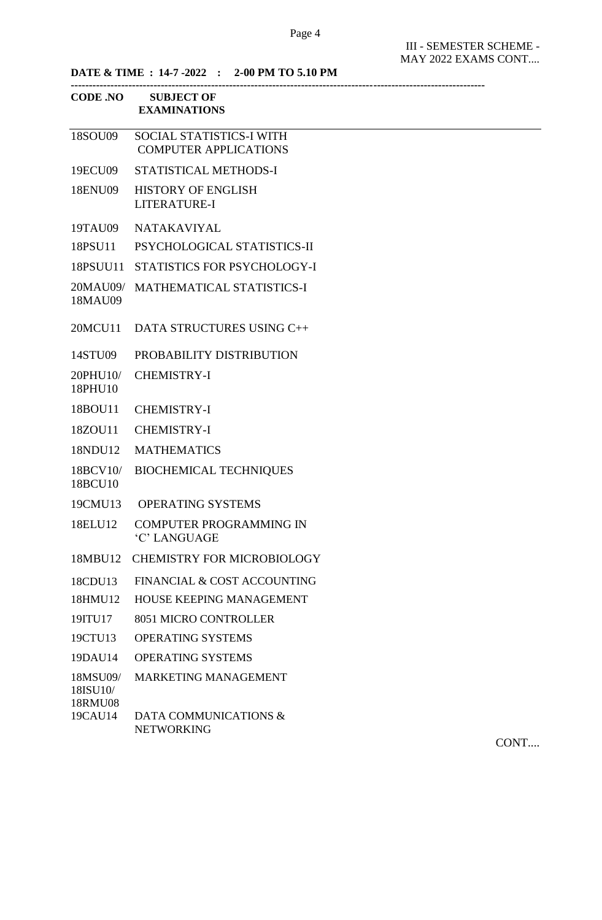III - SEMESTER SCHEME - MAY 2022 EXAMS CONT....

**DATE & TIME : 14-7 -2022 : 2-00 PM TO 5.10 PM**

| CODE .NO | SUBJECT OF EXAMINATIONS |
|---|---|
| 18SOU09 | SOCIAL STATISTICS-I WITH COMPUTER APPLICATIONS |
| 19ECU09 | STATISTICAL METHODS-I |
| 18ENU09 | HISTORY OF ENGLISH LITERATURE-I |
| 19TAU09 | NATAKAVIYAL |
| 18PSU11 | PSYCHOLOGICAL STATISTICS-II |
| 18PSUU11 | STATISTICS FOR PSYCHOLOGY-I |
| 20MAU09/ 18MAU09 | MATHEMATICAL STATISTICS-I |
| 20MCU11 | DATA STRUCTURES USING C++ |
| 14STU09 | PROBABILITY DISTRIBUTION |
| 20PHU10/ 18PHU10 | CHEMISTRY-I |
| 18BOU11 | CHEMISTRY-I |
| 18ZOU11 | CHEMISTRY-I |
| 18NDU12 | MATHEMATICS |
| 18BCV10/ 18BCU10 | BIOCHEMICAL TECHNIQUES |
| 19CMU13 | OPERATING SYSTEMS |
| 18ELU12 | COMPUTER PROGRAMMING IN 'C' LANGUAGE |
| 18MBU12 | CHEMISTRY FOR MICROBIOLOGY |
| 18CDU13 | FINANCIAL & COST ACCOUNTING |
| 18HMU12 | HOUSE KEEPING MANAGEMENT |
| 19ITU17 | 8051 MICRO CONTROLLER |
| 19CTU13 | OPERATING SYSTEMS |
| 19DAU14 | OPERATING SYSTEMS |
| 18MSU09/ 18ISU10/ 18RMU08 | MARKETING MANAGEMENT |
| 19CAU14 | DATA COMMUNICATIONS & NETWORKING |

CONT....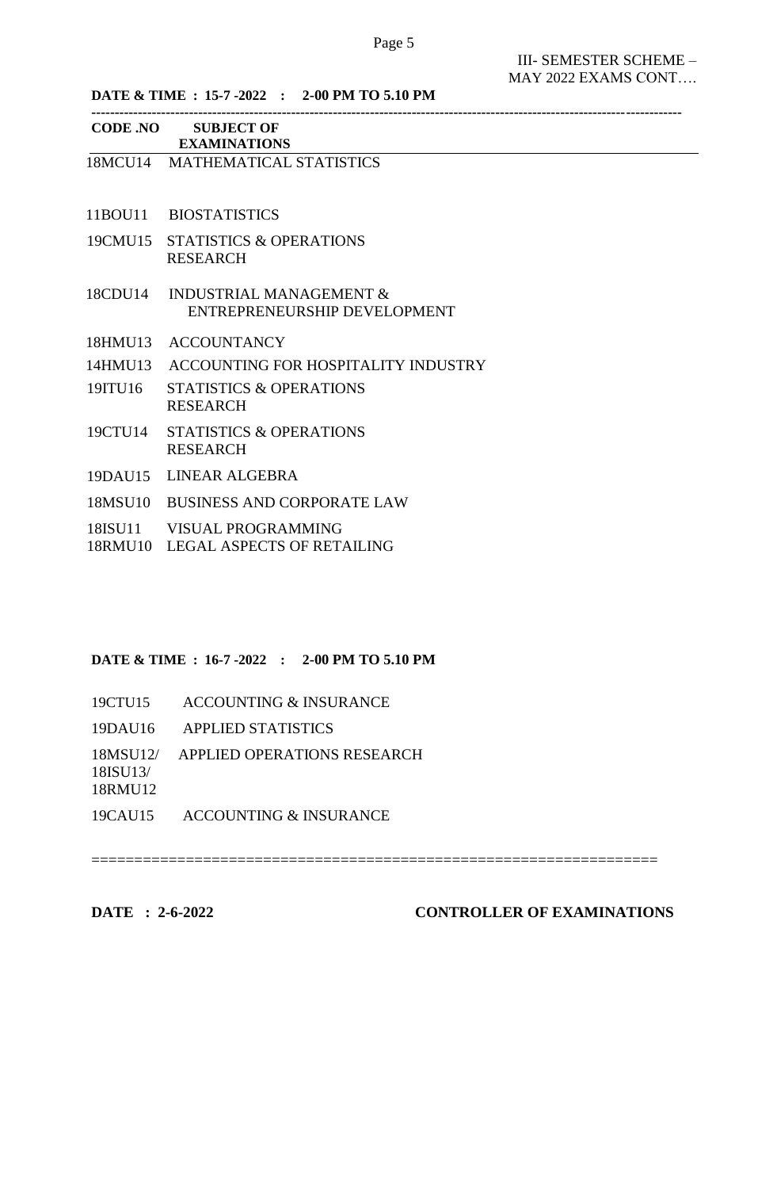III- SEMESTER SCHEME – MAY 2022 EXAMS CONT….

**DATE & TIME : 15-7 -2022 : 2-00 PM TO 5.10 PM**

| CODE .NO | SUBJECT OF EXAMINATIONS |
| --- | --- |
| 18MCU14 | MATHEMATICAL STATISTICS |
| 11BOU11 | BIOSTATISTICS |
| 19CMU15 | STATISTICS & OPERATIONS RESEARCH |
| 18CDU14 | INDUSTRIAL MANAGEMENT & ENTREPRENEURSHIP DEVELOPMENT |
| 18HMU13 | ACCOUNTANCY |
| 14HMU13 | ACCOUNTING FOR HOSPITALITY INDUSTRY |
| 19ITU16 | STATISTICS & OPERATIONS RESEARCH |
| 19CTU14 | STATISTICS & OPERATIONS RESEARCH |
| 19DAU15 | LINEAR ALGEBRA |
| 18MSU10 | BUSINESS AND CORPORATE LAW |
| 18ISU11 | VISUAL PROGRAMMING |
| 18RMU10 | LEGAL ASPECTS OF RETAILING |

**DATE & TIME : 16-7 -2022 : 2-00 PM TO 5.10 PM**

| CODE .NO | SUBJECT OF EXAMINATIONS |
| --- | --- |
| 19CTU15 | ACCOUNTING & INSURANCE |
| 19DAU16 | APPLIED STATISTICS |
| 18MSU12/ 18ISU13/ 18RMU12 | APPLIED OPERATIONS RESEARCH |
| 19CAU15 | ACCOUNTING & INSURANCE |

===============================================================

**DATE : 2-6-2022** **CONTROLLER OF EXAMINATIONS**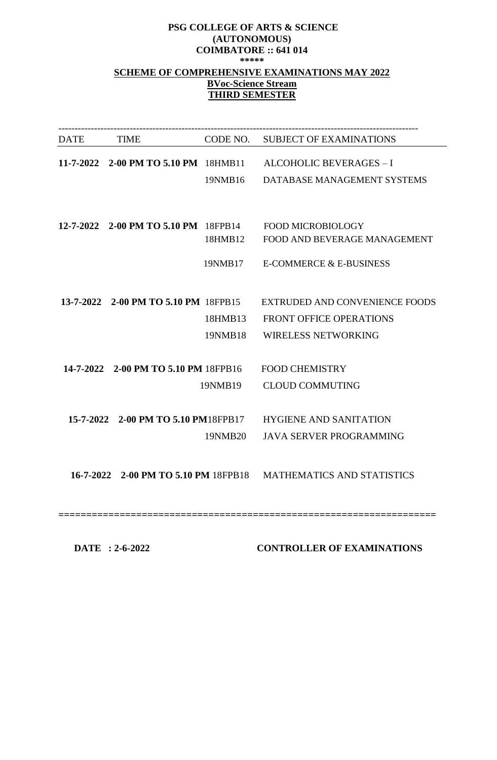**PSG COLLEGE OF ARTS & SCIENCE**
**(AUTONOMOUS)**
**COIMBATORE :: 641 014**
**\*\*\*\*\***

**SCHEME OF COMPREHENSIVE EXAMINATIONS MAY 2022**
**BVoc-Science Stream**
**THIRD SEMESTER**

| DATE | TIME | CODE NO. | SUBJECT OF EXAMINATIONS |
|---|---|---|---|
| **11-7-2022** | **2-00 PM TO 5.10 PM** | 18HMB11 | ALCOHOLIC BEVERAGES – I |
| | | 19NMB16 | DATABASE MANAGEMENT SYSTEMS |
| **12-7-2022** | **2-00 PM TO 5.10 PM** | 18FPB14 | FOOD MICROBIOLOGY |
| | | 18HMB12 | FOOD AND BEVERAGE MANAGEMENT |
| | | 19NMB17 | E-COMMERCE & E-BUSINESS |
| **13-7-2022** | **2-00 PM TO 5.10 PM** | 18FPB15 | EXTRUDED AND CONVENIENCE FOODS |
| | | 18HMB13 | FRONT OFFICE OPERATIONS |
| | | 19NMB18 | WIRELESS NETWORKING |
| **14-7-2022** | **2-00 PM TO 5.10 PM** | 18FPB16 | FOOD CHEMISTRY |
| | | 19NMB19 | CLOUD COMMUTING |
| **15-7-2022** | **2-00 PM TO 5.10 PM** | 18FPB17 | HYGIENE AND SANITATION |
| | | 19NMB20 | JAVA SERVER PROGRAMMING |
| **16-7-2022** | **2-00 PM TO 5.10 PM** | 18FPB18 | MATHEMATICS AND STATISTICS |

**DATE : 2-6-2022** **CONTROLLER OF EXAMINATIONS**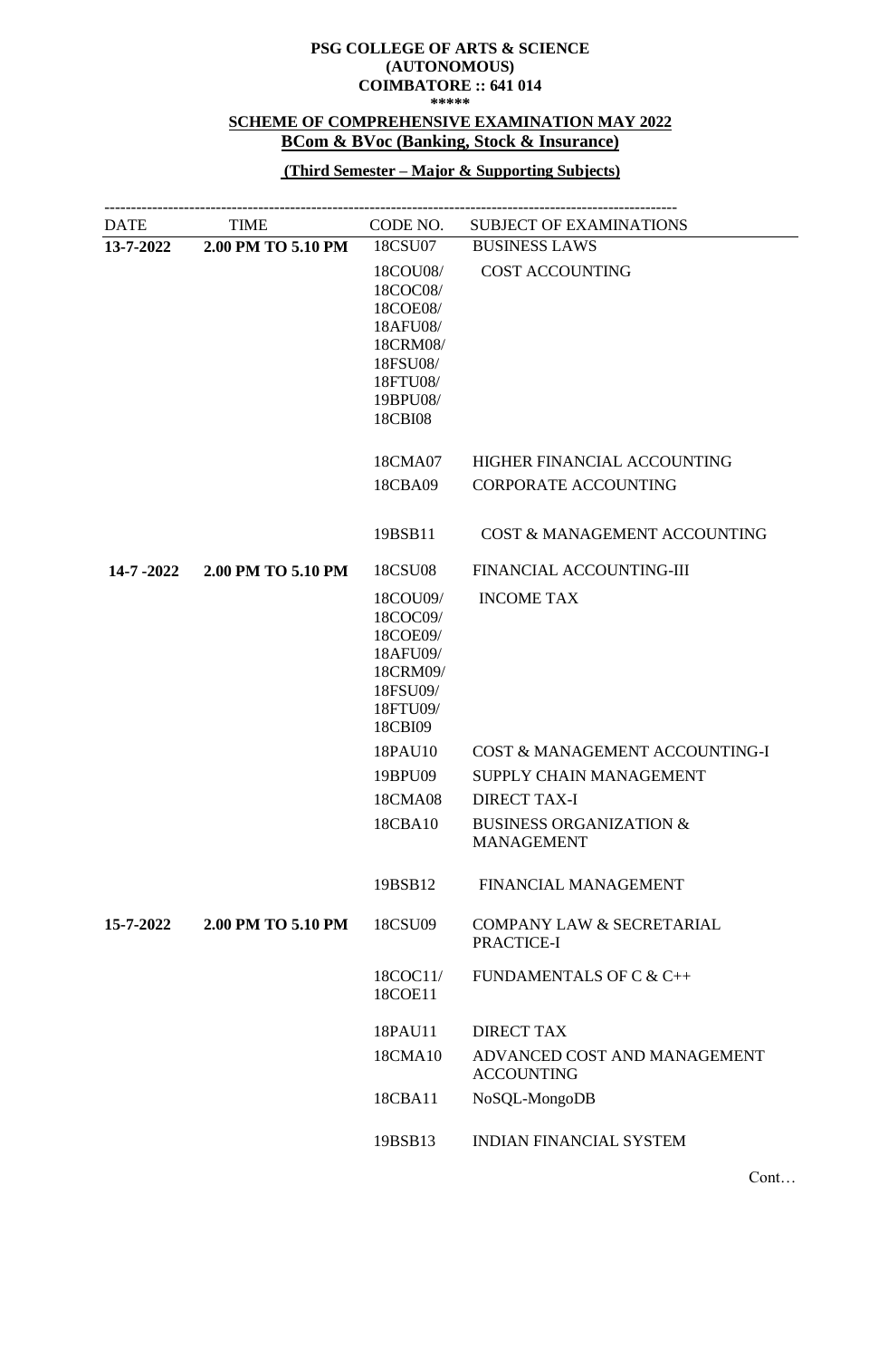**PSG COLLEGE OF ARTS & SCIENCE**
**(AUTONOMOUS)**
**COIMBATORE :: 641 014**
**\*\*\*\*\***

**SCHEME OF COMPREHENSIVE EXAMINATION MAY 2022**

**BCom & BVoc (Banking, Stock & Insurance)**

**(Third Semester – Major & Supporting Subjects)**

| DATE | TIME | CODE NO. | SUBJECT OF EXAMINATIONS |
|---|---|---|---|
| **13-7-2022** | **2.00 PM TO 5.10 PM** | 18CSU07 | BUSINESS LAWS |
| | | 18COU08/ 18COC08/ 18COE08/ 18AFU08/ 18CRM08/ 18FSU08/ 18FTU08/ 19BPU08/ 18CBI08 | COST ACCOUNTING |
| | | 18CMA07 | HIGHER FINANCIAL ACCOUNTING |
| | | 18CBA09 | CORPORATE ACCOUNTING |
| | | 19BSB11 | COST & MANAGEMENT ACCOUNTING |
| **14-7 -2022** | **2.00 PM TO 5.10 PM** | 18CSU08 | FINANCIAL ACCOUNTING-III |
| | | 18COU09/ 18COC09/ 18COE09/ 18AFU09/ 18CRM09/ 18FSU09/ 18FTU09/ 18CBI09 | INCOME TAX |
| | | 18PAU10 | COST & MANAGEMENT ACCOUNTING-I |
| | | 19BPU09 | SUPPLY CHAIN MANAGEMENT |
| | | 18CMA08 | DIRECT TAX-I |
| | | 18CBA10 | BUSINESS ORGANIZATION & MANAGEMENT |
| | | 19BSB12 | FINANCIAL MANAGEMENT |
| **15-7-2022** | **2.00 PM TO 5.10 PM** | 18CSU09 | COMPANY LAW & SECRETARIAL PRACTICE-I |
| | | 18COC11/ 18COE11 | FUNDAMENTALS OF C & C++ |
| | | 18PAU11 | DIRECT TAX |
| | | 18CMA10 | ADVANCED COST AND MANAGEMENT ACCOUNTING |
| | | 18CBA11 | NoSQL-MongoDB |
| | | 19BSB13 | INDIAN FINANCIAL SYSTEM |

Cont…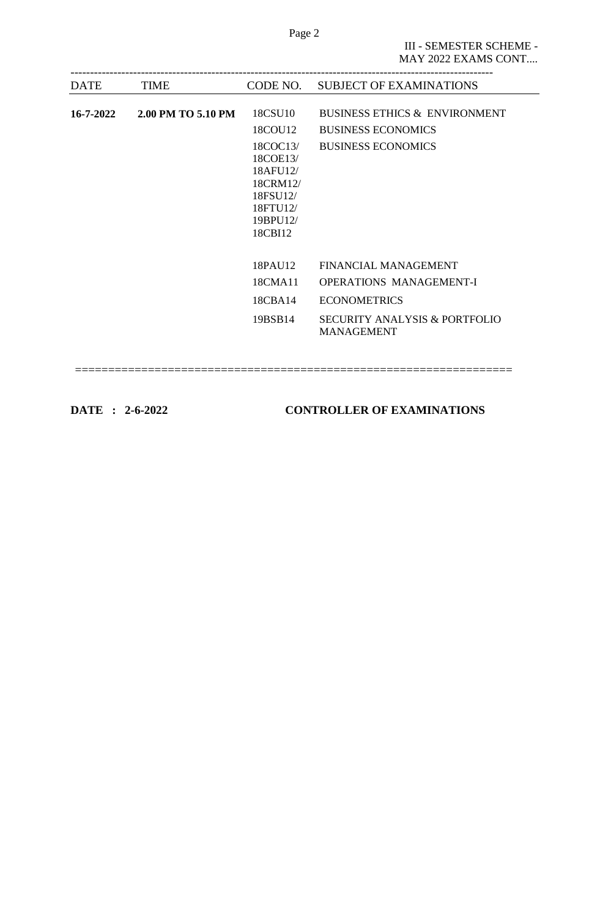III - SEMESTER SCHEME - MAY 2022 EXAMS CONT....

| DATE | TIME | CODE NO. | SUBJECT OF EXAMINATIONS |
|---|---|---|---|
| **16-7-2022** | **2.00 PM TO 5.10 PM** | 18CSU10 | BUSINESS ETHICS & ENVIRONMENT |
| | | 18COU12 | BUSINESS ECONOMICS |
| | | 18COC13/ 18COE13/ 18AFU12/ 18CRM12/ 18FSU12/ 18FTU12/ 19BPU12/ 18CBI12 | BUSINESS ECONOMICS |
| | | 18PAU12 | FINANCIAL MANAGEMENT |
| | | 18CMA11 | OPERATIONS MANAGEMENT-I |
| | | 18CBA14 | ECONOMETRICS |
| | | 19BSB14 | SECURITY ANALYSIS & PORTFOLIO MANAGEMENT |

**DATE : 2-6-2022** **CONTROLLER OF EXAMINATIONS**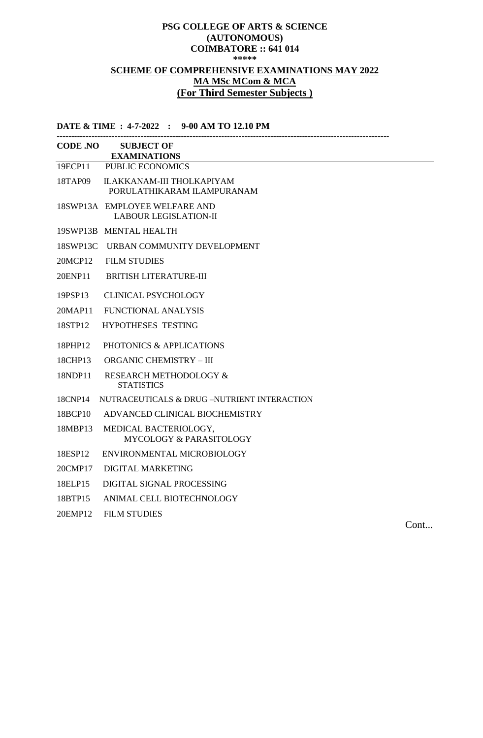**PSG COLLEGE OF ARTS & SCIENCE**
**(AUTONOMOUS)**
**COIMBATORE :: 641 014**
**\*\*\*\*\***

**SCHEME OF COMPREHENSIVE EXAMINATIONS MAY 2022**
**MA MSc MCom & MCA**
**(For Third Semester Subjects )**

**DATE & TIME : 4-7-2022 : 9-00 AM TO 12.10 PM**

| CODE .NO | SUBJECT OF EXAMINATIONS |
|---|---|
| 19ECP11 | PUBLIC ECONOMICS |
| 18TAP09 | ILAKKANAM-III THOLKAPIYAM PORULATHIKARAM ILAMPURANAM |
| 18SWP13A | EMPLOYEE WELFARE AND LABOUR LEGISLATION-II |
| 19SWP13B | MENTAL HEALTH |
| 18SWP13C | URBAN COMMUNITY DEVELOPMENT |
| 20MCP12 | FILM STUDIES |
| 20ENP11 | BRITISH LITERATURE-III |
| 19PSP13 | CLINICAL PSYCHOLOGY |
| 20MAP11 | FUNCTIONAL ANALYSIS |
| 18STP12 | HYPOTHESES TESTING |
| 18PHP12 | PHOTONICS & APPLICATIONS |
| 18CHP13 | ORGANIC CHEMISTRY – III |
| 18NDP11 | RESEARCH METHODOLOGY & STATISTICS |
| 18CNP14 | NUTRACEUTICALS & DRUG –NUTRIENT INTERACTION |
| 18BCP10 | ADVANCED CLINICAL BIOCHEMISTRY |
| 18MBP13 | MEDICAL BACTERIOLOGY, MYCOLOGY & PARASITOLOGY |
| 18ESP12 | ENVIRONMENTAL MICROBIOLOGY |
| 20CMP17 | DIGITAL MARKETING |
| 18ELP15 | DIGITAL SIGNAL PROCESSING |
| 18BTP15 | ANIMAL CELL BIOTECHNOLOGY |
| 20EMP12 | FILM STUDIES |

Cont...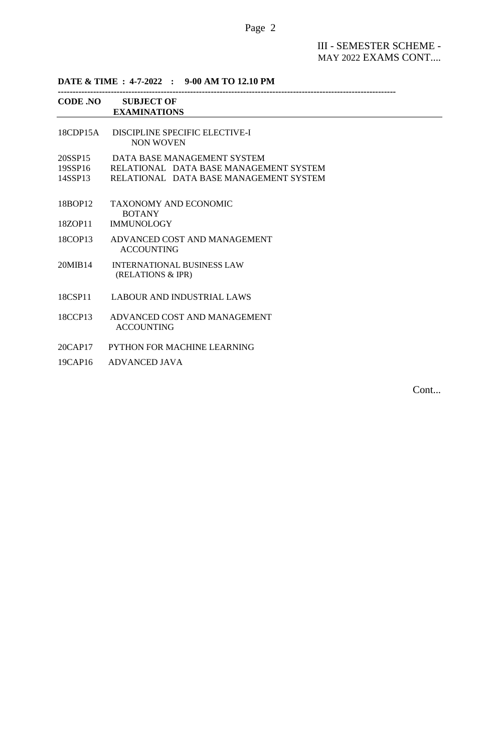III - SEMESTER SCHEME - MAY 2022 EXAMS CONT....

**DATE & TIME : 4-7-2022 : 9-00 AM TO 12.10 PM**

| CODE .NO | SUBJECT OF EXAMINATIONS |
|---|---|
| 18CDP15A | DISCIPLINE SPECIFIC ELECTIVE-I NON WOVEN |
| 20SSP15 | DATA BASE MANAGEMENT SYSTEM |
| 19SSP16 | RELATIONAL DATA BASE MANAGEMENT SYSTEM |
| 14SSP13 | RELATIONAL DATA BASE MANAGEMENT SYSTEM |
| 18BOP12 | TAXONOMY AND ECONOMIC BOTANY |
| 18ZOP11 | IMMUNOLOGY |
| 18COP13 | ADVANCED COST AND MANAGEMENT ACCOUNTING |
| 20MIB14 | INTERNATIONAL BUSINESS LAW (RELATIONS & IPR) |
| 18CSP11 | LABOUR AND INDUSTRIAL LAWS |
| 18CCP13 | ADVANCED COST AND MANAGEMENT ACCOUNTING |
| 20CAP17 | PYTHON FOR MACHINE LEARNING |
| 19CAP16 | ADVANCED JAVA |

Cont...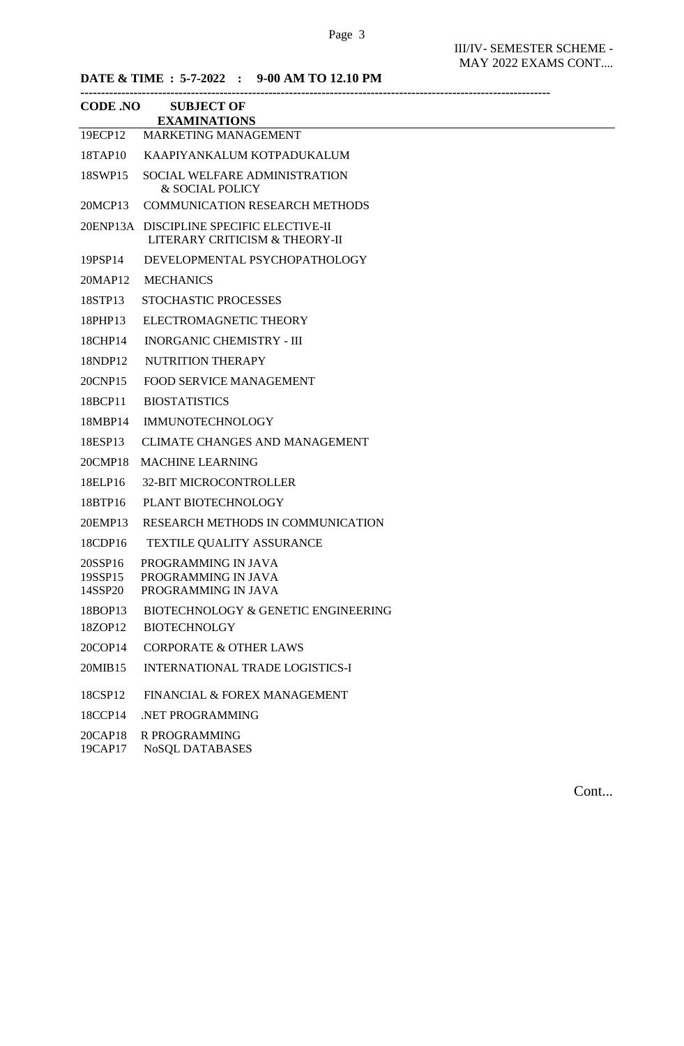III/IV- SEMESTER SCHEME - MAY 2022 EXAMS CONT....

**DATE & TIME : 5-7-2022 : 9-00 AM TO 12.10 PM**

| CODE .NO | SUBJECT OF EXAMINATIONS |
|---|---|
| 19ECP12 | MARKETING MANAGEMENT |
| 18TAP10 | KAAPIYANKALUM KOTPADUKALUM |
| 18SWP15 | SOCIAL WELFARE ADMINISTRATION & SOCIAL POLICY |
| 20MCP13 | COMMUNICATION RESEARCH METHODS |
| 20ENP13A | DISCIPLINE SPECIFIC ELECTIVE-II LITERARY CRITICISM & THEORY-II |
| 19PSP14 | DEVELOPMENTAL PSYCHOPATHOLOGY |
| 20MAP12 | MECHANICS |
| 18STP13 | STOCHASTIC PROCESSES |
| 18PHP13 | ELECTROMAGNETIC THEORY |
| 18CHP14 | INORGANIC CHEMISTRY - III |
| 18NDP12 | NUTRITION THERAPY |
| 20CNP15 | FOOD SERVICE MANAGEMENT |
| 18BCP11 | BIOSTATISTICS |
| 18MBP14 | IMMUNOTECHNOLOGY |
| 18ESP13 | CLIMATE CHANGES AND MANAGEMENT |
| 20CMP18 | MACHINE LEARNING |
| 18ELP16 | 32-BIT MICROCONTROLLER |
| 18BTP16 | PLANT BIOTECHNOLOGY |
| 20EMP13 | RESEARCH METHODS IN COMMUNICATION |
| 18CDP16 | TEXTILE QUALITY ASSURANCE |
| 20SSP16 | PROGRAMMING IN JAVA |
| 19SSP15 | PROGRAMMING IN JAVA |
| 14SSP20 | PROGRAMMING IN JAVA |
| 18BOP13 | BIOTECHNOLOGY & GENETIC ENGINEERING |
| 18ZOP12 | BIOTECHNOLGY |
| 20COP14 | CORPORATE & OTHER LAWS |
| 20MIB15 | INTERNATIONAL TRADE LOGISTICS-I |
| 18CSP12 | FINANCIAL & FOREX MANAGEMENT |
| 18CCP14 | .NET PROGRAMMING |
| 20CAP18 | R PROGRAMMING |
| 19CAP17 | NoSQL DATABASES |

Cont...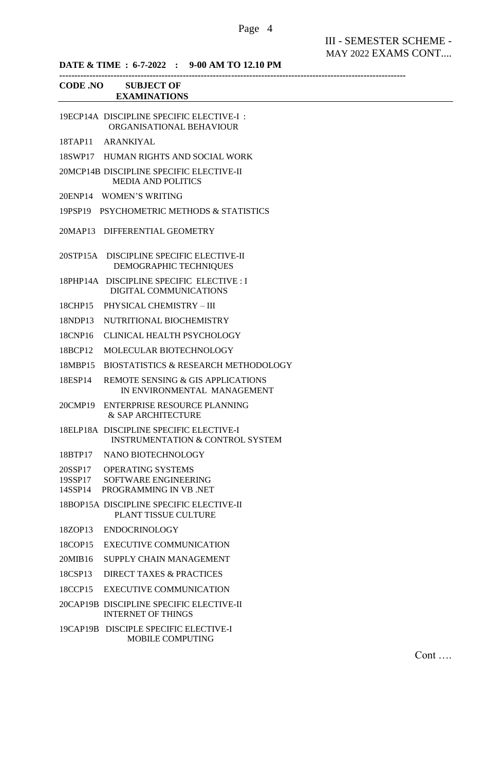III - SEMESTER SCHEME - MAY 2022 EXAMS CONT....

**DATE & TIME : 6-7-2022 : 9-00 AM TO 12.10 PM**

| CODE .NO | SUBJECT OF EXAMINATIONS |
|---|---|
| 19ECP14A | DISCIPLINE SPECIFIC ELECTIVE-I : ORGANISATIONAL BEHAVIOUR |
| 18TAP11 | ARANKIYAL |
| 18SWP17 | HUMAN RIGHTS AND SOCIAL WORK |
| 20MCP14B | DISCIPLINE SPECIFIC ELECTIVE-II MEDIA AND POLITICS |
| 20ENP14 | WOMEN'S WRITING |
| 19PSP19 | PSYCHOMETRIC METHODS & STATISTICS |
| 20MAP13 | DIFFERENTIAL GEOMETRY |
| 20STP15A | DISCIPLINE SPECIFIC ELECTIVE-II DEMOGRAPHIC TECHNIQUES |
| 18PHP14A | DISCIPLINE SPECIFIC ELECTIVE : I DIGITAL COMMUNICATIONS |
| 18CHP15 | PHYSICAL CHEMISTRY – III |
| 18NDP13 | NUTRITIONAL BIOCHEMISTRY |
| 18CNP16 | CLINICAL HEALTH PSYCHOLOGY |
| 18BCP12 | MOLECULAR BIOTECHNOLOGY |
| 18MBP15 | BIOSTATISTICS & RESEARCH METHODOLOGY |
| 18ESP14 | REMOTE SENSING & GIS APPLICATIONS IN ENVIRONMENTAL MANAGEMENT |
| 20CMP19 | ENTERPRISE RESOURCE PLANNING & SAP ARCHITECTURE |
| 18ELP18A | DISCIPLINE SPECIFIC ELECTIVE-I INSTRUMENTATION & CONTROL SYSTEM |
| 18BTP17 | NANO BIOTECHNOLOGY |
| 20SSP17 | OPERATING SYSTEMS |
| 19SSP17 | SOFTWARE ENGINEERING |
| 14SSP14 | PROGRAMMING IN VB .NET |
| 18BOP15A | DISCIPLINE SPECIFIC ELECTIVE-II PLANT TISSUE CULTURE |
| 18ZOP13 | ENDOCRINOLOGY |
| 18COP15 | EXECUTIVE COMMUNICATION |
| 20MIB16 | SUPPLY CHAIN MANAGEMENT |
| 18CSP13 | DIRECT TAXES & PRACTICES |
| 18CCP15 | EXECUTIVE COMMUNICATION |
| 20CAP19B | DISCIPLINE SPECIFIC ELECTIVE-II INTERNET OF THINGS |
| 19CAP19B | DISCIPLE SPECIFIC ELECTIVE-I MOBILE COMPUTING |

Cont ….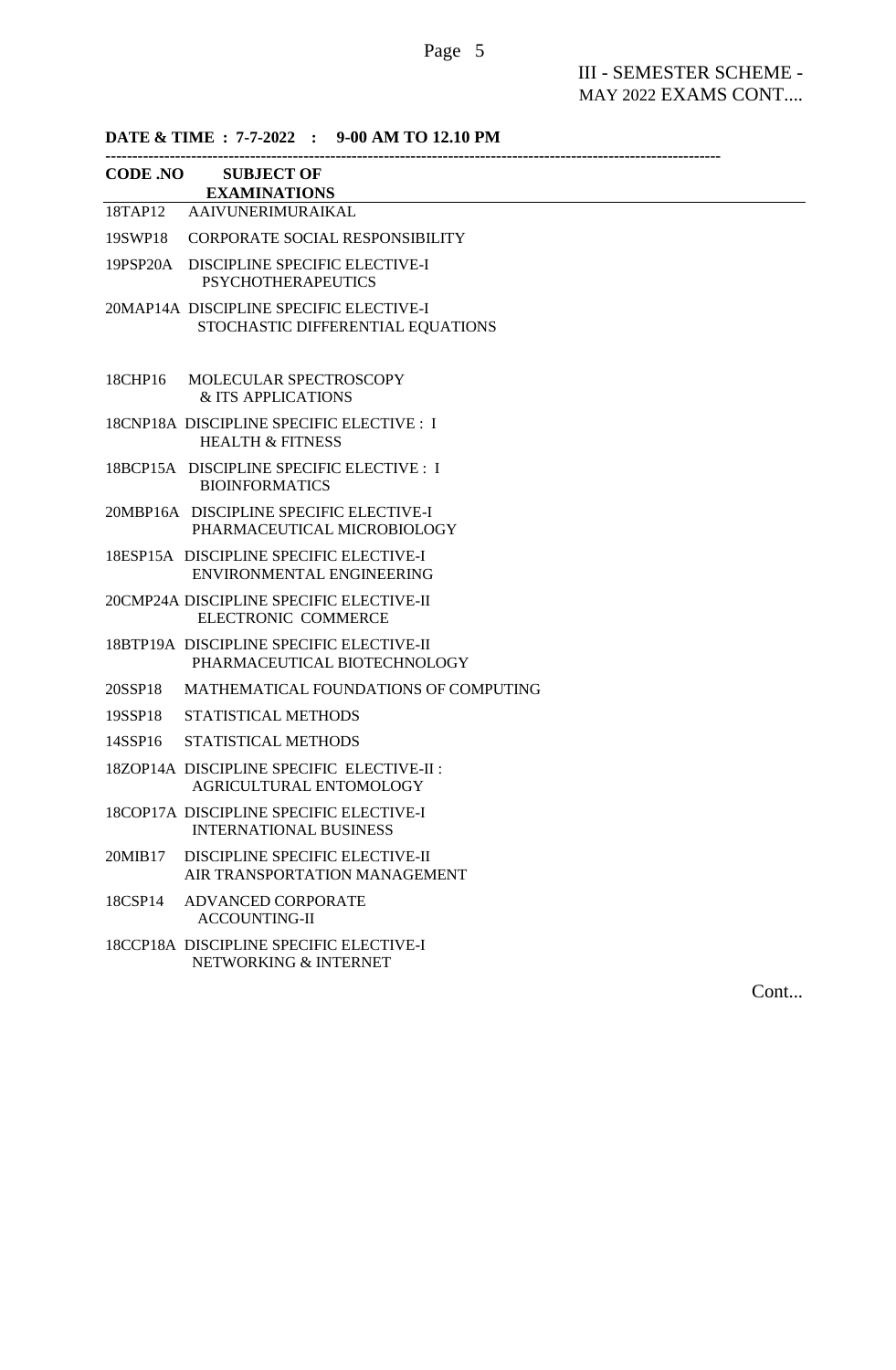III - SEMESTER SCHEME - MAY 2022 EXAMS CONT....

**DATE & TIME : 7-7-2022 : 9-00 AM TO 12.10 PM**

| CODE .NO | SUBJECT OF EXAMINATIONS |
|---|---|
| 18TAP12 | AAIVUNERIMURAIKAL |
| 19SWP18 | CORPORATE SOCIAL RESPONSIBILITY |
| 19PSP20A | DISCIPLINE SPECIFIC ELECTIVE-I PSYCHOTHERAPEUTICS |
| 20MAP14A | DISCIPLINE SPECIFIC ELECTIVE-I STOCHASTIC DIFFERENTIAL EQUATIONS |
| 18CHP16 | MOLECULAR SPECTROSCOPY & ITS APPLICATIONS |
| 18CNP18A | DISCIPLINE SPECIFIC ELECTIVE : I HEALTH & FITNESS |
| 18BCP15A | DISCIPLINE SPECIFIC ELECTIVE : I BIOINFORMATICS |
| 20MBP16A | DISCIPLINE SPECIFIC ELECTIVE-I PHARMACEUTICAL MICROBIOLOGY |
| 18ESP15A | DISCIPLINE SPECIFIC ELECTIVE-I ENVIRONMENTAL ENGINEERING |
| 20CMP24A | DISCIPLINE SPECIFIC ELECTIVE-II ELECTRONIC COMMERCE |
| 18BTP19A | DISCIPLINE SPECIFIC ELECTIVE-II PHARMACEUTICAL BIOTECHNOLOGY |
| 20SSP18 | MATHEMATICAL FOUNDATIONS OF COMPUTING |
| 19SSP18 | STATISTICAL METHODS |
| 14SSP16 | STATISTICAL METHODS |
| 18ZOP14A | DISCIPLINE SPECIFIC ELECTIVE-II : AGRICULTURAL ENTOMOLOGY |
| 18COP17A | DISCIPLINE SPECIFIC ELECTIVE-I INTERNATIONAL BUSINESS |
| 20MIB17 | DISCIPLINE SPECIFIC ELECTIVE-II AIR TRANSPORTATION MANAGEMENT |
| 18CSP14 | ADVANCED CORPORATE ACCOUNTING-II |
| 18CCP18A | DISCIPLINE SPECIFIC ELECTIVE-I NETWORKING & INTERNET |

Cont...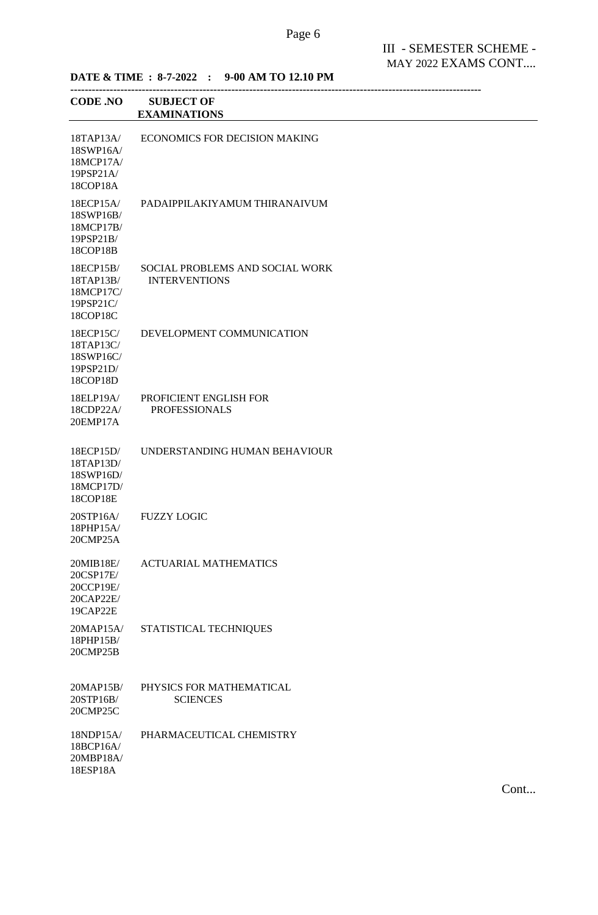III - SEMESTER SCHEME - MAY 2022 EXAMS CONT....

**DATE & TIME : 8-7-2022 : 9-00 AM TO 12.10 PM**

| CODE .NO | SUBJECT OF EXAMINATIONS |
|---|---|
| 18TAP13A/ 18SWP16A/ 18MCP17A/ 19PSP21A/ 18COP18A | ECONOMICS FOR DECISION MAKING |
| 18ECP15A/ 18SWP16B/ 18MCP17B/ 19PSP21B/ 18COP18B | PADAIPPILAKIYAMUM THIRANAIVUM |
| 18ECP15B/ 18TAP13B/ 18MCP17C/ 19PSP21C/ 18COP18C | SOCIAL PROBLEMS AND SOCIAL WORK INTERVENTIONS |
| 18ECP15C/ 18TAP13C/ 18SWP16C/ 19PSP21D/ 18COP18D | DEVELOPMENT COMMUNICATION |
| 18ELP19A/ 18CDP22A/ 20EMP17A | PROFICIENT ENGLISH FOR PROFESSIONALS |
| 18ECP15D/ 18TAP13D/ 18SWP16D/ 18MCP17D/ 18COP18E | UNDERSTANDING HUMAN BEHAVIOUR |
| 20STP16A/ 18PHP15A/ 20CMP25A | FUZZY LOGIC |
| 20MIB18E/ 20CSP17E/ 20CCP19E/ 20CAP22E/ 19CAP22E | ACTUARIAL MATHEMATICS |
| 20MAP15A/ 18PHP15B/ 20CMP25B | STATISTICAL TECHNIQUES |
| 20MAP15B/ 20STP16B/ 20CMP25C | PHYSICS FOR MATHEMATICAL SCIENCES |
| 18NDP15A/ 18BCP16A/ 20MBP18A/ 18ESP18A | PHARMACEUTICAL CHEMISTRY |

Cont...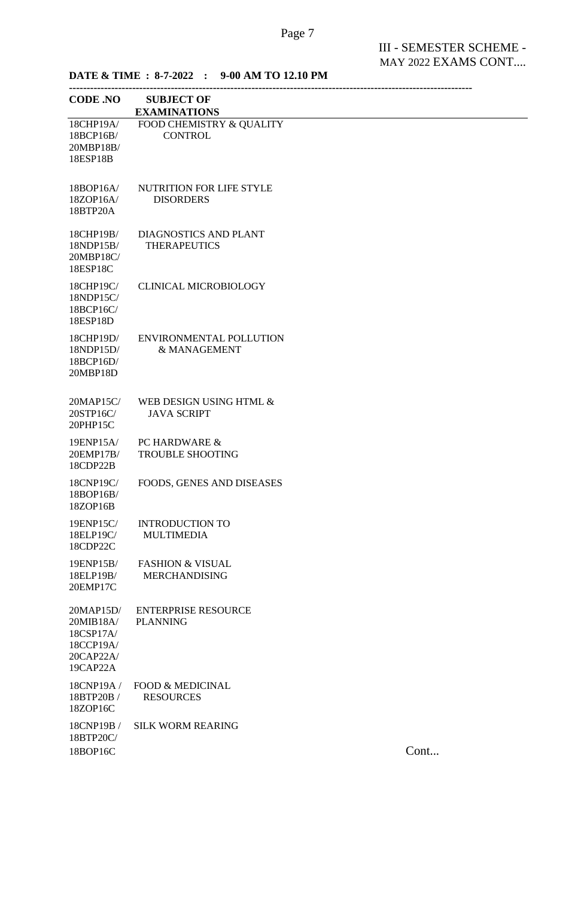III - SEMESTER SCHEME - MAY 2022 EXAMS CONT....

**DATE & TIME : 8-7-2022 : 9-00 AM TO 12.10 PM**

| CODE .NO | SUBJECT OF EXAMINATIONS |
|---|---|
| 18CHP19A/ 18BCP16B/ 20MBP18B/ 18ESP18B | FOOD CHEMISTRY & QUALITY CONTROL |
| 18BOP16A/ 18ZOP16A/ 18BTP20A | NUTRITION FOR LIFE STYLE DISORDERS |
| 18CHP19B/ 18NDP15B/ 20MBP18C/ 18ESP18C | DIAGNOSTICS AND PLANT THERAPEUTICS |
| 18CHP19C/ 18NDP15C/ 18BCP16C/ 18ESP18D | CLINICAL MICROBIOLOGY |
| 18CHP19D/ 18NDP15D/ 18BCP16D/ 20MBP18D | ENVIRONMENTAL POLLUTION & MANAGEMENT |
| 20MAP15C/ 20STP16C/ 20PHP15C | WEB DESIGN USING HTML & JAVA SCRIPT |
| 19ENP15A/ 20EMP17B/ 18CDP22B | PC HARDWARE & TROUBLE SHOOTING |
| 18CNP19C/ 18BOP16B/ 18ZOP16B | FOODS, GENES AND DISEASES |
| 19ENP15C/ 18ELP19C/ 18CDP22C | INTRODUCTION TO MULTIMEDIA |
| 19ENP15B/ 18ELP19B/ 20EMP17C | FASHION & VISUAL MERCHANDISING |
| 20MAP15D/ 20MIB18A/ 18CSP17A/ 18CCP19A/ 20CAP22A/ 19CAP22A | ENTERPRISE RESOURCE PLANNING |
| 18CNP19A / 18BTP20B / 18ZOP16C | FOOD & MEDICINAL RESOURCES |
| 18CNP19B / 18BTP20C/ 18BOP16C | SILK WORM REARING |

Cont...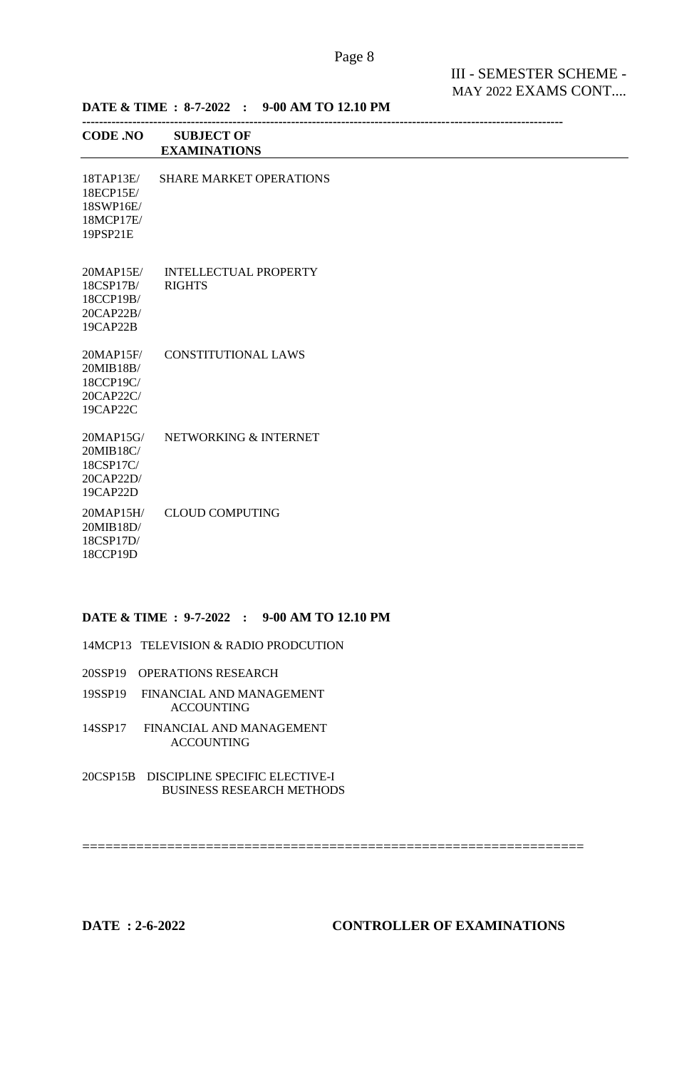III - SEMESTER SCHEME - MAY 2022 EXAMS CONT....

**DATE & TIME : 8-7-2022 : 9-00 AM TO 12.10 PM**

| CODE .NO | SUBJECT OF EXAMINATIONS |
|---|---|
| 18TAP13E/ 18ECP15E/ 18SWP16E/ 18MCP17E/ 19PSP21E | SHARE MARKET OPERATIONS |
| 20MAP15E/ 18CSP17B/ 18CCP19B/ 20CAP22B/ 19CAP22B | INTELLECTUAL PROPERTY RIGHTS |
| 20MAP15F/ 20MIB18B/ 18CCP19C/ 20CAP22C/ 19CAP22C | CONSTITUTIONAL LAWS |
| 20MAP15G/ 20MIB18C/ 18CSP17C/ 20CAP22D/ 19CAP22D | NETWORKING & INTERNET |
| 20MAP15H/ 20MIB18D/ 18CSP17D/ 18CCP19D | CLOUD COMPUTING |

**DATE & TIME : 9-7-2022 : 9-00 AM TO 12.10 PM**

14MCP13 TELEVISION & RADIO PRODCUTION

20SSP19 OPERATIONS RESEARCH

19SSP19 FINANCIAL AND MANAGEMENT ACCOUNTING

14SSP17 FINANCIAL AND MANAGEMENT ACCOUNTING

20CSP15B DISCIPLINE SPECIFIC ELECTIVE-I BUSINESS RESEARCH METHODS

**DATE : 2-6-2022** **CONTROLLER OF EXAMINATIONS**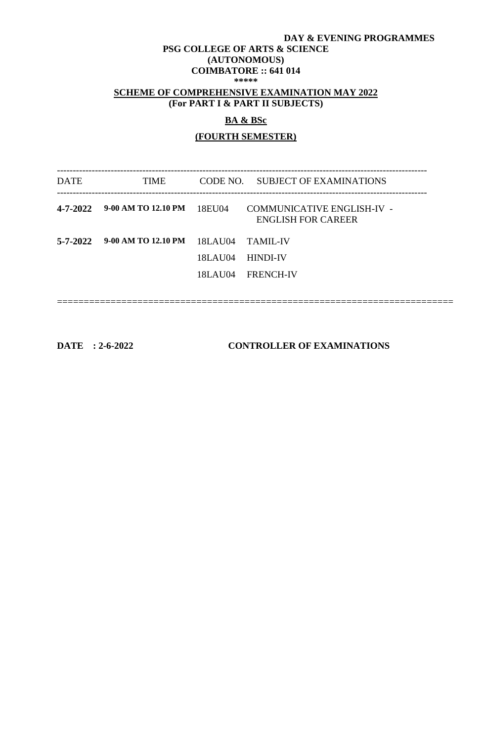**DAY & EVENING PROGRAMMES**

**PSG COLLEGE OF ARTS & SCIENCE**
**(AUTONOMOUS)**
**COIMBATORE :: 641 014**
**\*\*\*\*\***

**SCHEME OF COMPREHENSIVE EXAMINATION MAY 2022**
**(For PART I & PART II SUBJECTS)**

**BA & BSc**

**(FOURTH SEMESTER)**

| DATE | TIME | CODE NO. | SUBJECT OF EXAMINATIONS |
|---|---|---|---|
| **4-7-2022** | **9-00 AM TO 12.10 PM** | 18EU04 | COMMUNICATIVE ENGLISH-IV - ENGLISH FOR CAREER |
| **5-7-2022** | **9-00 AM TO 12.10 PM** | 18LAU04 | TAMIL-IV |
| | | 18LAU04 | HINDI-IV |
| | | 18LAU04 | FRENCH-IV |

**DATE : 2-6-2022** **CONTROLLER OF EXAMINATIONS**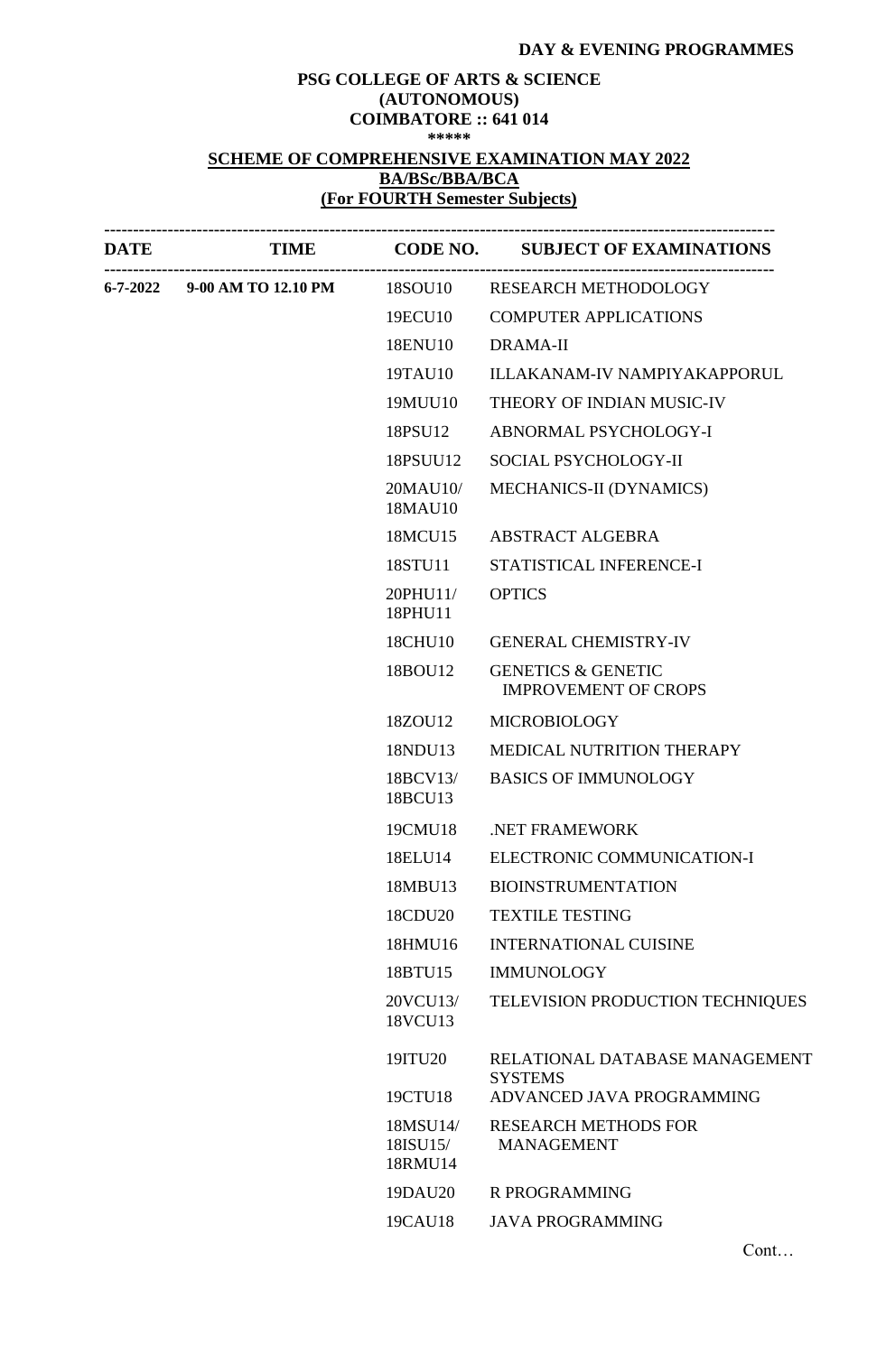**DAY & EVENING PROGRAMMES**

**PSG COLLEGE OF ARTS & SCIENCE**
**(AUTONOMOUS)**
**COIMBATORE :: 641 014**
**\*\*\*\*\***

**SCHEME OF COMPREHENSIVE EXAMINATION MAY 2022**
**BA/BSc/BBA/BCA**
**(For FOURTH Semester Subjects)**

| DATE | TIME | CODE NO. | SUBJECT OF EXAMINATIONS |
|---|---|---|---|
| 6-7-2022 | 9-00 AM TO 12.10 PM | 18SOU10 | RESEARCH METHODOLOGY |
| | | 19ECU10 | COMPUTER APPLICATIONS |
| | | 18ENU10 | DRAMA-II |
| | | 19TAU10 | ILLAKANAM-IV NAMPIYAKAPPORUL |
| | | 19MUU10 | THEORY OF INDIAN MUSIC-IV |
| | | 18PSU12 | ABNORMAL PSYCHOLOGY-I |
| | | 18PSUU12 | SOCIAL PSYCHOLOGY-II |
| | | 20MAU10/ 18MAU10 | MECHANICS-II (DYNAMICS) |
| | | 18MCU15 | ABSTRACT ALGEBRA |
| | | 18STU11 | STATISTICAL INFERENCE-I |
| | | 20PHU11/ 18PHU11 | OPTICS |
| | | 18CHU10 | GENERAL CHEMISTRY-IV |
| | | 18BOU12 | GENETICS & GENETIC IMPROVEMENT OF CROPS |
| | | 18ZOU12 | MICROBIOLOGY |
| | | 18NDU13 | MEDICAL NUTRITION THERAPY |
| | | 18BCV13/ 18BCU13 | BASICS OF IMMUNOLOGY |
| | | 19CMU18 | .NET FRAMEWORK |
| | | 18ELU14 | ELECTRONIC COMMUNICATION-I |
| | | 18MBU13 | BIOINSTRUMENTATION |
| | | 18CDU20 | TEXTILE TESTING |
| | | 18HMU16 | INTERNATIONAL CUISINE |
| | | 18BTU15 | IMMUNOLOGY |
| | | 20VCU13/ 18VCU13 | TELEVISION PRODUCTION TECHNIQUES |
| | | 19ITU20 | RELATIONAL DATABASE MANAGEMENT SYSTEMS |
| | | 19CTU18 | ADVANCED JAVA PROGRAMMING |
| | | 18MSU14/ 18ISU15/ 18RMU14 | RESEARCH METHODS FOR MANAGEMENT |
| | | 19DAU20 | R PROGRAMMING |
| | | 19CAU18 | JAVA PROGRAMMING |

Cont…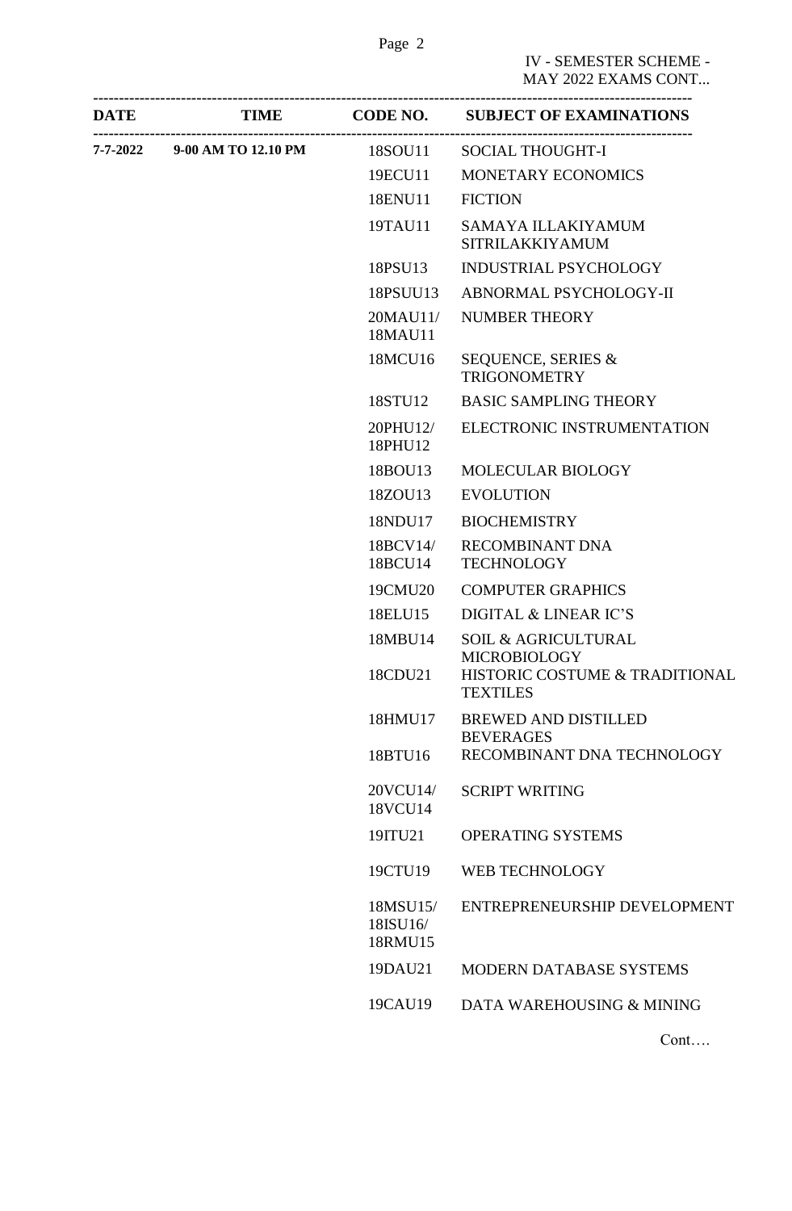IV - SEMESTER SCHEME - MAY 2022 EXAMS CONT...

| DATE | TIME | CODE NO. | SUBJECT OF EXAMINATIONS |
|---|---|---|---|
| 7-7-2022 | 9-00 AM TO 12.10 PM | 18SOU11 | SOCIAL THOUGHT-I |
| | | 19ECU11 | MONETARY ECONOMICS |
| | | 18ENU11 | FICTION |
| | | 19TAU11 | SAMAYA ILLAKIYAMUM SITRILAKKIYAMUM |
| | | 18PSU13 | INDUSTRIAL PSYCHOLOGY |
| | | 18PSUU13 | ABNORMAL PSYCHOLOGY-II |
| | | 20MAU11/ 18MAU11 | NUMBER THEORY |
| | | 18MCU16 | SEQUENCE, SERIES & TRIGONOMETRY |
| | | 18STU12 | BASIC SAMPLING THEORY |
| | | 20PHU12/ 18PHU12 | ELECTRONIC INSTRUMENTATION |
| | | 18BOU13 | MOLECULAR BIOLOGY |
| | | 18ZOU13 | EVOLUTION |
| | | 18NDU17 | BIOCHEMISTRY |
| | | 18BCV14/ 18BCU14 | RECOMBINANT DNA TECHNOLOGY |
| | | 19CMU20 | COMPUTER GRAPHICS |
| | | 18ELU15 | DIGITAL & LINEAR IC'S |
| | | 18MBU14 | SOIL & AGRICULTURAL MICROBIOLOGY |
| | | 18CDU21 | HISTORIC COSTUME & TRADITIONAL TEXTILES |
| | | 18HMU17 | BREWED AND DISTILLED BEVERAGES |
| | | 18BTU16 | RECOMBINANT DNA TECHNOLOGY |
| | | 20VCU14/ 18VCU14 | SCRIPT WRITING |
| | | 19ITU21 | OPERATING SYSTEMS |
| | | 19CTU19 | WEB TECHNOLOGY |
| | | 18MSU15/ 18ISU16/ 18RMU15 | ENTREPRENEURSHIP DEVELOPMENT |
| | | 19DAU21 | MODERN DATABASE SYSTEMS |
| | | 19CAU19 | DATA WAREHOUSING & MINING |

Cont….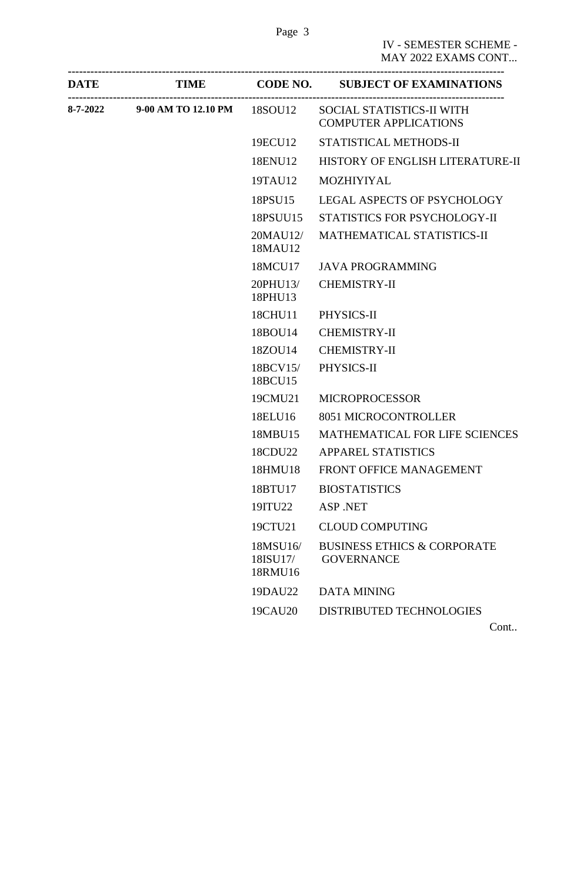IV - SEMESTER SCHEME - MAY 2022 EXAMS CONT...

| DATE | TIME | CODE NO. | SUBJECT OF EXAMINATIONS |
|---|---|---|---|
| 8-7-2022 | 9-00 AM TO 12.10 PM | 18SOU12 | SOCIAL STATISTICS-II WITH COMPUTER APPLICATIONS |
| | | 19ECU12 | STATISTICAL METHODS-II |
| | | 18ENU12 | HISTORY OF ENGLISH LITERATURE-II |
| | | 19TAU12 | MOZHIYIYAL |
| | | 18PSU15 | LEGAL ASPECTS OF PSYCHOLOGY |
| | | 18PSUU15 | STATISTICS FOR PSYCHOLOGY-II |
| | | 20MAU12/ 18MAU12 | MATHEMATICAL STATISTICS-II |
| | | 18MCU17 | JAVA PROGRAMMING |
| | | 20PHU13/ 18PHU13 | CHEMISTRY-II |
| | | 18CHU11 | PHYSICS-II |
| | | 18BOU14 | CHEMISTRY-II |
| | | 18ZOU14 | CHEMISTRY-II |
| | | 18BCV15/ 18BCU15 | PHYSICS-II |
| | | 19CMU21 | MICROPROCESSOR |
| | | 18ELU16 | 8051 MICROCONTROLLER |
| | | 18MBU15 | MATHEMATICAL FOR LIFE SCIENCES |
| | | 18CDU22 | APPAREL STATISTICS |
| | | 18HMU18 | FRONT OFFICE MANAGEMENT |
| | | 18BTU17 | BIOSTATISTICS |
| | | 19ITU22 | ASP .NET |
| | | 19CTU21 | CLOUD COMPUTING |
| | | 18MSU16/ 18ISU17/ 18RMU16 | BUSINESS ETHICS & CORPORATE GOVERNANCE |
| | | 19DAU22 | DATA MINING |
| | | 19CAU20 | DISTRIBUTED TECHNOLOGIES |

Cont..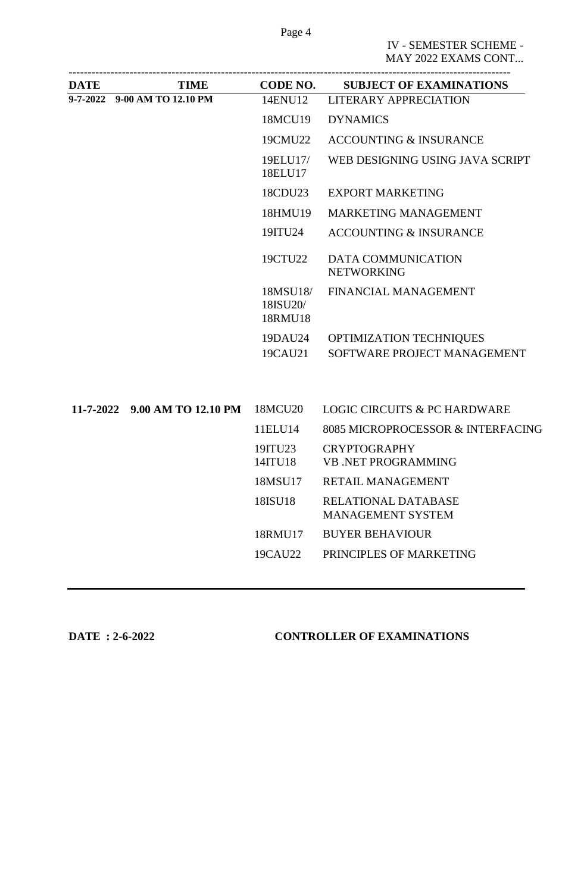IV - SEMESTER SCHEME -
MAY 2022 EXAMS CONT...

| DATE | TIME | CODE NO. | SUBJECT OF EXAMINATIONS |
|---|---|---|---|
| 9-7-2022 | 9-00 AM TO 12.10 PM | 14ENU12 | LITERARY APPRECIATION |
| | | 18MCU19 | DYNAMICS |
| | | 19CMU22 | ACCOUNTING & INSURANCE |
| | | 19ELU17/ 18ELU17 | WEB DESIGNING USING JAVA SCRIPT |
| | | 18CDU23 | EXPORT MARKETING |
| | | 18HMU19 | MARKETING MANAGEMENT |
| | | 19ITU24 | ACCOUNTING & INSURANCE |
| | | 19CTU22 | DATA COMMUNICATION NETWORKING |
| | | 18MSU18/ 18ISU20/ 18RMU18 | FINANCIAL MANAGEMENT |
| | | 19DAU24 | OPTIMIZATION TECHNIQUES |
| | | 19CAU21 | SOFTWARE PROJECT MANAGEMENT |
| 11-7-2022 | 9.00 AM TO 12.10 PM | 18MCU20 | LOGIC CIRCUITS & PC HARDWARE |
| | | 11ELU14 | 8085 MICROPROCESSOR & INTERFACING |
| | | 19ITU23 | CRYPTOGRAPHY |
| | | 14ITU18 | VB .NET PROGRAMMING |
| | | 18MSU17 | RETAIL MANAGEMENT |
| | | 18ISU18 | RELATIONAL DATABASE MANAGEMENT SYSTEM |
| | | 18RMU17 | BUYER BEHAVIOUR |
| | | 19CAU22 | PRINCIPLES OF MARKETING |

**DATE : 2-6-2022** **CONTROLLER OF EXAMINATIONS**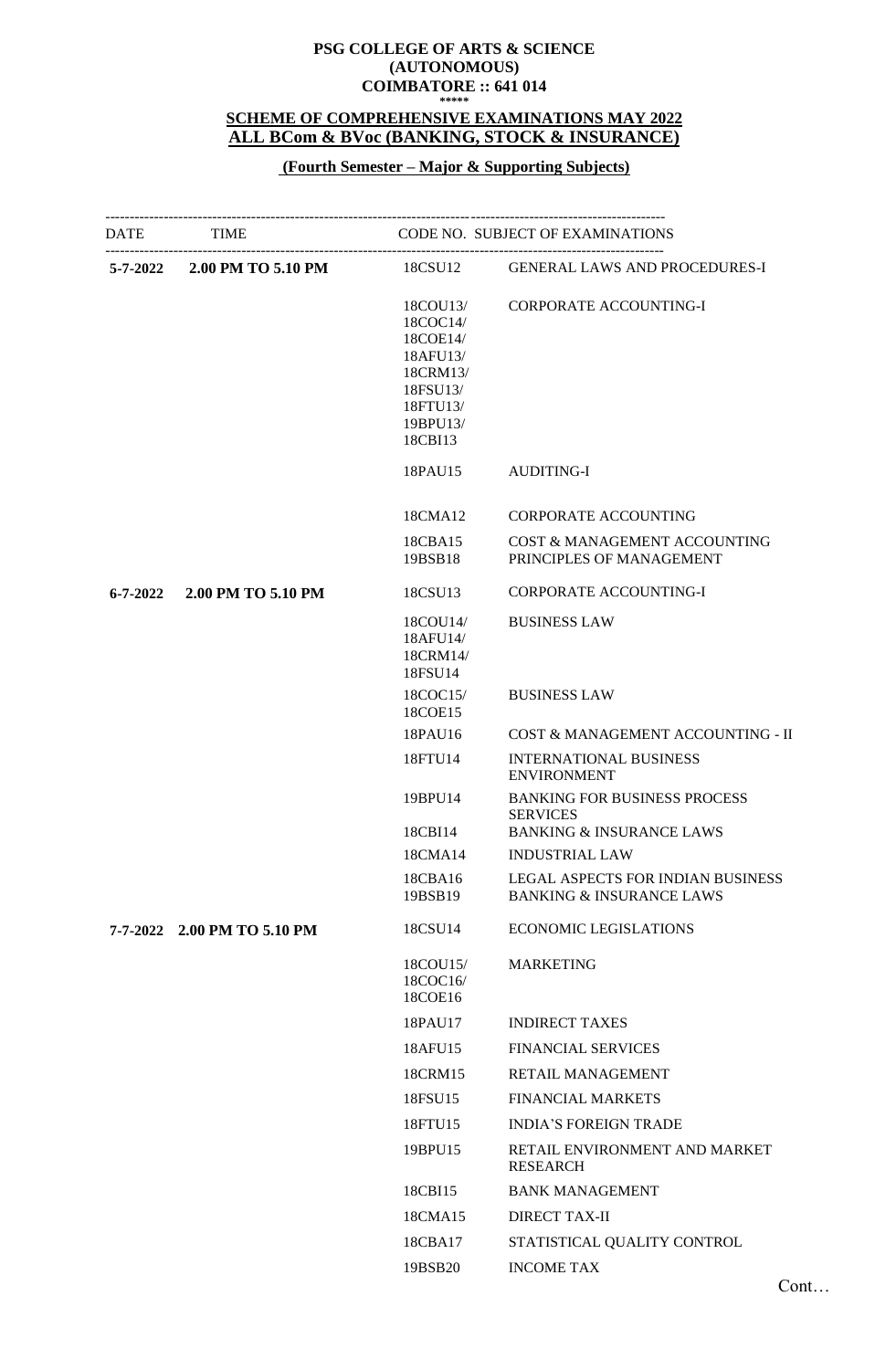**PSG COLLEGE OF ARTS & SCIENCE**
**(AUTONOMOUS)**
**COIMBATORE :: 641 014**

*****

**SCHEME OF COMPREHENSIVE EXAMINATIONS MAY 2022**
**ALL BCom & BVoc (BANKING, STOCK & INSURANCE)**

**(Fourth Semester – Major & Supporting Subjects)**

| DATE | TIME | CODE NO. | SUBJECT OF EXAMINATIONS |
|---|---|---|---|
| **5-7-2022** | **2.00 PM TO 5.10 PM** | 18CSU12 | GENERAL LAWS AND PROCEDURES-I |
| | | 18COU13/ 18COC14/ 18COE14/ 18AFU13/ 18CRM13/ 18FSU13/ 18FTU13/ 19BPU13/ 18CBI13 | CORPORATE ACCOUNTING-I |
| | | 18PAU15 | AUDITING-I |
| | | 18CMA12 | CORPORATE ACCOUNTING |
| | | 18CBA15 | COST & MANAGEMENT ACCOUNTING |
| | | 19BSB18 | PRINCIPLES OF MANAGEMENT |
| **6-7-2022** | **2.00 PM TO 5.10 PM** | 18CSU13 | CORPORATE ACCOUNTING-I |
| | | 18COU14/ 18AFU14/ 18CRM14/ 18FSU14 | BUSINESS LAW |
| | | 18COC15/ 18COE15 | BUSINESS LAW |
| | | 18PAU16 | COST & MANAGEMENT ACCOUNTING - II |
| | | 18FTU14 | INTERNATIONAL BUSINESS ENVIRONMENT |
| | | 19BPU14 | BANKING FOR BUSINESS PROCESS SERVICES |
| | | 18CBI14 | BANKING & INSURANCE LAWS |
| | | 18CMA14 | INDUSTRIAL LAW |
| | | 18CBA16 | LEGAL ASPECTS FOR INDIAN BUSINESS |
| | | 19BSB19 | BANKING & INSURANCE LAWS |
| **7-7-2022** | **2.00 PM TO 5.10 PM** | 18CSU14 | ECONOMIC LEGISLATIONS |
| | | 18COU15/ 18COC16/ 18COE16 | MARKETING |
| | | 18PAU17 | INDIRECT TAXES |
| | | 18AFU15 | FINANCIAL SERVICES |
| | | 18CRM15 | RETAIL MANAGEMENT |
| | | 18FSU15 | FINANCIAL MARKETS |
| | | 18FTU15 | INDIA'S FOREIGN TRADE |
| | | 19BPU15 | RETAIL ENVIRONMENT AND MARKET RESEARCH |
| | | 18CBI15 | BANK MANAGEMENT |
| | | 18CMA15 | DIRECT TAX-II |
| | | 18CBA17 | STATISTICAL QUALITY CONTROL |
| | | 19BSB20 | INCOME TAX |

Cont…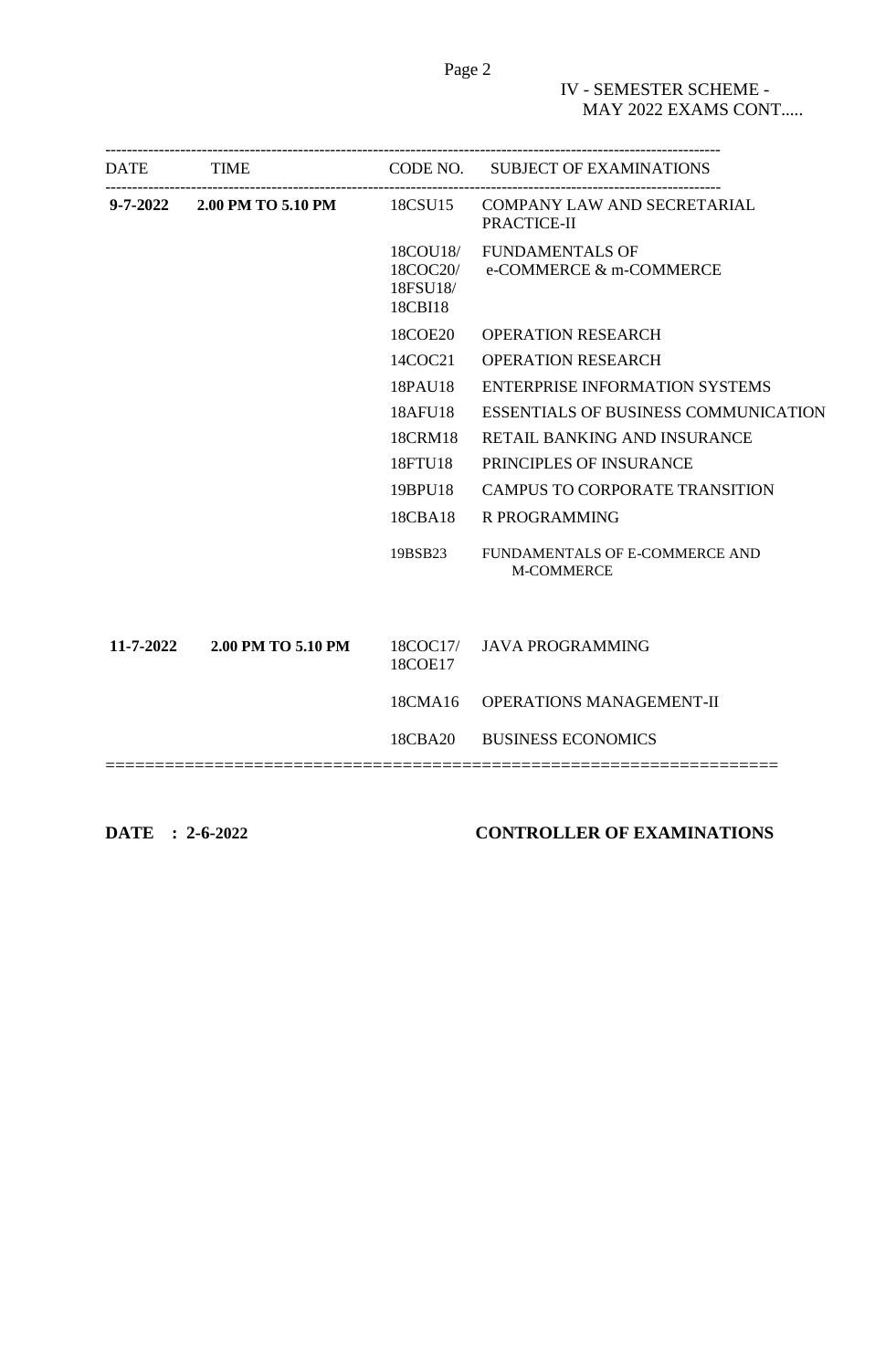IV - SEMESTER SCHEME - MAY 2022 EXAMS CONT.....

| DATE | TIME | CODE NO. | SUBJECT OF EXAMINATIONS |
|---|---|---|---|
| **9-7-2022** | **2.00 PM TO 5.10 PM** | 18CSU15 | COMPANY LAW AND SECRETARIAL PRACTICE-II |
| | | 18COU18/ 18COC20/ 18FSU18/ 18CBI18 | FUNDAMENTALS OF e-COMMERCE & m-COMMERCE |
| | | 18COE20 | OPERATION RESEARCH |
| | | 14COC21 | OPERATION RESEARCH |
| | | 18PAU18 | ENTERPRISE INFORMATION SYSTEMS |
| | | 18AFU18 | ESSENTIALS OF BUSINESS COMMUNICATION |
| | | 18CRM18 | RETAIL BANKING AND INSURANCE |
| | | 18FTU18 | PRINCIPLES OF INSURANCE |
| | | 19BPU18 | CAMPUS TO CORPORATE TRANSITION |
| | | 18CBA18 | R PROGRAMMING |
| | | 19BSB23 | FUNDAMENTALS OF E-COMMERCE AND M-COMMERCE |
| **11-7-2022** | **2.00 PM TO 5.10 PM** | 18COC17/ 18COE17 | JAVA PROGRAMMING |
| | | 18CMA16 | OPERATIONS MANAGEMENT-II |
| | | 18CBA20 | BUSINESS ECONOMICS |

**DATE : 2-6-2022** **CONTROLLER OF EXAMINATIONS**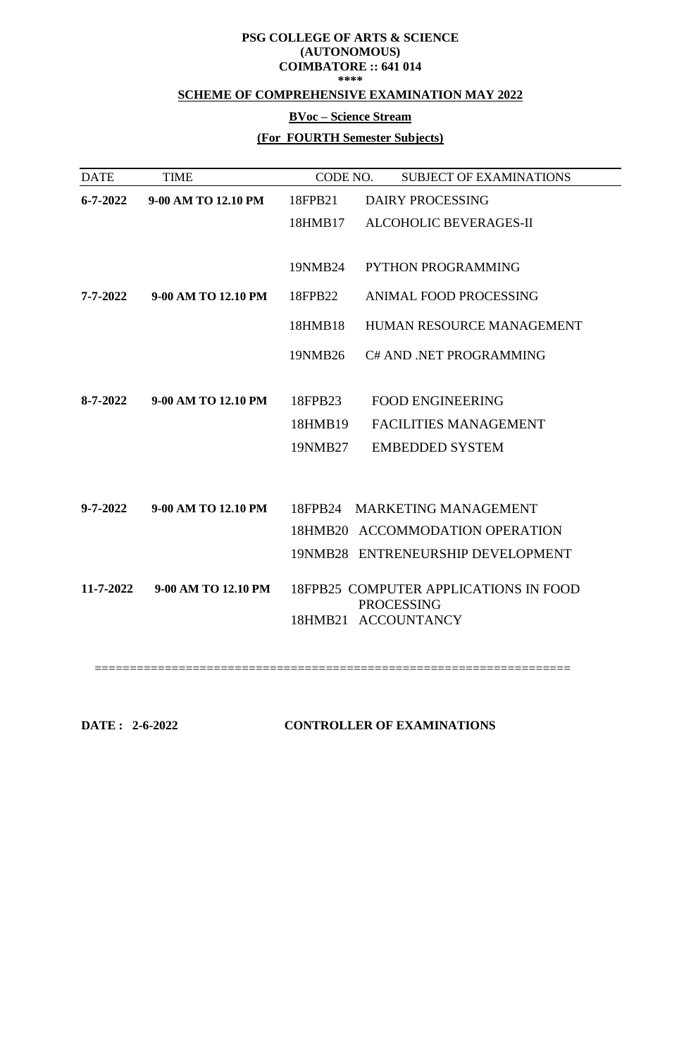**PSG COLLEGE OF ARTS & SCIENCE**
**(AUTONOMOUS)**
**COIMBATORE :: 641 014**
**\*\*\*\***

**SCHEME OF COMPREHENSIVE EXAMINATION MAY 2022**

**BVoc – Science Stream**

**(For FOURTH Semester Subjects)**

| DATE | TIME | CODE NO. | SUBJECT OF EXAMINATIONS |
|---|---|---|---|
| **6-7-2022** | **9-00 AM TO 12.10 PM** | 18FPB21 | DAIRY PROCESSING |
| | | 18HMB17 | ALCOHOLIC BEVERAGES-II |
| | | 19NMB24 | PYTHON PROGRAMMING |
| **7-7-2022** | **9-00 AM TO 12.10 PM** | 18FPB22 | ANIMAL FOOD PROCESSING |
| | | 18HMB18 | HUMAN RESOURCE MANAGEMENT |
| | | 19NMB26 | C# AND .NET PROGRAMMING |
| **8-7-2022** | **9-00 AM TO 12.10 PM** | 18FPB23 | FOOD ENGINEERING |
| | | 18HMB19 | FACILITIES MANAGEMENT |
| | | 19NMB27 | EMBEDDED SYSTEM |
| **9-7-2022** | **9-00 AM TO 12.10 PM** | 18FPB24 | MARKETING MANAGEMENT |
| | | 18HMB20 | ACCOMMODATION OPERATION |
| | | 19NMB28 | ENTRENEURSHIP DEVELOPMENT |
| **11-7-2022** | **9-00 AM TO 12.10 PM** | 18FPB25 | COMPUTER APPLICATIONS IN FOOD PROCESSING |
| | | 18HMB21 | ACCOUNTANCY |

==================================================================

**DATE : 2-6-2022** **CONTROLLER OF EXAMINATIONS**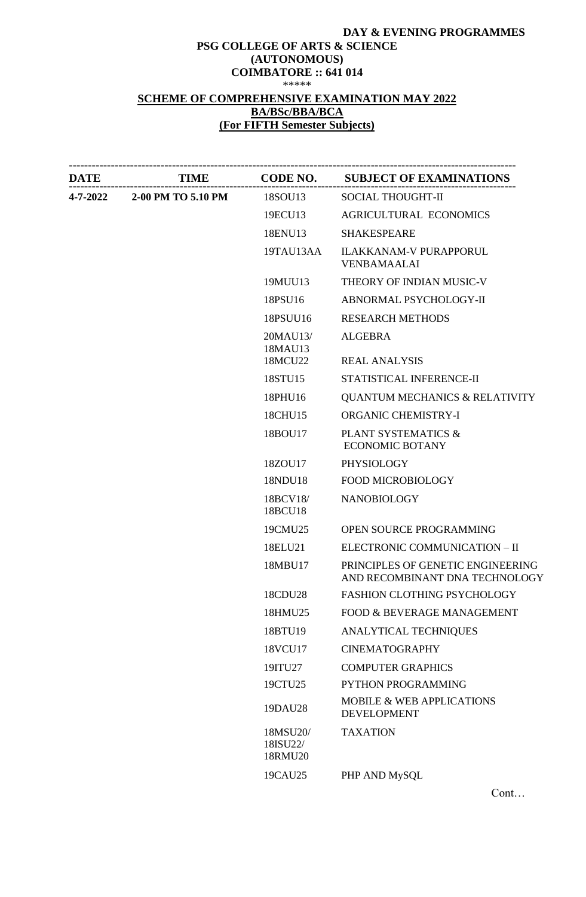**DAY & EVENING PROGRAMMES**

**PSG COLLEGE OF ARTS & SCIENCE**
**(AUTONOMOUS)**
**COIMBATORE :: 641 014**
\*\*\*\*\*

**SCHEME OF COMPREHENSIVE EXAMINATION MAY 2022**
**BA/BSc/BBA/BCA**
**(For FIFTH Semester Subjects)**

| DATE | TIME | CODE NO. | SUBJECT OF EXAMINATIONS |
|---|---|---|---|
| **4-7-2022** | **2-00 PM TO 5.10 PM** | 18SOU13 | SOCIAL THOUGHT-II |
| | | 19ECU13 | AGRICULTURAL ECONOMICS |
| | | 18ENU13 | SHAKESPEARE |
| | | 19TAU13AA | ILAKKANAM-V PURAPPORUL VENBAMAALAI |
| | | 19MUU13 | THEORY OF INDIAN MUSIC-V |
| | | 18PSU16 | ABNORMAL PSYCHOLOGY-II |
| | | 18PSUU16 | RESEARCH METHODS |
| | | 20MAU13/ 18MAU13 | ALGEBRA |
| | | 18MCU22 | REAL ANALYSIS |
| | | 18STU15 | STATISTICAL INFERENCE-II |
| | | 18PHU16 | QUANTUM MECHANICS & RELATIVITY |
| | | 18CHU15 | ORGANIC CHEMISTRY-I |
| | | 18BOU17 | PLANT SYSTEMATICS & ECONOMIC BOTANY |
| | | 18ZOU17 | PHYSIOLOGY |
| | | 18NDU18 | FOOD MICROBIOLOGY |
| | | 18BCV18/ 18BCU18 | NANOBIOLOGY |
| | | 19CMU25 | OPEN SOURCE PROGRAMMING |
| | | 18ELU21 | ELECTRONIC COMMUNICATION – II |
| | | 18MBU17 | PRINCIPLES OF GENETIC ENGINEERING AND RECOMBINANT DNA TECHNOLOGY |
| | | 18CDU28 | FASHION CLOTHING PSYCHOLOGY |
| | | 18HMU25 | FOOD & BEVERAGE MANAGEMENT |
| | | 18BTU19 | ANALYTICAL TECHNIQUES |
| | | 18VCU17 | CINEMATOGRAPHY |
| | | 19ITU27 | COMPUTER GRAPHICS |
| | | 19CTU25 | PYTHON PROGRAMMING |
| | | 19DAU28 | MOBILE & WEB APPLICATIONS DEVELOPMENT |
| | | 18MSU20/ 18ISU22/ 18RMU20 | TAXATION |
| | | 19CAU25 | PHP AND MySQL |

Cont…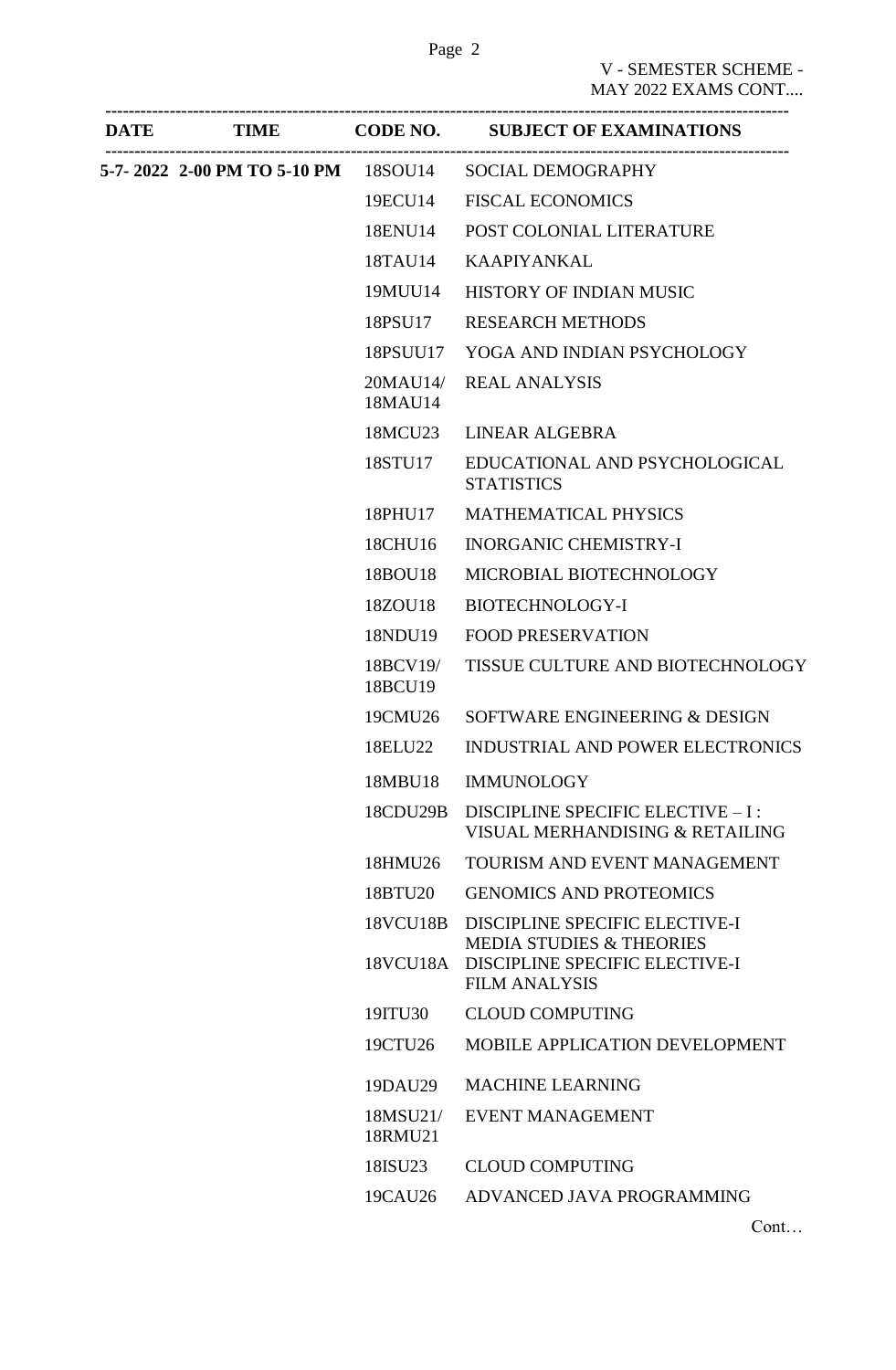V - SEMESTER SCHEME -
MAY 2022 EXAMS CONT....

| DATE | TIME | CODE NO. | SUBJECT OF EXAMINATIONS |
|---|---|---|---|
| **5-7- 2022** | **2-00 PM TO 5-10 PM** | 18SOU14 | SOCIAL DEMOGRAPHY |
| | | 19ECU14 | FISCAL ECONOMICS |
| | | 18ENU14 | POST COLONIAL LITERATURE |
| | | 18TAU14 | KAAPIYANKAL |
| | | 19MUU14 | HISTORY OF INDIAN MUSIC |
| | | 18PSU17 | RESEARCH METHODS |
| | | 18PSUU17 | YOGA AND INDIAN PSYCHOLOGY |
| | | 20MAU14/ 18MAU14 | REAL ANALYSIS |
| | | 18MCU23 | LINEAR ALGEBRA |
| | | 18STU17 | EDUCATIONAL AND PSYCHOLOGICAL STATISTICS |
| | | 18PHU17 | MATHEMATICAL PHYSICS |
| | | 18CHU16 | INORGANIC CHEMISTRY-I |
| | | 18BOU18 | MICROBIAL BIOTECHNOLOGY |
| | | 18ZOU18 | BIOTECHNOLOGY-I |
| | | 18NDU19 | FOOD PRESERVATION |
| | | 18BCV19/ 18BCU19 | TISSUE CULTURE AND BIOTECHNOLOGY |
| | | 19CMU26 | SOFTWARE ENGINEERING & DESIGN |
| | | 18ELU22 | INDUSTRIAL AND POWER ELECTRONICS |
| | | 18MBU18 | IMMUNOLOGY |
| | | 18CDU29B | DISCIPLINE SPECIFIC ELECTIVE – I : VISUAL MERHANDISING & RETAILING |
| | | 18HMU26 | TOURISM AND EVENT MANAGEMENT |
| | | 18BTU20 | GENOMICS AND PROTEOMICS |
| | | 18VCU18B | DISCIPLINE SPECIFIC ELECTIVE-I MEDIA STUDIES & THEORIES |
| | | 18VCU18A | DISCIPLINE SPECIFIC ELECTIVE-I FILM ANALYSIS |
| | | 19ITU30 | CLOUD COMPUTING |
| | | 19CTU26 | MOBILE APPLICATION DEVELOPMENT |
| | | 19DAU29 | MACHINE LEARNING |
| | | 18MSU21/ 18RMU21 | EVENT MANAGEMENT |
| | | 18ISU23 | CLOUD COMPUTING |
| | | 19CAU26 | ADVANCED JAVA PROGRAMMING |

Cont…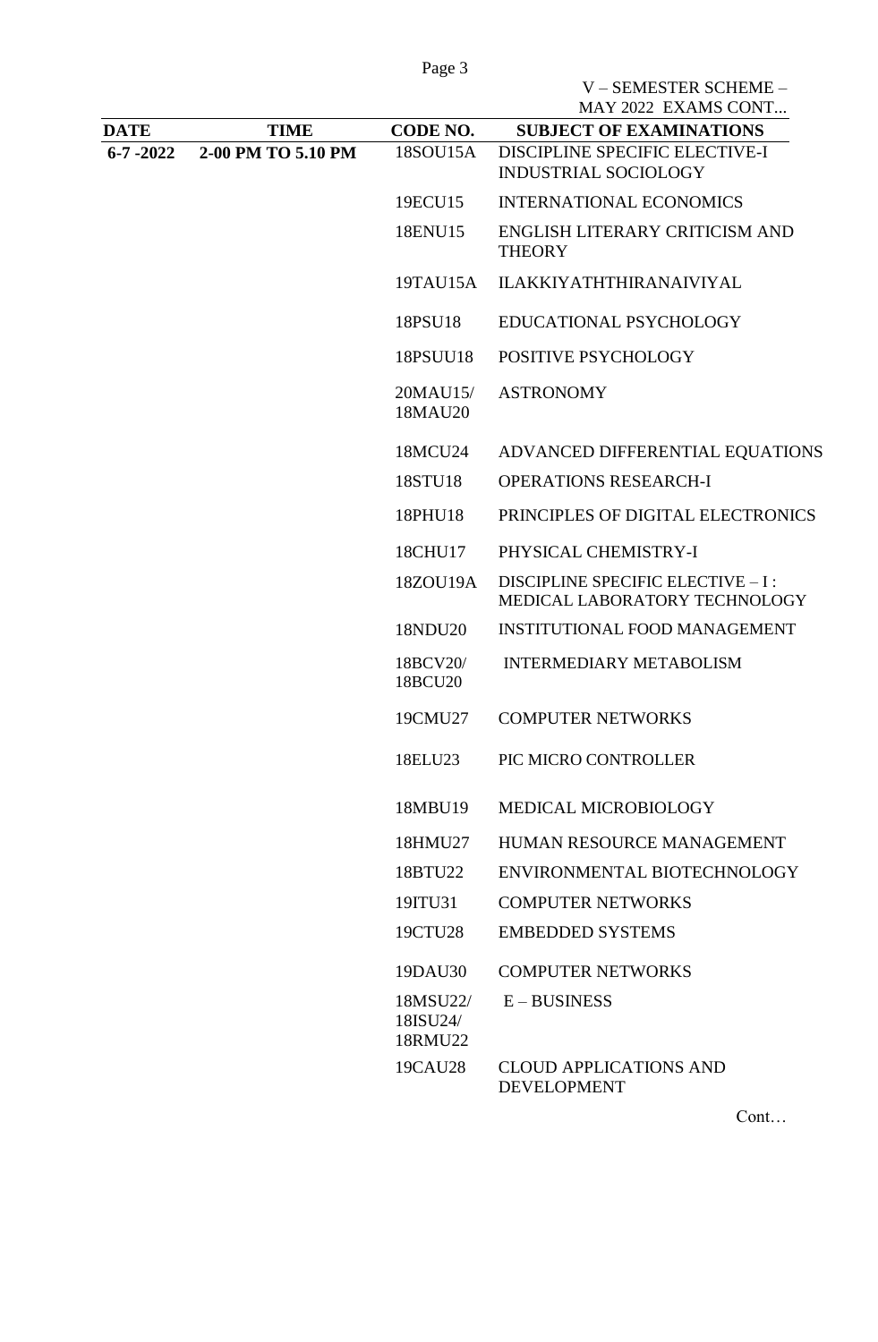V – SEMESTER SCHEME – MAY 2022 EXAMS CONT...

| DATE | TIME | CODE NO. | SUBJECT OF EXAMINATIONS |
|---|---|---|---|
| **6-7 -2022** | **2-00 PM TO 5.10 PM** | 18SOU15A | DISCIPLINE SPECIFIC ELECTIVE-I INDUSTRIAL SOCIOLOGY |
| | | 19ECU15 | INTERNATIONAL ECONOMICS |
| | | 18ENU15 | ENGLISH LITERARY CRITICISM AND THEORY |
| | | 19TAU15A | ILAKKIYATHTHIRANAIVIYAL |
| | | 18PSU18 | EDUCATIONAL PSYCHOLOGY |
| | | 18PSUU18 | POSITIVE PSYCHOLOGY |
| | | 20MAU15/ 18MAU20 | ASTRONOMY |
| | | 18MCU24 | ADVANCED DIFFERENTIAL EQUATIONS |
| | | 18STU18 | OPERATIONS RESEARCH-I |
| | | 18PHU18 | PRINCIPLES OF DIGITAL ELECTRONICS |
| | | 18CHU17 | PHYSICAL CHEMISTRY-I |
| | | 18ZOU19A | DISCIPLINE SPECIFIC ELECTIVE – I : MEDICAL LABORATORY TECHNOLOGY |
| | | 18NDU20 | INSTITUTIONAL FOOD MANAGEMENT |
| | | 18BCV20/ 18BCU20 | INTERMEDIARY METABOLISM |
| | | 19CMU27 | COMPUTER NETWORKS |
| | | 18ELU23 | PIC MICRO CONTROLLER |
| | | 18MBU19 | MEDICAL MICROBIOLOGY |
| | | 18HMU27 | HUMAN RESOURCE MANAGEMENT |
| | | 18BTU22 | ENVIRONMENTAL BIOTECHNOLOGY |
| | | 19ITU31 | COMPUTER NETWORKS |
| | | 19CTU28 | EMBEDDED SYSTEMS |
| | | 19DAU30 | COMPUTER NETWORKS |
| | | 18MSU22/ 18ISU24/ 18RMU22 | E – BUSINESS |
| | | 19CAU28 | CLOUD APPLICATIONS AND DEVELOPMENT |

Cont…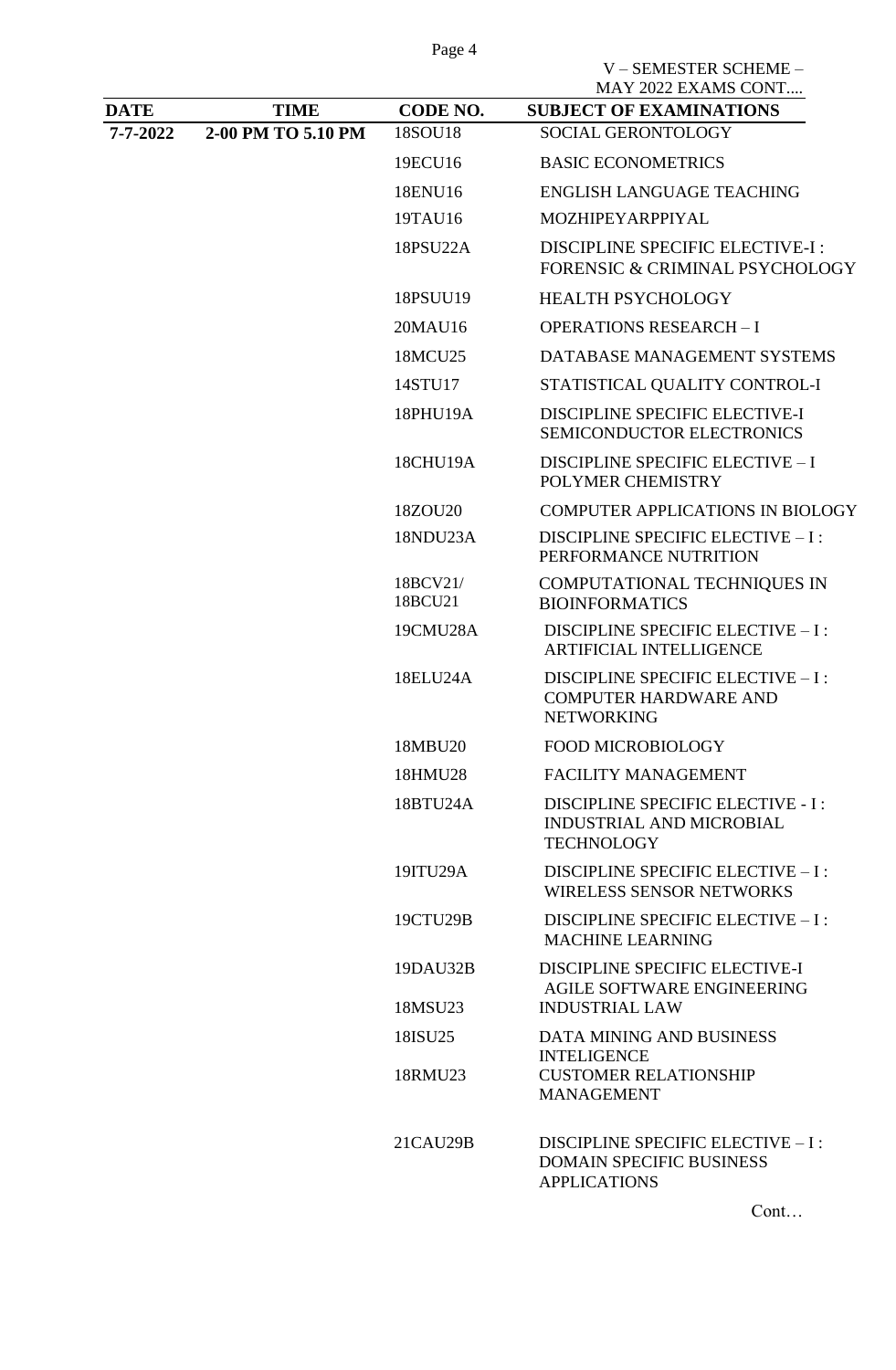V – SEMESTER SCHEME – MAY 2022 EXAMS CONT....

| DATE | TIME | CODE NO. | SUBJECT OF EXAMINATIONS |
|---|---|---|---|
| 7-7-2022 | 2-00 PM TO 5.10 PM | 18SOU18 | SOCIAL GERONTOLOGY |
| | | 19ECU16 | BASIC ECONOMETRICS |
| | | 18ENU16 | ENGLISH LANGUAGE TEACHING |
| | | 19TAU16 | MOZHIPEYARPPIYAL |
| | | 18PSU22A | DISCIPLINE SPECIFIC ELECTIVE-I : FORENSIC & CRIMINAL PSYCHOLOGY |
| | | 18PSUU19 | HEALTH PSYCHOLOGY |
| | | 20MAU16 | OPERATIONS RESEARCH – I |
| | | 18MCU25 | DATABASE MANAGEMENT SYSTEMS |
| | | 14STU17 | STATISTICAL QUALITY CONTROL-I |
| | | 18PHU19A | DISCIPLINE SPECIFIC ELECTIVE-I SEMICONDUCTOR ELECTRONICS |
| | | 18CHU19A | DISCIPLINE SPECIFIC ELECTIVE – I POLYMER CHEMISTRY |
| | | 18ZOU20 | COMPUTER APPLICATIONS IN BIOLOGY |
| | | 18NDU23A | DISCIPLINE SPECIFIC ELECTIVE – I : PERFORMANCE NUTRITION |
| | | 18BCV21/ 18BCU21 | COMPUTATIONAL TECHNIQUES IN BIOINFORMATICS |
| | | 19CMU28A | DISCIPLINE SPECIFIC ELECTIVE – I : ARTIFICIAL INTELLIGENCE |
| | | 18ELU24A | DISCIPLINE SPECIFIC ELECTIVE – I : COMPUTER HARDWARE AND NETWORKING |
| | | 18MBU20 | FOOD MICROBIOLOGY |
| | | 18HMU28 | FACILITY MANAGEMENT |
| | | 18BTU24A | DISCIPLINE SPECIFIC ELECTIVE - I : INDUSTRIAL AND MICROBIAL TECHNOLOGY |
| | | 19ITU29A | DISCIPLINE SPECIFIC ELECTIVE – I : WIRELESS SENSOR NETWORKS |
| | | 19CTU29B | DISCIPLINE SPECIFIC ELECTIVE – I : MACHINE LEARNING |
| | | 19DAU32B | DISCIPLINE SPECIFIC ELECTIVE-I AGILE SOFTWARE ENGINEERING |
| | | 18MSU23 | INDUSTRIAL LAW |
| | | 18ISU25 | DATA MINING AND BUSINESS INTELIGENCE |
| | | 18RMU23 | CUSTOMER RELATIONSHIP MANAGEMENT |
| | | 21CAU29B | DISCIPLINE SPECIFIC ELECTIVE – I : DOMAIN SPECIFIC BUSINESS APPLICATIONS |

Cont…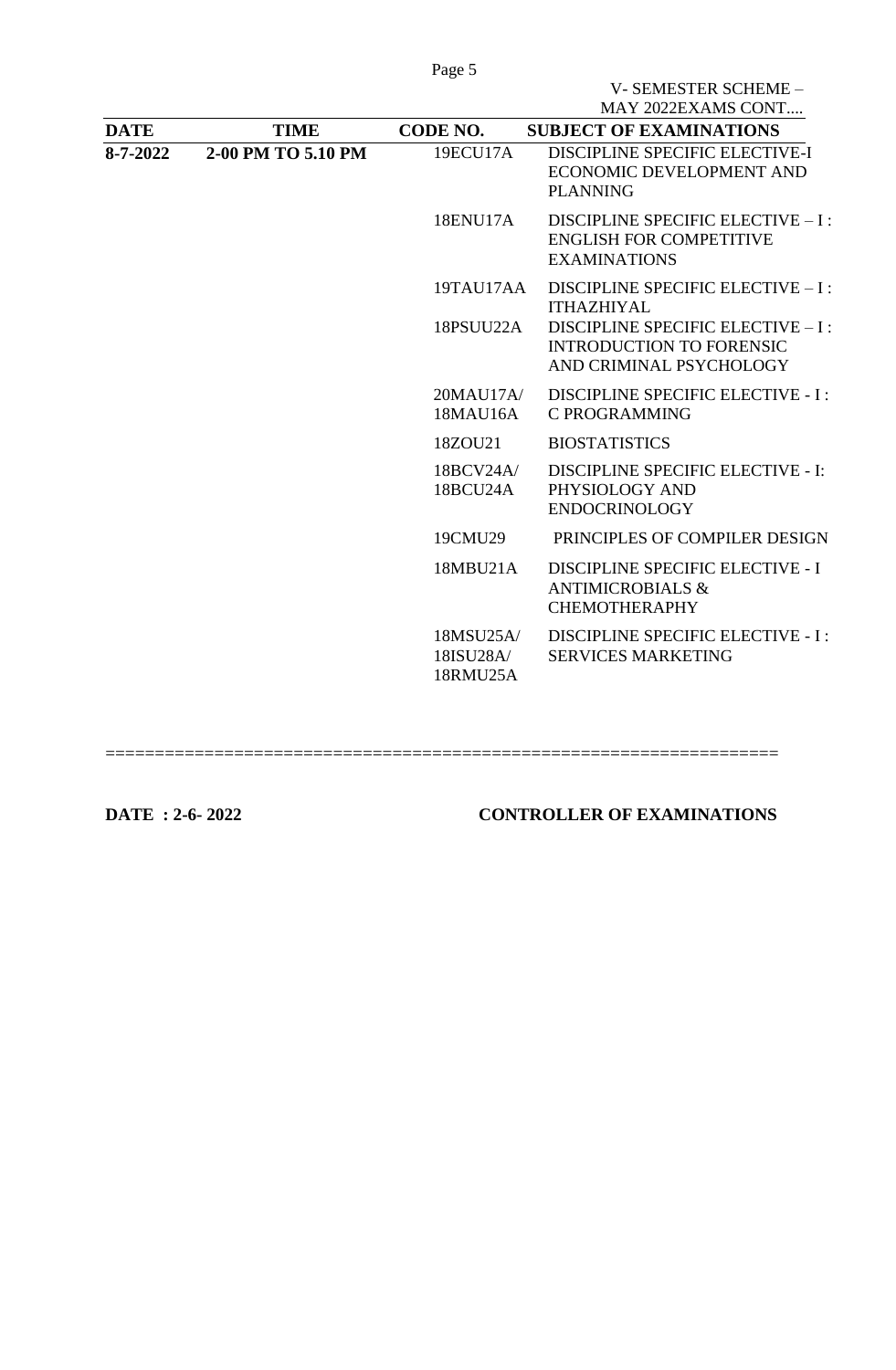V- SEMESTER SCHEME – MAY 2022EXAMS CONT....

| DATE | TIME | CODE NO. | SUBJECT OF EXAMINATIONS |
|---|---|---|---|
| **8-7-2022** | **2-00 PM TO 5.10 PM** | 19ECU17A | DISCIPLINE SPECIFIC ELECTIVE-I ECONOMIC DEVELOPMENT AND PLANNING |
| | | 18ENU17A | DISCIPLINE SPECIFIC ELECTIVE – I : ENGLISH FOR COMPETITIVE EXAMINATIONS |
| | | 19TAU17AA | DISCIPLINE SPECIFIC ELECTIVE – I : ITHAZHIYAL |
| | | 18PSUU22A | DISCIPLINE SPECIFIC ELECTIVE – I : INTRODUCTION TO FORENSIC AND CRIMINAL PSYCHOLOGY |
| | | 20MAU17A/ 18MAU16A | DISCIPLINE SPECIFIC ELECTIVE - I : C PROGRAMMING |
| | | 18ZOU21 | BIOSTATISTICS |
| | | 18BCV24A/ 18BCU24A | DISCIPLINE SPECIFIC ELECTIVE - I: PHYSIOLOGY AND ENDOCRINOLOGY |
| | | 19CMU29 | PRINCIPLES OF COMPILER DESIGN |
| | | 18MBU21A | DISCIPLINE SPECIFIC ELECTIVE - I ANTIMICROBIALS & CHEMOTHERAPHY |
| | | 18MSU25A/ 18ISU28A/ 18RMU25A | DISCIPLINE SPECIFIC ELECTIVE - I : SERVICES MARKETING |

=================================================================

**DATE : 2-6- 2022** **CONTROLLER OF EXAMINATIONS**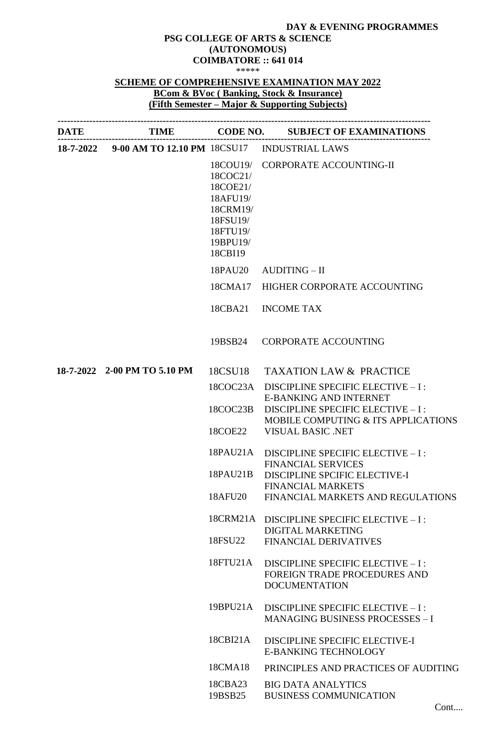**DAY & EVENING PROGRAMMES**

**PSG COLLEGE OF ARTS & SCIENCE**
**(AUTONOMOUS)**
**COIMBATORE :: 641 014**
\*\*\*\*\*

**SCHEME OF COMPREHENSIVE EXAMINATION MAY 2022**
**BCom & BVoc ( Banking, Stock & Insurance)**
**(Fifth Semester – Major & Supporting Subjects)**

| DATE | TIME | CODE NO. | SUBJECT OF EXAMINATIONS |
|---|---|---|---|
| 18-7-2022 | 9-00 AM TO 12.10 PM | 18CSU17 | INDUSTRIAL LAWS |
| | | 18COU19/ 18COC21/ 18COE21/ 18AFU19/ 18CRM19/ 18FSU19/ 18FTU19/ 19BPU19/ 18CBI19 | CORPORATE ACCOUNTING-II |
| | | 18PAU20 | AUDITING – II |
| | | 18CMA17 | HIGHER CORPORATE ACCOUNTING |
| | | 18CBA21 | INCOME TAX |
| | | 19BSB24 | CORPORATE ACCOUNTING |
| 18-7-2022 | 2-00 PM TO 5.10 PM | 18CSU18 | TAXATION LAW & PRACTICE |
| | | 18COC23A | DISCIPLINE SPECIFIC ELECTIVE – I : E-BANKING AND INTERNET |
| | | 18COC23B | DISCIPLINE SPECIFIC ELECTIVE – I : MOBILE COMPUTING & ITS APPLICATIONS |
| | | 18COE22 | VISUAL BASIC .NET |
| | | 18PAU21A | DISCIPLINE SPECIFIC ELECTIVE – I : FINANCIAL SERVICES |
| | | 18PAU21B | DISCIPLINE SPCIFIC ELECTIVE-I FINANCIAL MARKETS |
| | | 18AFU20 | FINANCIAL MARKETS AND REGULATIONS |
| | | 18CRM21A | DISCIPLINE SPECIFIC ELECTIVE – I : DIGITAL MARKETING |
| | | 18FSU22 | FINANCIAL DERIVATIVES |
| | | 18FTU21A | DISCIPLINE SPECIFIC ELECTIVE – I : FOREIGN TRADE PROCEDURES AND DOCUMENTATION |
| | | 19BPU21A | DISCIPLINE SPECIFIC ELECTIVE – I : MANAGING BUSINESS PROCESSES – I |
| | | 18CBI21A | DISCIPLINE SPECIFIC ELECTIVE-I E-BANKING TECHNOLOGY |
| | | 18CMA18 | PRINCIPLES AND PRACTICES OF AUDITING |
| | | 18CBA23 | BIG DATA ANALYTICS |
| | | 19BSB25 | BUSINESS COMMUNICATION |

Cont....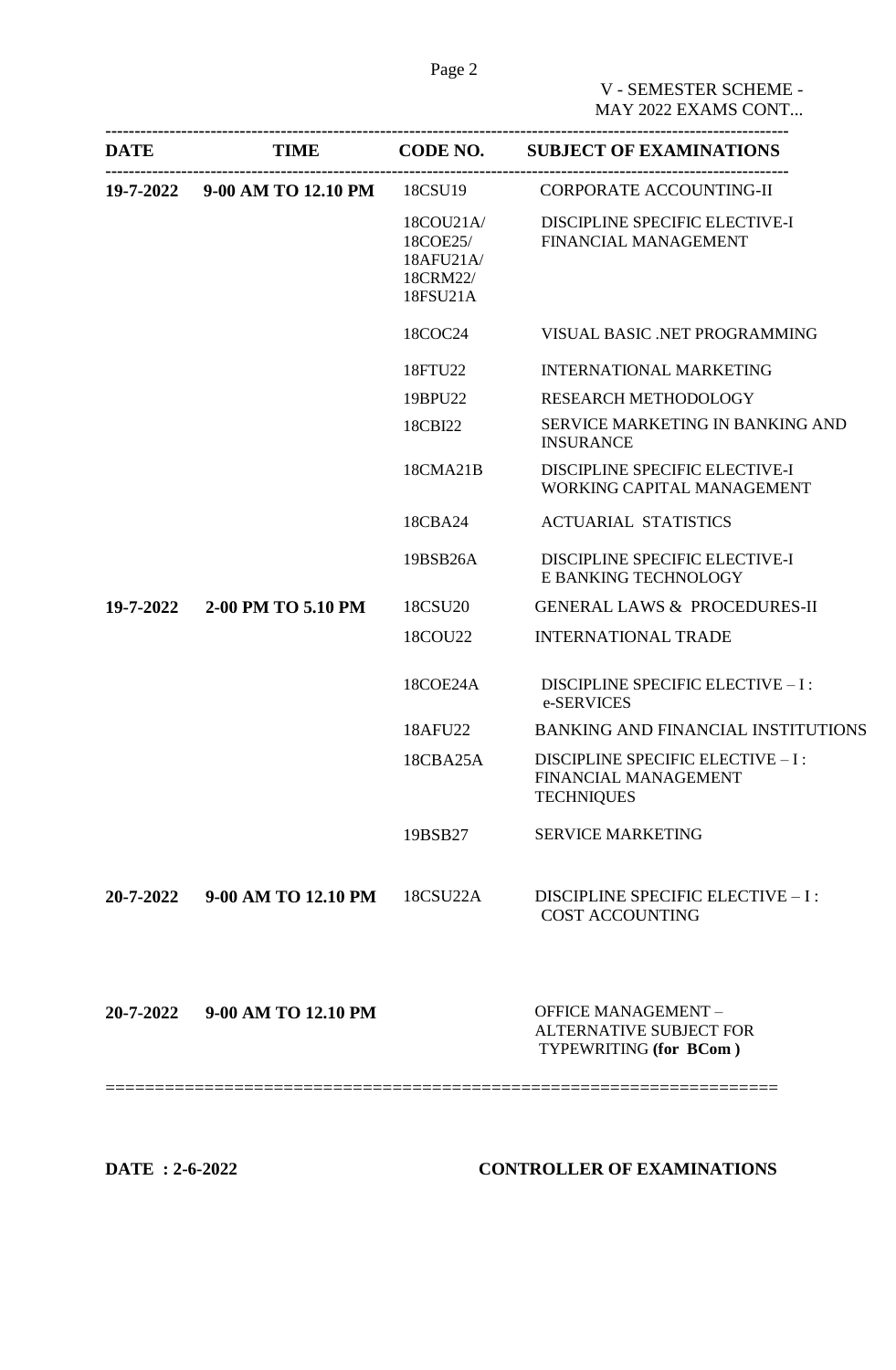V - SEMESTER SCHEME -
MAY 2022 EXAMS CONT...

| DATE | TIME | CODE NO. | SUBJECT OF EXAMINATIONS |
|---|---|---|---|
| **19-7-2022** | **9-00 AM TO 12.10 PM** | 18CSU19 | CORPORATE ACCOUNTING-II |
| | | 18COU21A/ 18COE25/ 18AFU21A/ 18CRM22/ 18FSU21A | DISCIPLINE SPECIFIC ELECTIVE-I FINANCIAL MANAGEMENT |
| | | 18COC24 | VISUAL BASIC .NET PROGRAMMING |
| | | 18FTU22 | INTERNATIONAL MARKETING |
| | | 19BPU22 | RESEARCH METHODOLOGY |
| | | 18CBI22 | SERVICE MARKETING IN BANKING AND INSURANCE |
| | | 18CMA21B | DISCIPLINE SPECIFIC ELECTIVE-I WORKING CAPITAL MANAGEMENT |
| | | 18CBA24 | ACTUARIAL STATISTICS |
| | | 19BSB26A | DISCIPLINE SPECIFIC ELECTIVE-I E BANKING TECHNOLOGY |
| **19-7-2022** | **2-00 PM TO 5.10 PM** | 18CSU20 | GENERAL LAWS & PROCEDURES-II |
| | | 18COU22 | INTERNATIONAL TRADE |
| | | 18COE24A | DISCIPLINE SPECIFIC ELECTIVE – I : e-SERVICES |
| | | 18AFU22 | BANKING AND FINANCIAL INSTITUTIONS |
| | | 18CBA25A | DISCIPLINE SPECIFIC ELECTIVE – I : FINANCIAL MANAGEMENT TECHNIQUES |
| | | 19BSB27 | SERVICE MARKETING |
| **20-7-2022** | **9-00 AM TO 12.10 PM** | 18CSU22A | DISCIPLINE SPECIFIC ELECTIVE – I : COST ACCOUNTING |
| **20-7-2022** | **9-00 AM TO 12.10 PM** | | OFFICE MANAGEMENT – ALTERNATIVE SUBJECT FOR TYPEWRITING **(for BCom )** |

**DATE : 2-6-2022** **CONTROLLER OF EXAMINATIONS**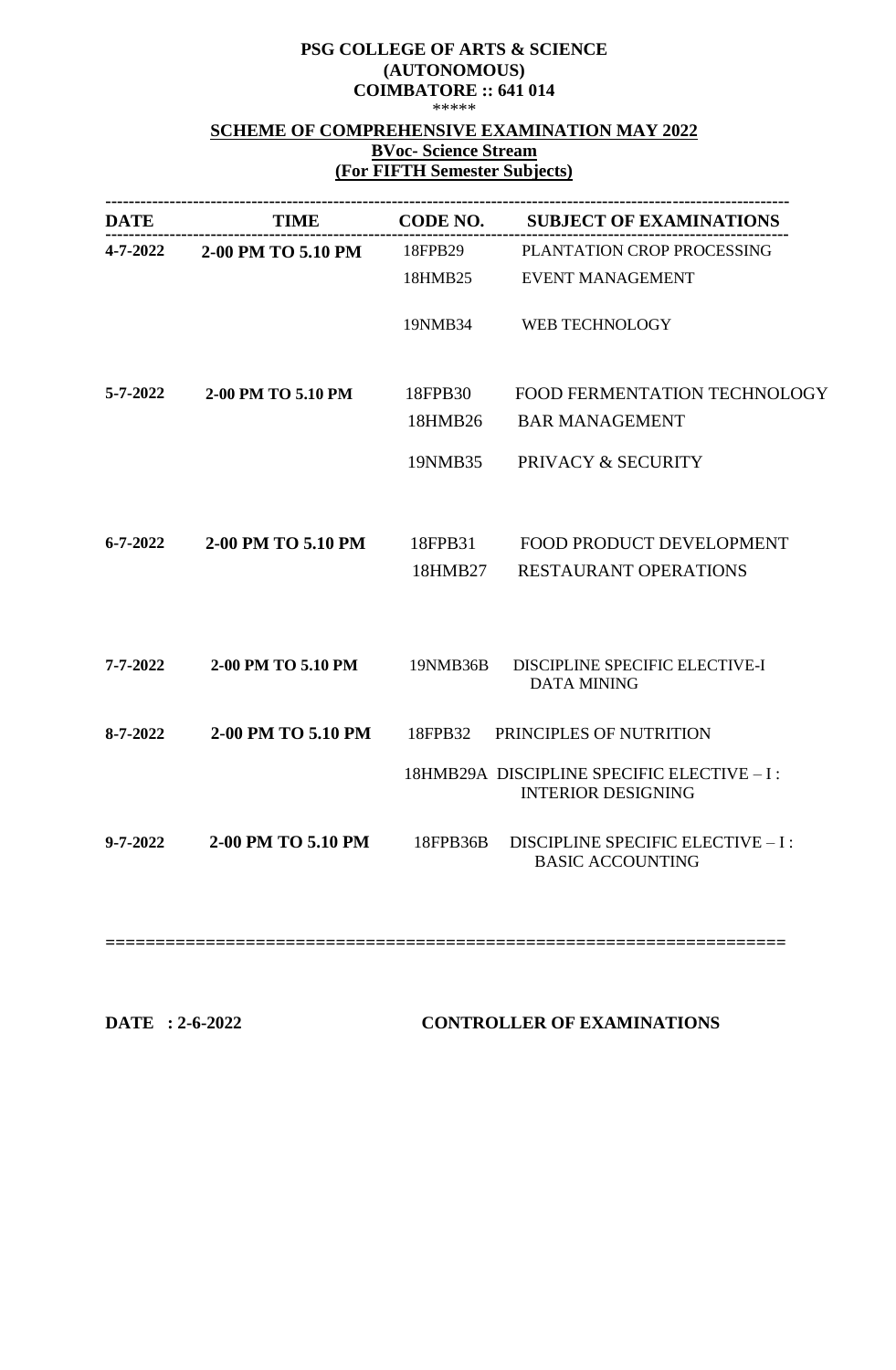**PSG COLLEGE OF ARTS & SCIENCE**
**(AUTONOMOUS)**
**COIMBATORE :: 641 014**
\*\*\*\*\*

**SCHEME OF COMPREHENSIVE EXAMINATION MAY 2022**
**BVoc- Science Stream**
**(For FIFTH Semester Subjects)**

| DATE | TIME | CODE NO. | SUBJECT OF EXAMINATIONS |
|---|---|---|---|
| 4-7-2022 | 2-00 PM TO 5.10 PM | 18FPB29 | PLANTATION CROP PROCESSING |
| | | 18HMB25 | EVENT MANAGEMENT |
| | | 19NMB34 | WEB TECHNOLOGY |
| 5-7-2022 | 2-00 PM TO 5.10 PM | 18FPB30 | FOOD FERMENTATION TECHNOLOGY |
| | | 18HMB26 | BAR MANAGEMENT |
| | | 19NMB35 | PRIVACY & SECURITY |
| 6-7-2022 | 2-00 PM TO 5.10 PM | 18FPB31 | FOOD PRODUCT DEVELOPMENT |
| | | 18HMB27 | RESTAURANT OPERATIONS |
| 7-7-2022 | 2-00 PM TO 5.10 PM | 19NMB36B | DISCIPLINE SPECIFIC ELECTIVE-I DATA MINING |
| 8-7-2022 | 2-00 PM TO 5.10 PM | 18FPB32 | PRINCIPLES OF NUTRITION |
| | | 18HMB29A | DISCIPLINE SPECIFIC ELECTIVE – I : INTERIOR DESIGNING |
| 9-7-2022 | 2-00 PM TO 5.10 PM | 18FPB36B | DISCIPLINE SPECIFIC ELECTIVE – I : BASIC ACCOUNTING |

**DATE : 2-6-2022** **CONTROLLER OF EXAMINATIONS**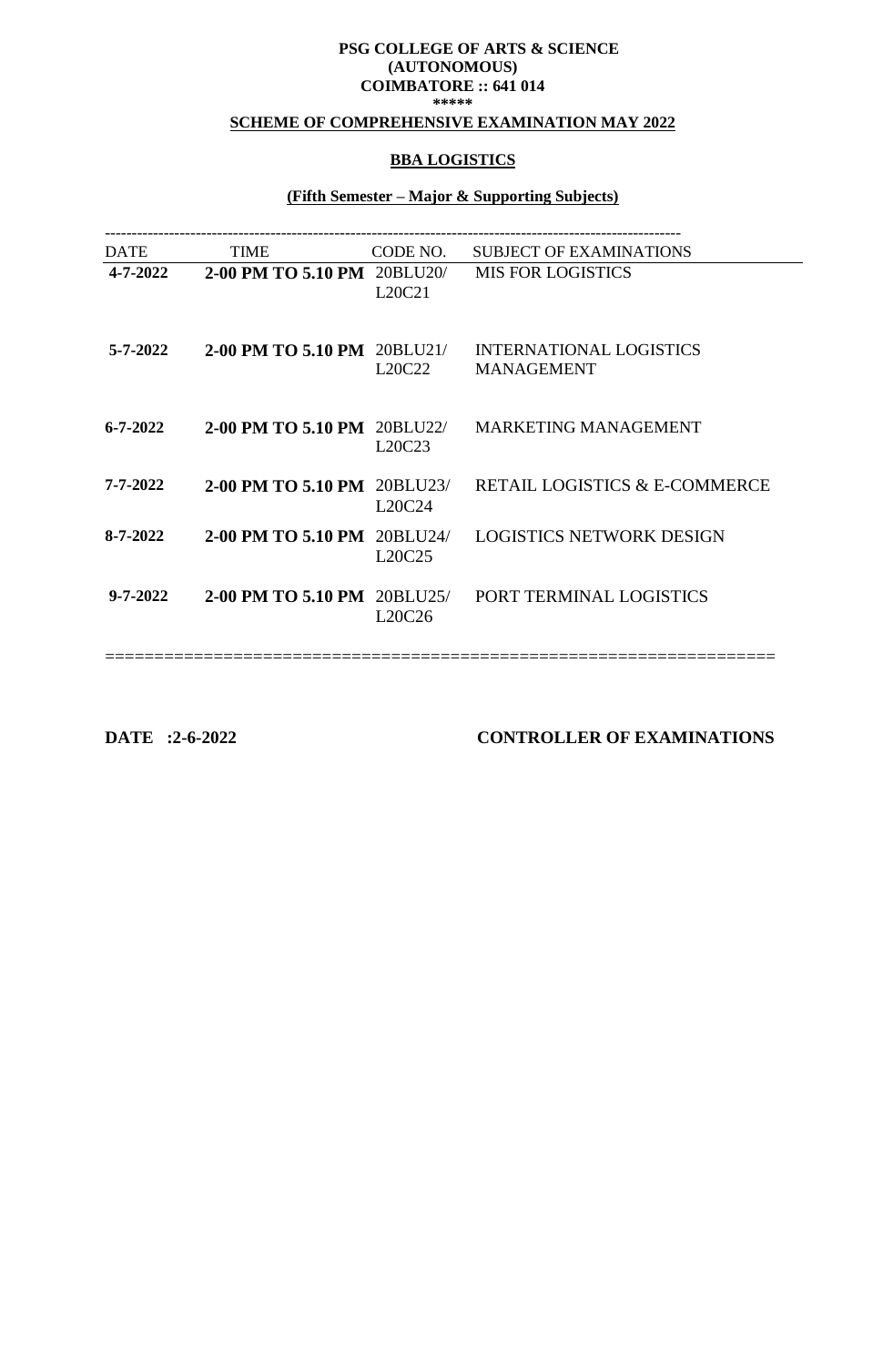**PSG COLLEGE OF ARTS & SCIENCE**
**(AUTONOMOUS)**
**COIMBATORE :: 641 014**
**\*\*\*\*\***

**SCHEME OF COMPREHENSIVE EXAMINATION MAY 2022**

**BBA LOGISTICS**

**(Fifth Semester – Major & Supporting Subjects)**

| DATE | TIME | CODE NO. | SUBJECT OF EXAMINATIONS |
|---|---|---|---|
| **4-7-2022** | **2-00 PM TO 5.10 PM** | 20BLU20/ L20C21 | MIS FOR LOGISTICS |
| **5-7-2022** | **2-00 PM TO 5.10 PM** | 20BLU21/ L20C22 | INTERNATIONAL LOGISTICS MANAGEMENT |
| **6-7-2022** | **2-00 PM TO 5.10 PM** | 20BLU22/ L20C23 | MARKETING MANAGEMENT |
| **7-7-2022** | **2-00 PM TO 5.10 PM** | 20BLU23/ L20C24 | RETAIL LOGISTICS & E-COMMERCE |
| **8-7-2022** | **2-00 PM TO 5.10 PM** | 20BLU24/ L20C25 | LOGISTICS NETWORK DESIGN |
| **9-7-2022** | **2-00 PM TO 5.10 PM** | 20BLU25/ L20C26 | PORT TERMINAL LOGISTICS |

**DATE :2-6-2022** **CONTROLLER OF EXAMINATIONS**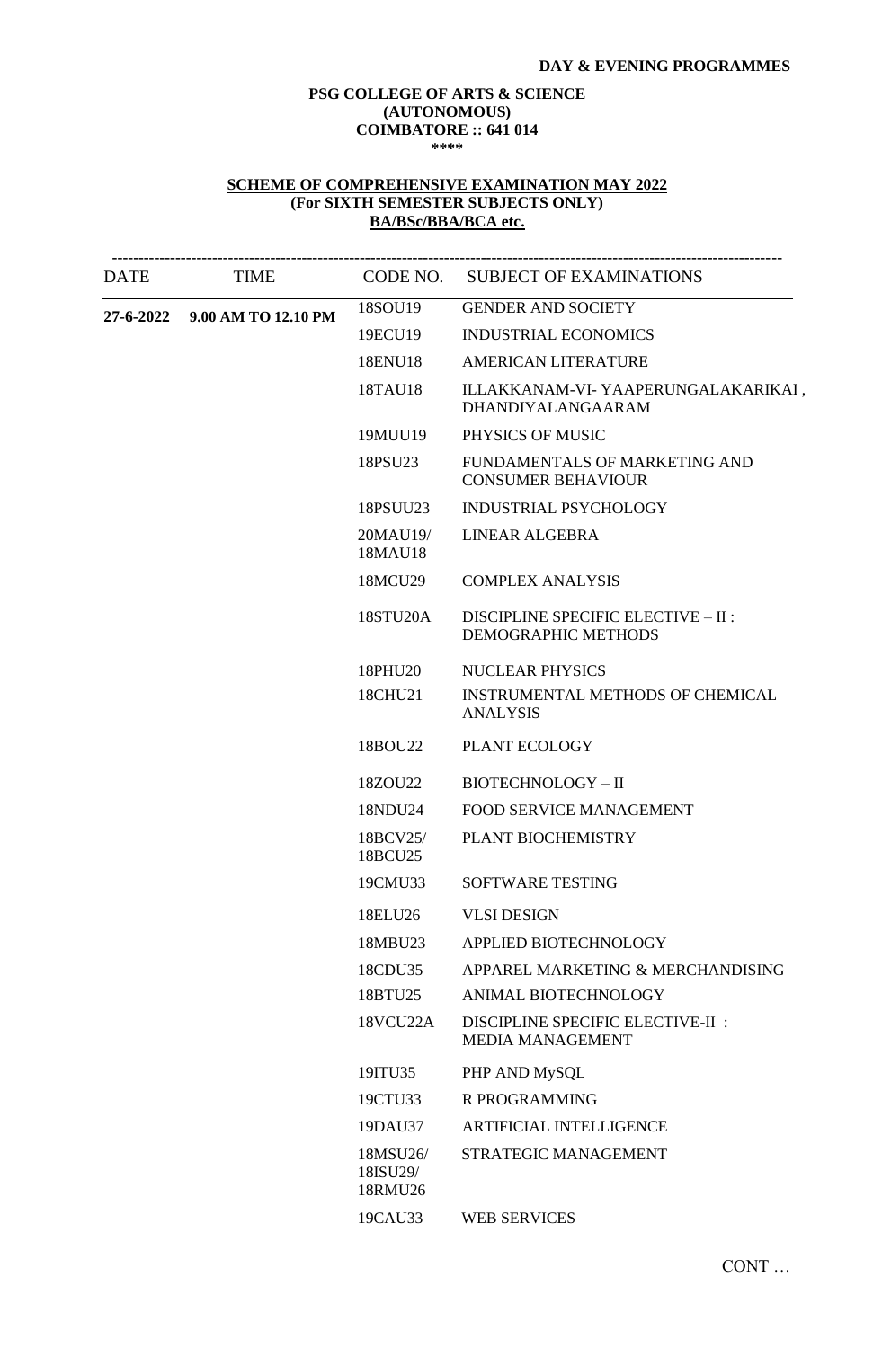**DAY & EVENING PROGRAMMES**

**PSG COLLEGE OF ARTS & SCIENCE**
**(AUTONOMOUS)**
**COIMBATORE :: 641 014**
**\*\*\*\***

**SCHEME OF COMPREHENSIVE EXAMINATION MAY 2022**
**(For SIXTH SEMESTER SUBJECTS ONLY)**
**BA/BSc/BBA/BCA etc.**

| DATE | TIME | CODE NO. | SUBJECT OF EXAMINATIONS |
|---|---|---|---|
| **27-6-2022** | **9.00 AM TO 12.10 PM** | 18SOU19 | GENDER AND SOCIETY |
| | | 19ECU19 | INDUSTRIAL ECONOMICS |
| | | 18ENU18 | AMERICAN LITERATURE |
| | | 18TAU18 | ILLAKKANAM-VI- YAAPERUNGALAKARIKAI , DHANDIYALANGAARAM |
| | | 19MUU19 | PHYSICS OF MUSIC |
| | | 18PSU23 | FUNDAMENTALS OF MARKETING AND CONSUMER BEHAVIOUR |
| | | 18PSUU23 | INDUSTRIAL PSYCHOLOGY |
| | | 20MAU19/ 18MAU18 | LINEAR ALGEBRA |
| | | 18MCU29 | COMPLEX ANALYSIS |
| | | 18STU20A | DISCIPLINE SPECIFIC ELECTIVE – II : DEMOGRAPHIC METHODS |
| | | 18PHU20 | NUCLEAR PHYSICS |
| | | 18CHU21 | INSTRUMENTAL METHODS OF CHEMICAL ANALYSIS |
| | | 18BOU22 | PLANT ECOLOGY |
| | | 18ZOU22 | BIOTECHNOLOGY – II |
| | | 18NDU24 | FOOD SERVICE MANAGEMENT |
| | | 18BCV25/ 18BCU25 | PLANT BIOCHEMISTRY |
| | | 19CMU33 | SOFTWARE TESTING |
| | | 18ELU26 | VLSI DESIGN |
| | | 18MBU23 | APPLIED BIOTECHNOLOGY |
| | | 18CDU35 | APPAREL MARKETING & MERCHANDISING |
| | | 18BTU25 | ANIMAL BIOTECHNOLOGY |
| | | 18VCU22A | DISCIPLINE SPECIFIC ELECTIVE-II : MEDIA MANAGEMENT |
| | | 19ITU35 | PHP AND MySQL |
| | | 19CTU33 | R PROGRAMMING |
| | | 19DAU37 | ARTIFICIAL INTELLIGENCE |
| | | 18MSU26/ 18ISU29/ 18RMU26 | STRATEGIC MANAGEMENT |
| | | 19CAU33 | WEB SERVICES |

CONT …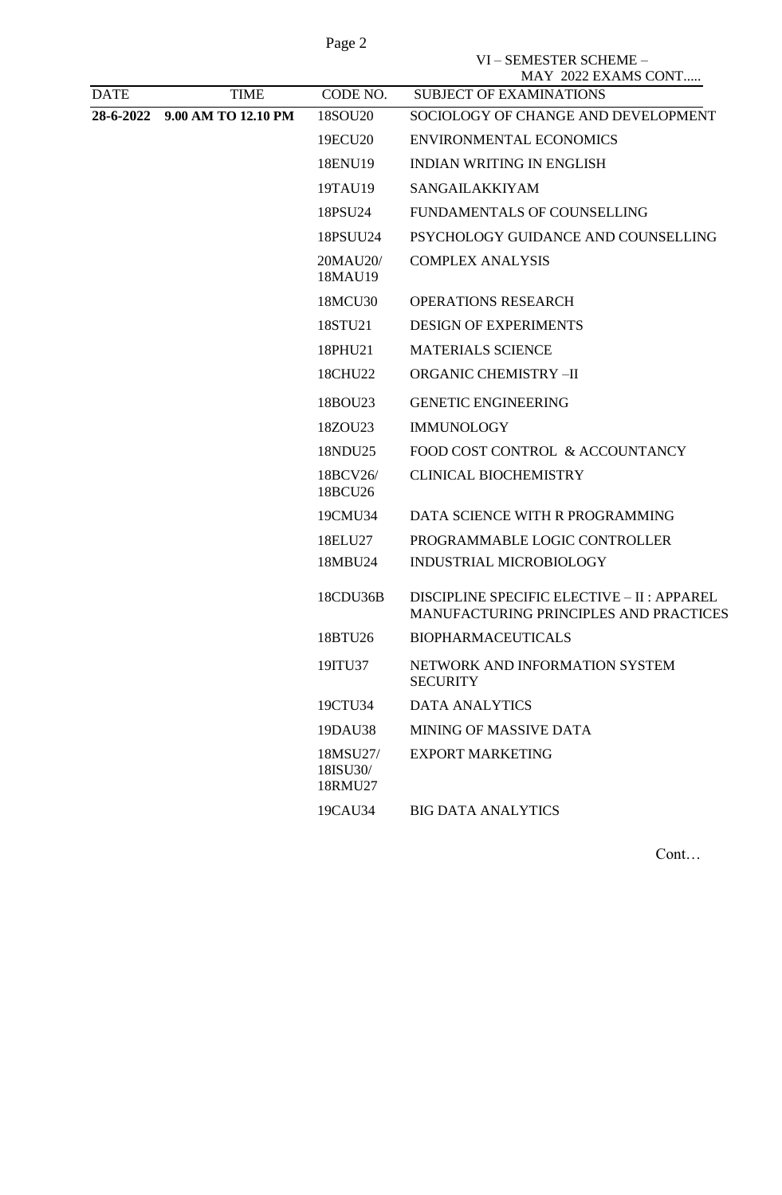VI – SEMESTER SCHEME –
MAY 2022 EXAMS CONT.....

| DATE | TIME | CODE NO. | SUBJECT OF EXAMINATIONS |
|---|---|---|---|
| **28-6-2022** | **9.00 AM TO 12.10 PM** | 18SOU20 | SOCIOLOGY OF CHANGE AND DEVELOPMENT |
| | | 19ECU20 | ENVIRONMENTAL ECONOMICS |
| | | 18ENU19 | INDIAN WRITING IN ENGLISH |
| | | 19TAU19 | SANGAILAKKIYAM |
| | | 18PSU24 | FUNDAMENTALS OF COUNSELLING |
| | | 18PSUU24 | PSYCHOLOGY GUIDANCE AND COUNSELLING |
| | | 20MAU20/ 18MAU19 | COMPLEX ANALYSIS |
| | | 18MCU30 | OPERATIONS RESEARCH |
| | | 18STU21 | DESIGN OF EXPERIMENTS |
| | | 18PHU21 | MATERIALS SCIENCE |
| | | 18CHU22 | ORGANIC CHEMISTRY –II |
| | | 18BOU23 | GENETIC ENGINEERING |
| | | 18ZOU23 | IMMUNOLOGY |
| | | 18NDU25 | FOOD COST CONTROL & ACCOUNTANCY |
| | | 18BCV26/ 18BCU26 | CLINICAL BIOCHEMISTRY |
| | | 19CMU34 | DATA SCIENCE WITH R PROGRAMMING |
| | | 18ELU27 | PROGRAMMABLE LOGIC CONTROLLER |
| | | 18MBU24 | INDUSTRIAL MICROBIOLOGY |
| | | 18CDU36B | DISCIPLINE SPECIFIC ELECTIVE – II : APPAREL MANUFACTURING PRINCIPLES AND PRACTICES |
| | | 18BTU26 | BIOPHARMACEUTICALS |
| | | 19ITU37 | NETWORK AND INFORMATION SYSTEM SECURITY |
| | | 19CTU34 | DATA ANALYTICS |
| | | 19DAU38 | MINING OF MASSIVE DATA |
| | | 18MSU27/ 18ISU30/ 18RMU27 | EXPORT MARKETING |
| | | 19CAU34 | BIG DATA ANALYTICS |

Cont…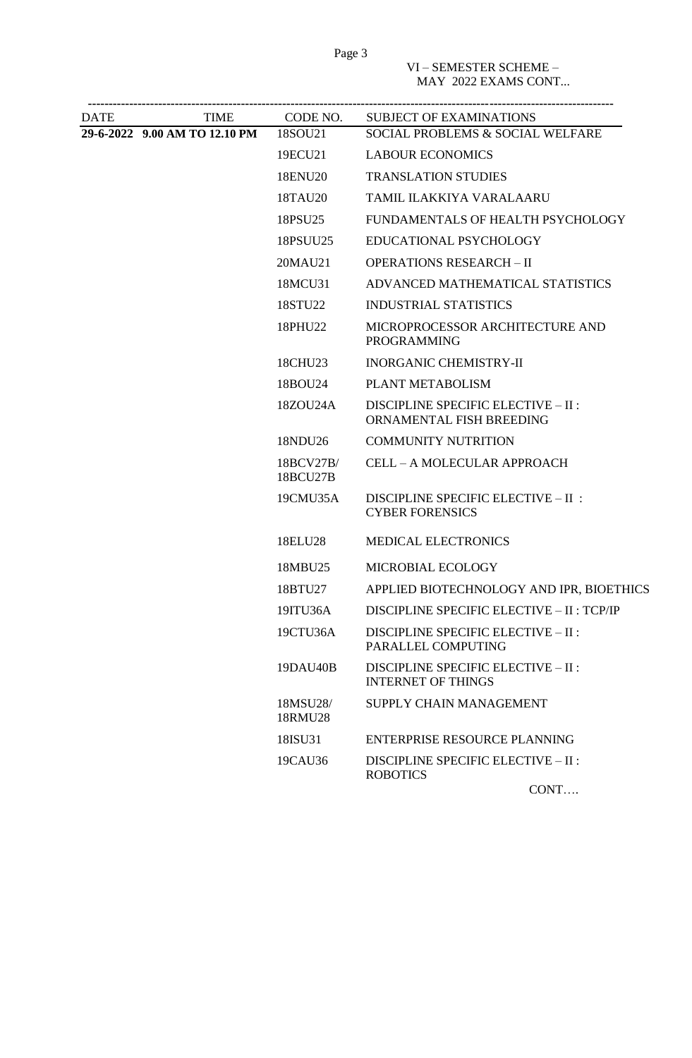VI – SEMESTER SCHEME –
MAY 2022 EXAMS CONT...

| DATE | TIME | CODE NO. | SUBJECT OF EXAMINATIONS |
|---|---|---|---|
| **29-6-2022** | **9.00 AM TO 12.10 PM** | 18SOU21 | SOCIAL PROBLEMS & SOCIAL WELFARE |
| | | 19ECU21 | LABOUR ECONOMICS |
| | | 18ENU20 | TRANSLATION STUDIES |
| | | 18TAU20 | TAMIL ILAKKIYA VARALAARU |
| | | 18PSU25 | FUNDAMENTALS OF HEALTH PSYCHOLOGY |
| | | 18PSUU25 | EDUCATIONAL PSYCHOLOGY |
| | | 20MAU21 | OPERATIONS RESEARCH – II |
| | | 18MCU31 | ADVANCED MATHEMATICAL STATISTICS |
| | | 18STU22 | INDUSTRIAL STATISTICS |
| | | 18PHU22 | MICROPROCESSOR ARCHITECTURE AND PROGRAMMING |
| | | 18CHU23 | INORGANIC CHEMISTRY-II |
| | | 18BOU24 | PLANT METABOLISM |
| | | 18ZOU24A | DISCIPLINE SPECIFIC ELECTIVE – II : ORNAMENTAL FISH BREEDING |
| | | 18NDU26 | COMMUNITY NUTRITION |
| | | 18BCV27B/ 18BCU27B | CELL – A MOLECULAR APPROACH |
| | | 19CMU35A | DISCIPLINE SPECIFIC ELECTIVE – II : CYBER FORENSICS |
| | | 18ELU28 | MEDICAL ELECTRONICS |
| | | 18MBU25 | MICROBIAL ECOLOGY |
| | | 18BTU27 | APPLIED BIOTECHNOLOGY AND IPR, BIOETHICS |
| | | 19ITU36A | DISCIPLINE SPECIFIC ELECTIVE – II : TCP/IP |
| | | 19CTU36A | DISCIPLINE SPECIFIC ELECTIVE – II : PARALLEL COMPUTING |
| | | 19DAU40B | DISCIPLINE SPECIFIC ELECTIVE – II : INTERNET OF THINGS |
| | | 18MSU28/ 18RMU28 | SUPPLY CHAIN MANAGEMENT |
| | | 18ISU31 | ENTERPRISE RESOURCE PLANNING |
| | | 19CAU36 | DISCIPLINE SPECIFIC ELECTIVE – II : ROBOTICS |

CONT….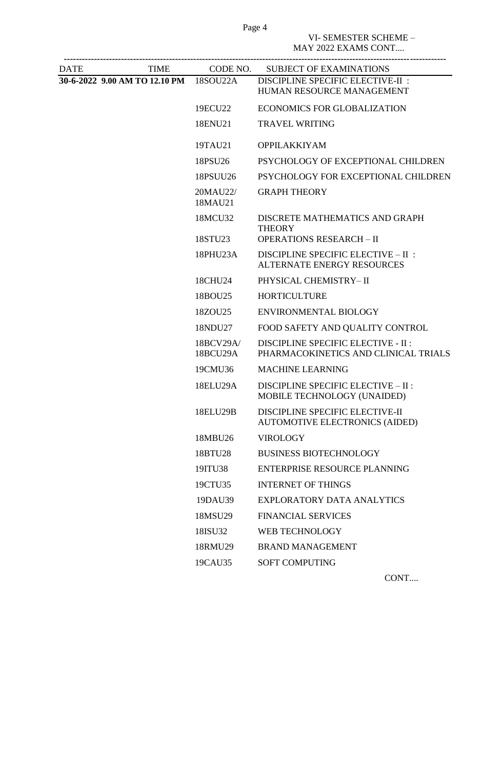VI- SEMESTER SCHEME –
MAY 2022 EXAMS CONT....

| DATE | TIME | CODE NO. | SUBJECT OF EXAMINATIONS |
|---|---|---|---|
| **30-6-2022** | **9.00 AM TO 12.10 PM** | 18SOU22A | DISCIPLINE SPECIFIC ELECTIVE-II : HUMAN RESOURCE MANAGEMENT |
| | | 19ECU22 | ECONOMICS FOR GLOBALIZATION |
| | | 18ENU21 | TRAVEL WRITING |
| | | 19TAU21 | OPPILAKKIYAM |
| | | 18PSU26 | PSYCHOLOGY OF EXCEPTIONAL CHILDREN |
| | | 18PSUU26 | PSYCHOLOGY FOR EXCEPTIONAL CHILDREN |
| | | 20MAU22/ 18MAU21 | GRAPH THEORY |
| | | 18MCU32 | DISCRETE MATHEMATICS AND GRAPH THEORY |
| | | 18STU23 | OPERATIONS RESEARCH – II |
| | | 18PHU23A | DISCIPLINE SPECIFIC ELECTIVE – II : ALTERNATE ENERGY RESOURCES |
| | | 18CHU24 | PHYSICAL CHEMISTRY– II |
| | | 18BOU25 | HORTICULTURE |
| | | 18ZOU25 | ENVIRONMENTAL BIOLOGY |
| | | 18NDU27 | FOOD SAFETY AND QUALITY CONTROL |
| | | 18BCV29A/ 18BCU29A | DISCIPLINE SPECIFIC ELECTIVE - II : PHARMACOKINETICS AND CLINICAL TRIALS |
| | | 19CMU36 | MACHINE LEARNING |
| | | 18ELU29A | DISCIPLINE SPECIFIC ELECTIVE – II : MOBILE TECHNOLOGY (UNAIDED) |
| | | 18ELU29B | DISCIPLINE SPECIFIC ELECTIVE-II AUTOMOTIVE ELECTRONICS (AIDED) |
| | | 18MBU26 | VIROLOGY |
| | | 18BTU28 | BUSINESS BIOTECHNOLOGY |
| | | 19ITU38 | ENTERPRISE RESOURCE PLANNING |
| | | 19CTU35 | INTERNET OF THINGS |
| | | 19DAU39 | EXPLORATORY DATA ANALYTICS |
| | | 18MSU29 | FINANCIAL SERVICES |
| | | 18ISU32 | WEB TECHNOLOGY |
| | | 18RMU29 | BRAND MANAGEMENT |
| | | 19CAU35 | SOFT COMPUTING |

CONT....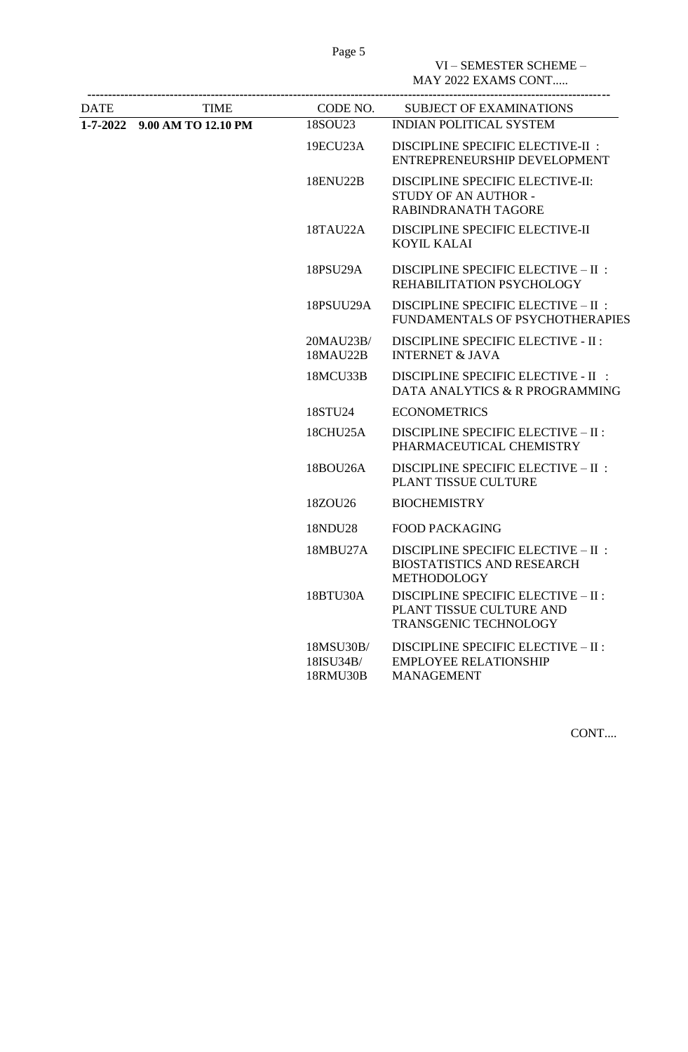VI – SEMESTER SCHEME – MAY 2022 EXAMS CONT.....

| DATE | TIME | CODE NO. | SUBJECT OF EXAMINATIONS |
|---|---|---|---|
| **1-7-2022** | **9.00 AM TO 12.10 PM** | 18SOU23 | INDIAN POLITICAL SYSTEM |
| | | 19ECU23A | DISCIPLINE SPECIFIC ELECTIVE-II : ENTREPRENEURSHIP DEVELOPMENT |
| | | 18ENU22B | DISCIPLINE SPECIFIC ELECTIVE-II: STUDY OF AN AUTHOR - RABINDRANATH TAGORE |
| | | 18TAU22A | DISCIPLINE SPECIFIC ELECTIVE-II KOYIL KALAI |
| | | 18PSU29A | DISCIPLINE SPECIFIC ELECTIVE – II : REHABILITATION PSYCHOLOGY |
| | | 18PSUU29A | DISCIPLINE SPECIFIC ELECTIVE – II : FUNDAMENTALS OF PSYCHOTHERAPIES |
| | | 20MAU23B/ 18MAU22B | DISCIPLINE SPECIFIC ELECTIVE - II : INTERNET & JAVA |
| | | 18MCU33B | DISCIPLINE SPECIFIC ELECTIVE - II : DATA ANALYTICS & R PROGRAMMING |
| | | 18STU24 | ECONOMETRICS |
| | | 18CHU25A | DISCIPLINE SPECIFIC ELECTIVE – II : PHARMACEUTICAL CHEMISTRY |
| | | 18BOU26A | DISCIPLINE SPECIFIC ELECTIVE – II : PLANT TISSUE CULTURE |
| | | 18ZOU26 | BIOCHEMISTRY |
| | | 18NDU28 | FOOD PACKAGING |
| | | 18MBU27A | DISCIPLINE SPECIFIC ELECTIVE – II : BIOSTATISTICS AND RESEARCH METHODOLOGY |
| | | 18BTU30A | DISCIPLINE SPECIFIC ELECTIVE – II : PLANT TISSUE CULTURE AND TRANSGENIC TECHNOLOGY |
| | | 18MSU30B/ 18ISU34B/ 18RMU30B | DISCIPLINE SPECIFIC ELECTIVE – II : EMPLOYEE RELATIONSHIP MANAGEMENT |

CONT....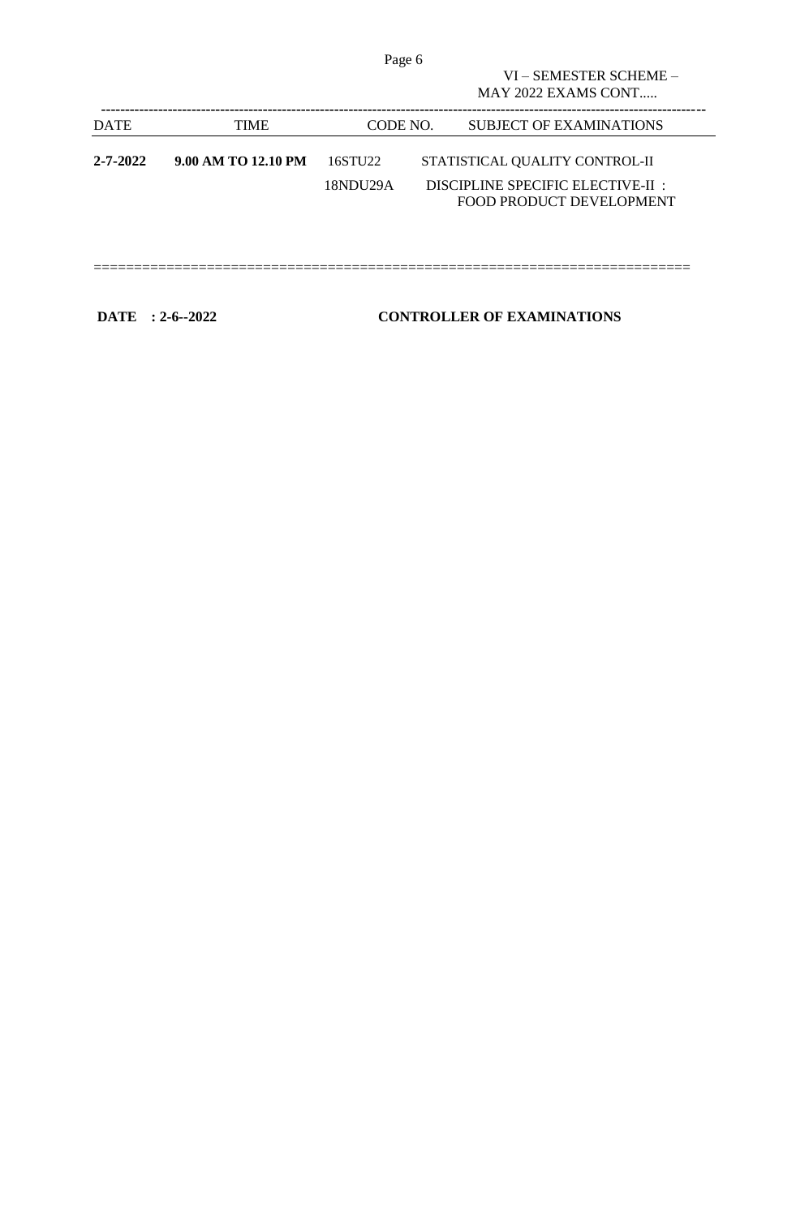VI – SEMESTER SCHEME – MAY 2022 EXAMS CONT.....

| DATE | TIME | CODE NO. | SUBJECT OF EXAMINATIONS |
|---|---|---|---|
| **2-7-2022** | **9.00 AM TO 12.10 PM** | 16STU22 | STATISTICAL QUALITY CONTROL-II |
| | | 18NDU29A | DISCIPLINE SPECIFIC ELECTIVE-II : FOOD PRODUCT DEVELOPMENT |

**DATE : 2-6--2022** **CONTROLLER OF EXAMINATIONS**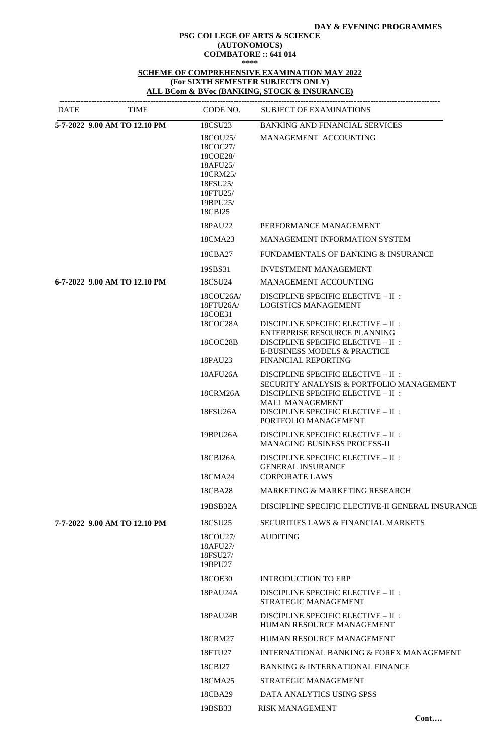**DAY & EVENING PROGRAMMES**

**PSG COLLEGE OF ARTS & SCIENCE**
**(AUTONOMOUS)**
**COIMBATORE :: 641 014**
**\*\*\*\***

**SCHEME OF COMPREHENSIVE EXAMINATION MAY 2022**
**(For SIXTH SEMESTER SUBJECTS ONLY)**
**ALL BCom & BVoc (BANKING, STOCK & INSURANCE)**

| DATE | TIME | CODE NO. | SUBJECT OF EXAMINATIONS |
|---|---|---|---|
| **5-7-2022** | **9.00 AM TO 12.10 PM** | 18CSU23 | BANKING AND FINANCIAL SERVICES |
| | | 18COU25/ 18COC27/ 18COE28/ 18AFU25/ 18CRM25/ 18FSU25/ 18FTU25/ 19BPU25/ 18CBI25 | MANAGEMENT ACCOUNTING |
| | | 18PAU22 | PERFORMANCE MANAGEMENT |
| | | 18CMA23 | MANAGEMENT INFORMATION SYSTEM |
| | | 18CBA27 | FUNDAMENTALS OF BANKING & INSURANCE |
| | | 19SBS31 | INVESTMENT MANAGEMENT |
| **6-7-2022** | **9.00 AM TO 12.10 PM** | 18CSU24 | MANAGEMENT ACCOUNTING |
| | | 18COU26A/ 18FTU26A/ 18COE31 | DISCIPLINE SPECIFIC ELECTIVE – II : LOGISTICS MANAGEMENT |
| | | 18COC28A | DISCIPLINE SPECIFIC ELECTIVE – II : ENTERPRISE RESOURCE PLANNING |
| | | 18COC28B | DISCIPLINE SPECIFIC ELECTIVE – II : E-BUSINESS MODELS & PRACTICE |
| | | 18PAU23 | FINANCIAL REPORTING |
| | | 18AFU26A | DISCIPLINE SPECIFIC ELECTIVE – II : SECURITY ANALYSIS & PORTFOLIO MANAGEMENT |
| | | 18CRM26A | DISCIPLINE SPECIFIC ELECTIVE – II : MALL MANAGEMENT |
| | | 18FSU26A | DISCIPLINE SPECIFIC ELECTIVE – II : PORTFOLIO MANAGEMENT |
| | | 19BPU26A | DISCIPLINE SPECIFIC ELECTIVE – II : MANAGING BUSINESS PROCESS-II |
| | | 18CBI26A | DISCIPLINE SPECIFIC ELECTIVE – II : GENERAL INSURANCE |
| | | 18CMA24 | CORPORATE LAWS |
| | | 18CBA28 | MARKETING & MARKETING RESEARCH |
| | | 19BSB32A | DISCIPLINE SPECIFIC ELECTIVE-II GENERAL INSURANCE |
| **7-7-2022** | **9.00 AM TO 12.10 PM** | 18CSU25 | SECURITIES LAWS & FINANCIAL MARKETS |
| | | 18COU27/ 18AFU27/ 18FSU27/ 19BPU27 | AUDITING |
| | | 18COE30 | INTRODUCTION TO ERP |
| | | 18PAU24A | DISCIPLINE SPECIFIC ELECTIVE – II : STRATEGIC MANAGEMENT |
| | | 18PAU24B | DISCIPLINE SPECIFIC ELECTIVE – II : HUMAN RESOURCE MANAGEMENT |
| | | 18CRM27 | HUMAN RESOURCE MANAGEMENT |
| | | 18FTU27 | INTERNATIONAL BANKING & FOREX MANAGEMENT |
| | | 18CBI27 | BANKING & INTERNATIONAL FINANCE |
| | | 18CMA25 | STRATEGIC MANAGEMENT |
| | | 18CBA29 | DATA ANALYTICS USING SPSS |
| | | 19BSB33 | RISK MANAGEMENT |

**Cont….**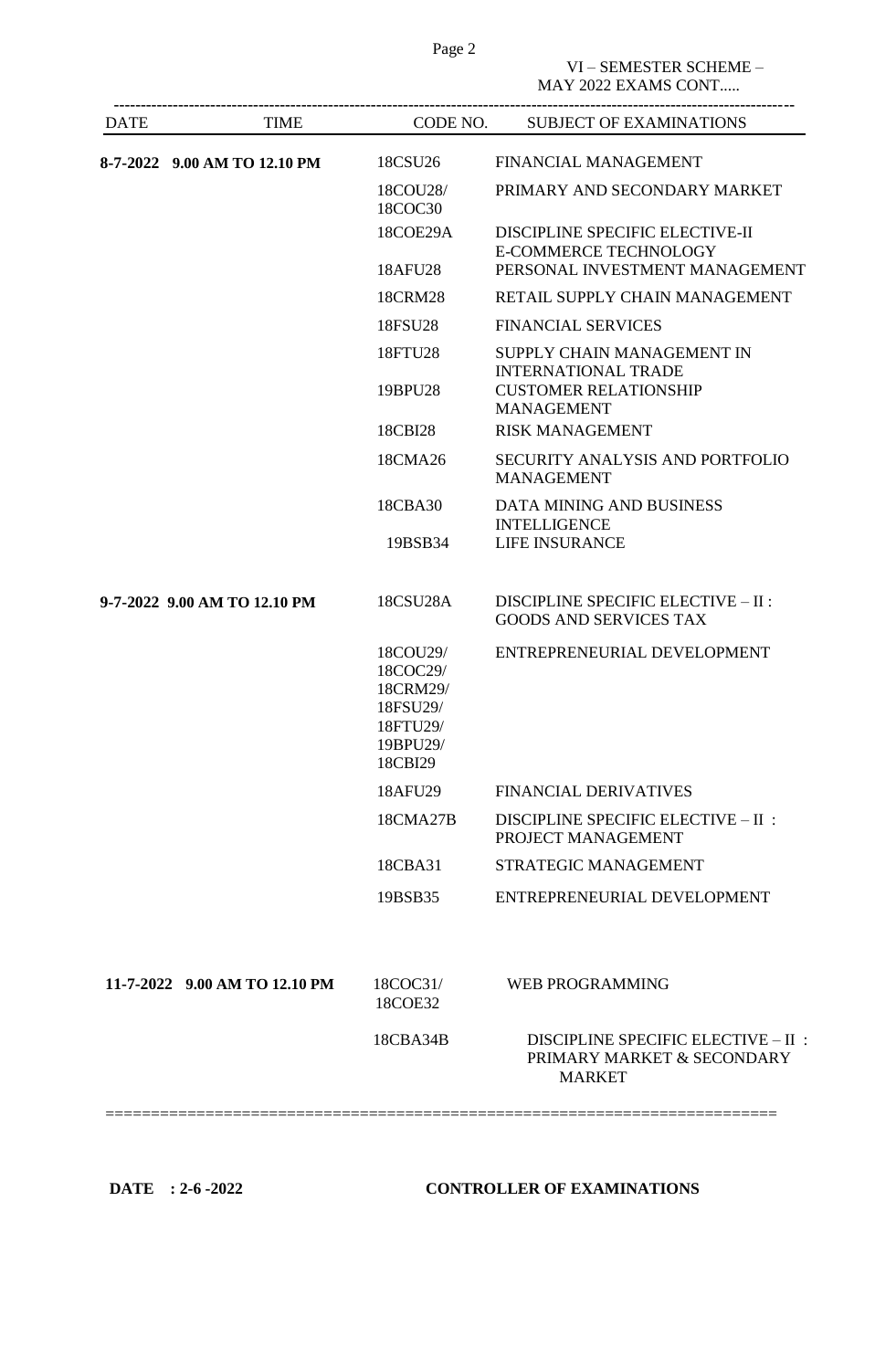VI – SEMESTER SCHEME – MAY 2022 EXAMS CONT.....

| DATE | TIME | CODE NO. | SUBJECT OF EXAMINATIONS |
|---|---|---|---|
| **8-7-2022** | **9.00 AM TO 12.10 PM** | 18CSU26 | FINANCIAL MANAGEMENT |
| | | 18COU28/ 18COC30 | PRIMARY AND SECONDARY MARKET |
| | | 18COE29A | DISCIPLINE SPECIFIC ELECTIVE-II E-COMMERCE TECHNOLOGY |
| | | 18AFU28 | PERSONAL INVESTMENT MANAGEMENT |
| | | 18CRM28 | RETAIL SUPPLY CHAIN MANAGEMENT |
| | | 18FSU28 | FINANCIAL SERVICES |
| | | 18FTU28 | SUPPLY CHAIN MANAGEMENT IN INTERNATIONAL TRADE |
| | | 19BPU28 | CUSTOMER RELATIONSHIP MANAGEMENT |
| | | 18CBI28 | RISK MANAGEMENT |
| | | 18CMA26 | SECURITY ANALYSIS AND PORTFOLIO MANAGEMENT |
| | | 18CBA30 | DATA MINING AND BUSINESS INTELLIGENCE |
| | | 19BSB34 | LIFE INSURANCE |
| **9-7-2022** | **9.00 AM TO 12.10 PM** | 18CSU28A | DISCIPLINE SPECIFIC ELECTIVE – II : GOODS AND SERVICES TAX |
| | | 18COU29/ 18COC29/ 18CRM29/ 18FSU29/ 18FTU29/ 19BPU29/ 18CBI29 | ENTREPRENEURIAL DEVELOPMENT |
| | | 18AFU29 | FINANCIAL DERIVATIVES |
| | | 18CMA27B | DISCIPLINE SPECIFIC ELECTIVE – II : PROJECT MANAGEMENT |
| | | 18CBA31 | STRATEGIC MANAGEMENT |
| | | 19BSB35 | ENTREPRENEURIAL DEVELOPMENT |
| **11-7-2022** | **9.00 AM TO 12.10 PM** | 18COC31/ 18COE32 | WEB PROGRAMMING |
| | | 18CBA34B | DISCIPLINE SPECIFIC ELECTIVE – II : PRIMARY MARKET & SECONDARY MARKET |

**DATE : 2-6 -2022** **CONTROLLER OF EXAMINATIONS**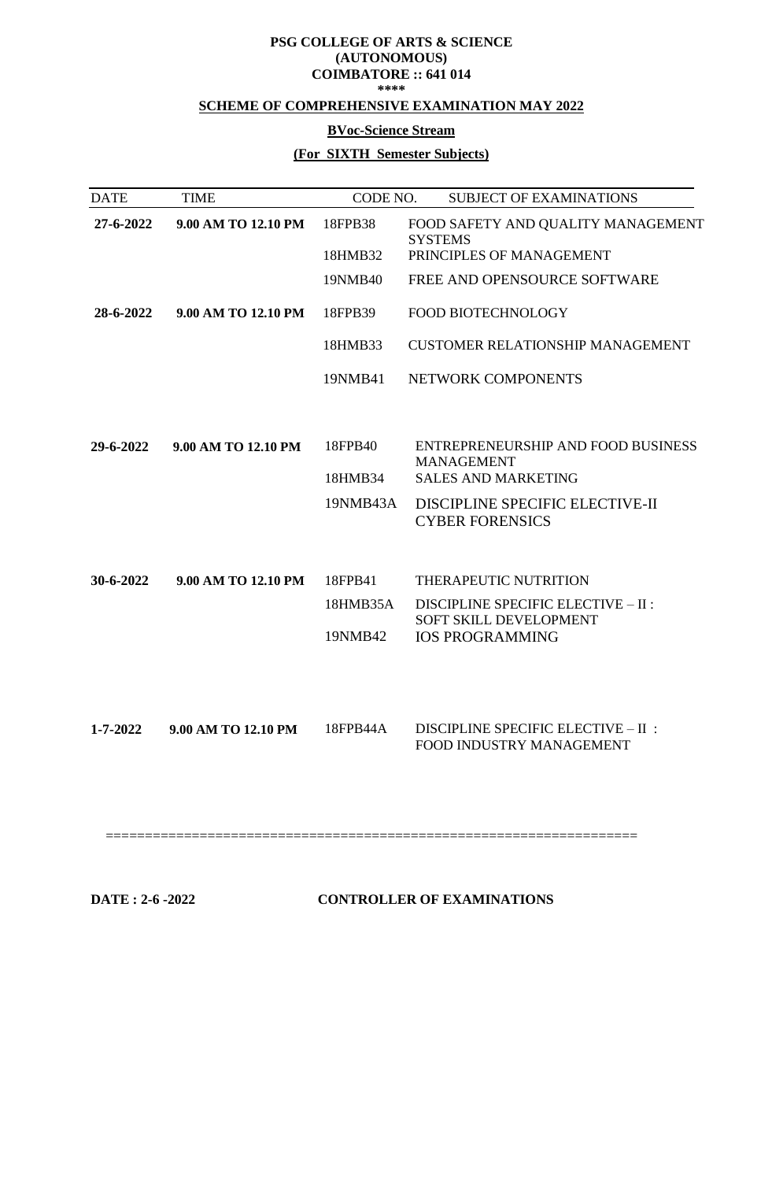**PSG COLLEGE OF ARTS & SCIENCE**
**(AUTONOMOUS)**
**COIMBATORE :: 641 014**
**\*\*\*\***

**SCHEME OF COMPREHENSIVE EXAMINATION MAY 2022**

**BVoc-Science Stream**

**(For SIXTH Semester Subjects)**

| DATE | TIME | CODE NO. | SUBJECT OF EXAMINATIONS |
|---|---|---|---|
| **27-6-2022** | **9.00 AM TO 12.10 PM** | 18FPB38 | FOOD SAFETY AND QUALITY MANAGEMENT SYSTEMS |
| | | 18HMB32 | PRINCIPLES OF MANAGEMENT |
| | | 19NMB40 | FREE AND OPENSOURCE SOFTWARE |
| **28-6-2022** | **9.00 AM TO 12.10 PM** | 18FPB39 | FOOD BIOTECHNOLOGY |
| | | 18HMB33 | CUSTOMER RELATIONSHIP MANAGEMENT |
| | | 19NMB41 | NETWORK COMPONENTS |
| **29-6-2022** | **9.00 AM TO 12.10 PM** | 18FPB40 | ENTREPRENEURSHIP AND FOOD BUSINESS MANAGEMENT |
| | | 18HMB34 | SALES AND MARKETING |
| | | 19NMB43A | DISCIPLINE SPECIFIC ELECTIVE-II CYBER FORENSICS |
| **30-6-2022** | **9.00 AM TO 12.10 PM** | 18FPB41 | THERAPEUTIC NUTRITION |
| | | 18HMB35A | DISCIPLINE SPECIFIC ELECTIVE – II : SOFT SKILL DEVELOPMENT |
| | | 19NMB42 | IOS PROGRAMMING |
| **1-7-2022** | **9.00 AM TO 12.10 PM** | 18FPB44A | DISCIPLINE SPECIFIC ELECTIVE – II : FOOD INDUSTRY MANAGEMENT |

=================================================================

**DATE : 2-6 -2022** **CONTROLLER OF EXAMINATIONS**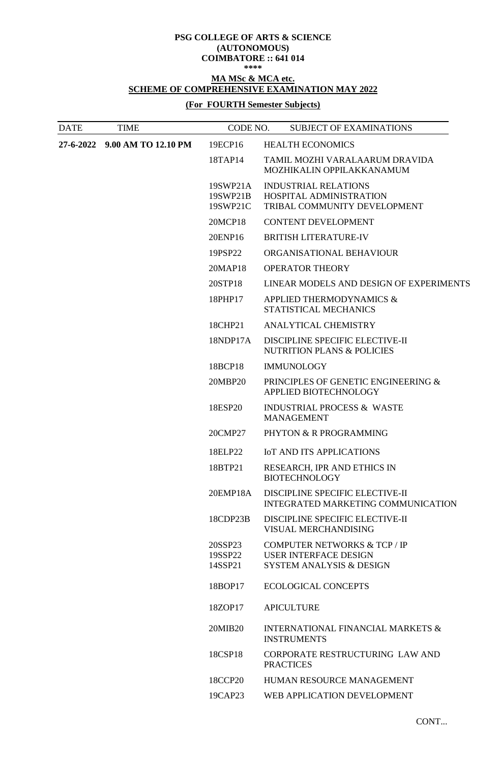**PSG COLLEGE OF ARTS & SCIENCE**
**(AUTONOMOUS)**
**COIMBATORE :: 641 014**
**\*\*\*\***

**MA MSc & MCA etc.**
**SCHEME OF COMPREHENSIVE EXAMINATION MAY 2022**

**(For FOURTH Semester Subjects)**

| DATE | TIME | CODE NO. | SUBJECT OF EXAMINATIONS |
|---|---|---|---|
| **27-6-2022** | **9.00 AM TO 12.10 PM** | 19ECP16 | HEALTH ECONOMICS |
| | | 18TAP14 | TAMIL MOZHI VARALAARUM DRAVIDA MOZHIKALIN OPPILAKKANAMUM |
| | | 19SWP21A<br>19SWP21B<br>19SWP21C | INDUSTRIAL RELATIONS<br>HOSPITAL ADMINISTRATION<br>TRIBAL COMMUNITY DEVELOPMENT |
| | | 20MCP18 | CONTENT DEVELOPMENT |
| | | 20ENP16 | BRITISH LITERATURE-IV |
| | | 19PSP22 | ORGANISATIONAL BEHAVIOUR |
| | | 20MAP18 | OPERATOR THEORY |
| | | 20STP18 | LINEAR MODELS AND DESIGN OF EXPERIMENTS |
| | | 18PHP17 | APPLIED THERMODYNAMICS & STATISTICAL MECHANICS |
| | | 18CHP21 | ANALYTICAL CHEMISTRY |
| | | 18NDP17A | DISCIPLINE SPECIFIC ELECTIVE-II NUTRITION PLANS & POLICIES |
| | | 18BCP18 | IMMUNOLOGY |
| | | 20MBP20 | PRINCIPLES OF GENETIC ENGINEERING & APPLIED BIOTECHNOLOGY |
| | | 18ESP20 | INDUSTRIAL PROCESS & WASTE MANAGEMENT |
| | | 20CMP27 | PHYTON & R PROGRAMMING |
| | | 18ELP22 | IoT AND ITS APPLICATIONS |
| | | 18BTP21 | RESEARCH, IPR AND ETHICS IN BIOTECHNOLOGY |
| | | 20EMP18A | DISCIPLINE SPECIFIC ELECTIVE-II INTEGRATED MARKETING COMMUNICATION |
| | | 18CDP23B | DISCIPLINE SPECIFIC ELECTIVE-II VISUAL MERCHANDISING |
| | | 20SSP23<br>19SSP22<br>14SSP21 | COMPUTER NETWORKS & TCP / IP<br>USER INTERFACE DESIGN<br>SYSTEM ANALYSIS & DESIGN |
| | | 18BOP17 | ECOLOGICAL CONCEPTS |
| | | 18ZOP17 | APICULTURE |
| | | 20MIB20 | INTERNATIONAL FINANCIAL MARKETS & INSTRUMENTS |
| | | 18CSP18 | CORPORATE RESTRUCTURING LAW AND PRACTICES |
| | | 18CCP20 | HUMAN RESOURCE MANAGEMENT |
| | | 19CAP23 | WEB APPLICATION DEVELOPMENT |

CONT...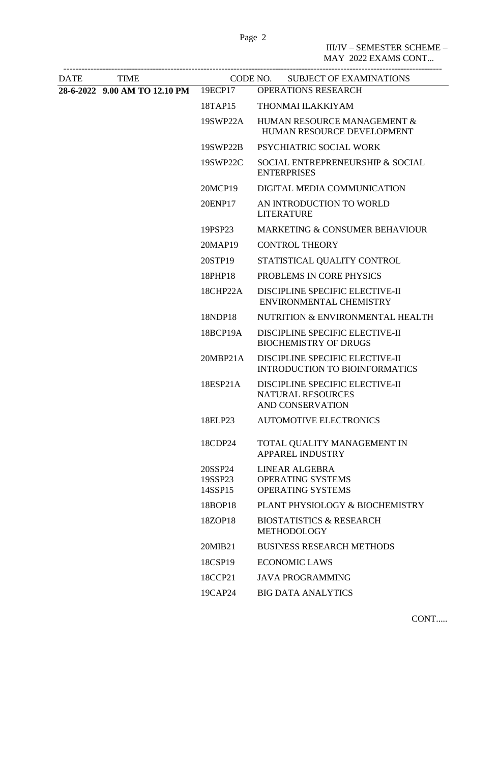III/IV – SEMESTER SCHEME – MAY 2022 EXAMS CONT...

| DATE | TIME | CODE NO. | SUBJECT OF EXAMINATIONS |
|---|---|---|---|
| **28-6-2022** | **9.00 AM TO 12.10 PM** | 19ECP17 | OPERATIONS RESEARCH |
| | | 18TAP15 | THONMAI ILAKKIYAM |
| | | 19SWP22A | HUMAN RESOURCE MANAGEMENT & HUMAN RESOURCE DEVELOPMENT |
| | | 19SWP22B | PSYCHIATRIC SOCIAL WORK |
| | | 19SWP22C | SOCIAL ENTREPRENEURSHIP & SOCIAL ENTERPRISES |
| | | 20MCP19 | DIGITAL MEDIA COMMUNICATION |
| | | 20ENP17 | AN INTRODUCTION TO WORLD LITERATURE |
| | | 19PSP23 | MARKETING & CONSUMER BEHAVIOUR |
| | | 20MAP19 | CONTROL THEORY |
| | | 20STP19 | STATISTICAL QUALITY CONTROL |
| | | 18PHP18 | PROBLEMS IN CORE PHYSICS |
| | | 18CHP22A | DISCIPLINE SPECIFIC ELECTIVE-II ENVIRONMENTAL CHEMISTRY |
| | | 18NDP18 | NUTRITION & ENVIRONMENTAL HEALTH |
| | | 18BCP19A | DISCIPLINE SPECIFIC ELECTIVE-II BIOCHEMISTRY OF DRUGS |
| | | 20MBP21A | DISCIPLINE SPECIFIC ELECTIVE-II INTRODUCTION TO BIOINFORMATICS |
| | | 18ESP21A | DISCIPLINE SPECIFIC ELECTIVE-II NATURAL RESOURCES AND CONSERVATION |
| | | 18ELP23 | AUTOMOTIVE ELECTRONICS |
| | | 18CDP24 | TOTAL QUALITY MANAGEMENT IN APPAREL INDUSTRY |
| | | 20SSP24 | LINEAR ALGEBRA |
| | | 19SSP23 | OPERATING SYSTEMS |
| | | 14SSP15 | OPERATING SYSTEMS |
| | | 18BOP18 | PLANT PHYSIOLOGY & BIOCHEMISTRY |
| | | 18ZOP18 | BIOSTATISTICS & RESEARCH METHODOLOGY |
| | | 20MIB21 | BUSINESS RESEARCH METHODS |
| | | 18CSP19 | ECONOMIC LAWS |
| | | 18CCP21 | JAVA PROGRAMMING |
| | | 19CAP24 | BIG DATA ANALYTICS |

CONT.....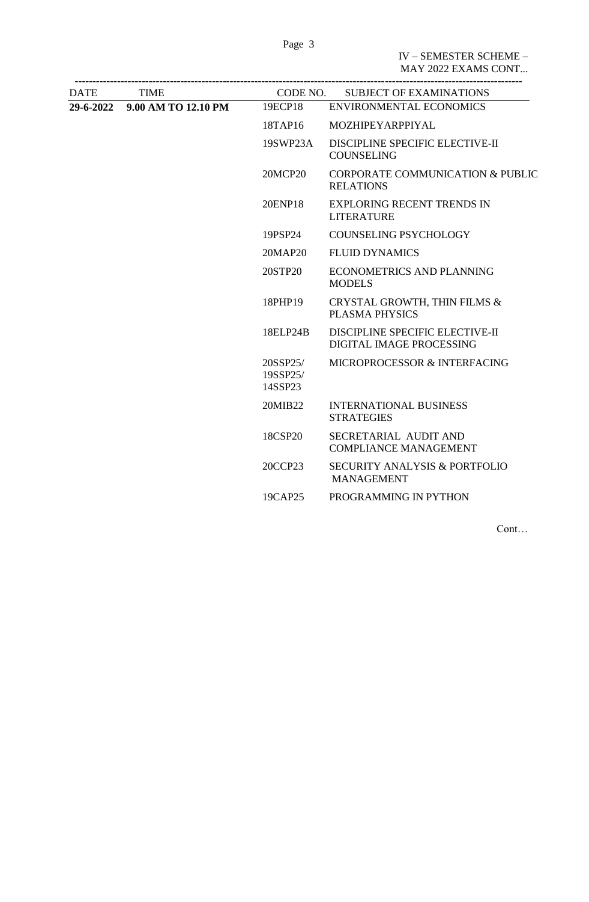IV – SEMESTER SCHEME – MAY 2022 EXAMS CONT...

| DATE | TIME | CODE NO. | SUBJECT OF EXAMINATIONS |
|---|---|---|---|
| **29-6-2022** | **9.00 AM TO 12.10 PM** | 19ECP18 | ENVIRONMENTAL ECONOMICS |
| | | 18TAP16 | MOZHIPEYARPPIYAL |
| | | 19SWP23A | DISCIPLINE SPECIFIC ELECTIVE-II COUNSELING |
| | | 20MCP20 | CORPORATE COMMUNICATION & PUBLIC RELATIONS |
| | | 20ENP18 | EXPLORING RECENT TRENDS IN LITERATURE |
| | | 19PSP24 | COUNSELING PSYCHOLOGY |
| | | 20MAP20 | FLUID DYNAMICS |
| | | 20STP20 | ECONOMETRICS AND PLANNING MODELS |
| | | 18PHP19 | CRYSTAL GROWTH, THIN FILMS & PLASMA PHYSICS |
| | | 18ELP24B | DISCIPLINE SPECIFIC ELECTIVE-II DIGITAL IMAGE PROCESSING |
| | | 20SSP25/ 19SSP25/ 14SSP23 | MICROPROCESSOR & INTERFACING |
| | | 20MIB22 | INTERNATIONAL BUSINESS STRATEGIES |
| | | 18CSP20 | SECRETARIAL AUDIT AND COMPLIANCE MANAGEMENT |
| | | 20CCP23 | SECURITY ANALYSIS & PORTFOLIO MANAGEMENT |
| | | 19CAP25 | PROGRAMMING IN PYTHON |

Cont…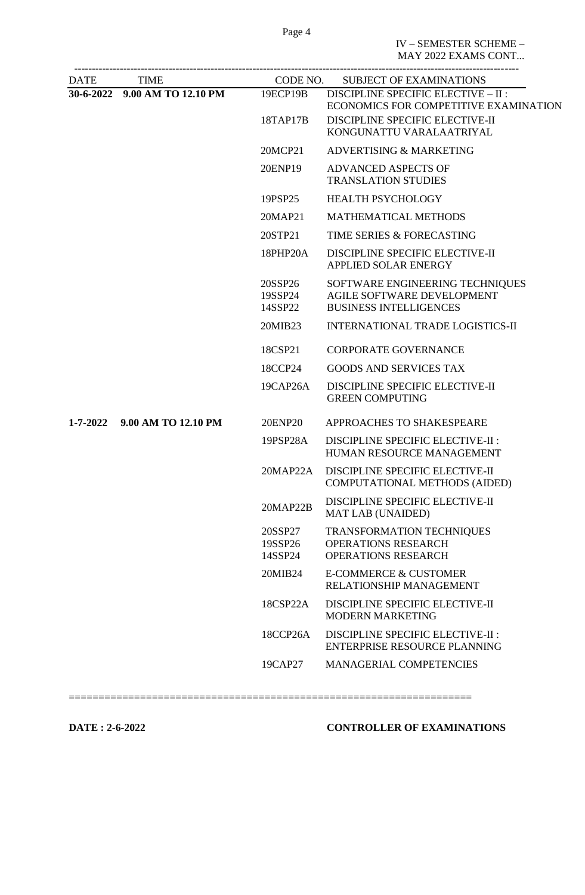IV – SEMESTER SCHEME – MAY 2022 EXAMS CONT...

| DATE | TIME | CODE NO. | SUBJECT OF EXAMINATIONS |
|---|---|---|---|
| **30-6-2022** | **9.00 AM TO 12.10 PM** | 19ECP19B | DISCIPLINE SPECIFIC ELECTIVE – II : ECONOMICS FOR COMPETITIVE EXAMINATION |
| | | 18TAP17B | DISCIPLINE SPECIFIC ELECTIVE-II KONGUNATTU VARALAATRIYAL |
| | | 20MCP21 | ADVERTISING & MARKETING |
| | | 20ENP19 | ADVANCED ASPECTS OF TRANSLATION STUDIES |
| | | 19PSP25 | HEALTH PSYCHOLOGY |
| | | 20MAP21 | MATHEMATICAL METHODS |
| | | 20STP21 | TIME SERIES & FORECASTING |
| | | 18PHP20A | DISCIPLINE SPECIFIC ELECTIVE-II APPLIED SOLAR ENERGY |
| | | 20SSP26 | SOFTWARE ENGINEERING TECHNIQUES |
| | | 19SSP24 | AGILE SOFTWARE DEVELOPMENT |
| | | 14SSP22 | BUSINESS INTELLIGENCES |
| | | 20MIB23 | INTERNATIONAL TRADE LOGISTICS-II |
| | | 18CSP21 | CORPORATE GOVERNANCE |
| | | 18CCP24 | GOODS AND SERVICES TAX |
| | | 19CAP26A | DISCIPLINE SPECIFIC ELECTIVE-II GREEN COMPUTING |
| **1-7-2022** | **9.00 AM TO 12.10 PM** | 20ENP20 | APPROACHES TO SHAKESPEARE |
| | | 19PSP28A | DISCIPLINE SPECIFIC ELECTIVE-II : HUMAN RESOURCE MANAGEMENT |
| | | 20MAP22A | DISCIPLINE SPECIFIC ELECTIVE-II COMPUTATIONAL METHODS (AIDED) |
| | | 20MAP22B | DISCIPLINE SPECIFIC ELECTIVE-II MAT LAB (UNAIDED) |
| | | 20SSP27 | TRANSFORMATION TECHNIQUES |
| | | 19SSP26 | OPERATIONS RESEARCH |
| | | 14SSP24 | OPERATIONS RESEARCH |
| | | 20MIB24 | E-COMMERCE & CUSTOMER RELATIONSHIP MANAGEMENT |
| | | 18CSP22A | DISCIPLINE SPECIFIC ELECTIVE-II MODERN MARKETING |
| | | 18CCP26A | DISCIPLINE SPECIFIC ELECTIVE-II : ENTERPRISE RESOURCE PLANNING |
| | | 19CAP27 | MANAGERIAL COMPETENCIES |

**DATE : 2-6-2022** **CONTROLLER OF EXAMINATIONS**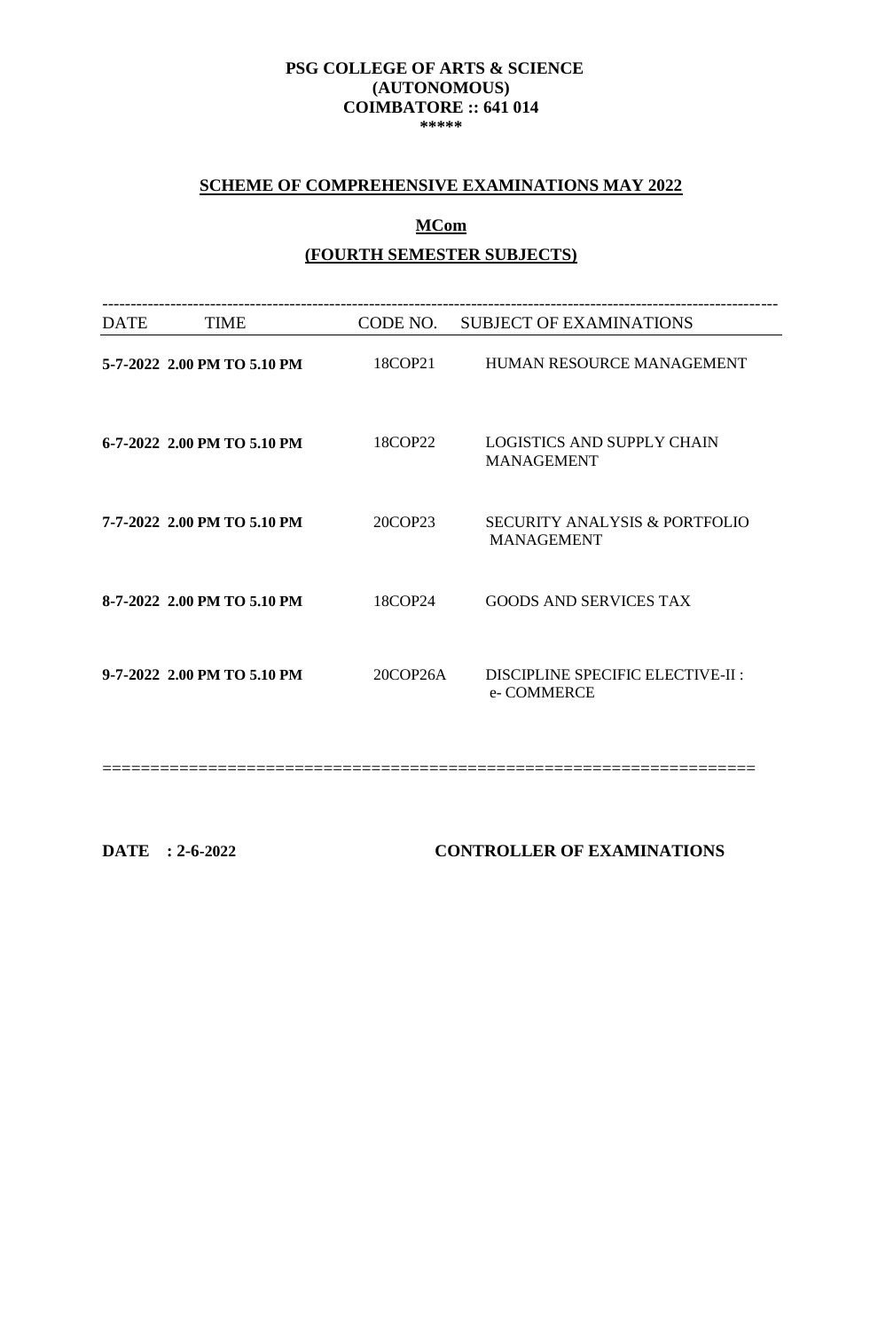**PSG COLLEGE OF ARTS & SCIENCE**
**(AUTONOMOUS)**
**COIMBATORE :: 641 014**
**\*\*\*\*\***

## SCHEME OF COMPREHENSIVE EXAMINATIONS MAY 2022

## MCom

## (FOURTH SEMESTER SUBJECTS)

| DATE | TIME | CODE NO. | SUBJECT OF EXAMINATIONS |
|---|---|---|---|
| **5-7-2022** | **2.00 PM TO 5.10 PM** | 18COP21 | HUMAN RESOURCE MANAGEMENT |
| **6-7-2022** | **2.00 PM TO 5.10 PM** | 18COP22 | LOGISTICS AND SUPPLY CHAIN MANAGEMENT |
| **7-7-2022** | **2.00 PM TO 5.10 PM** | 20COP23 | SECURITY ANALYSIS & PORTFOLIO MANAGEMENT |
| **8-7-2022** | **2.00 PM TO 5.10 PM** | 18COP24 | GOODS AND SERVICES TAX |
| **9-7-2022** | **2.00 PM TO 5.10 PM** | 20COP26A | DISCIPLINE SPECIFIC ELECTIVE-II : e- COMMERCE |

**DATE : 2-6-2022**

**CONTROLLER OF EXAMINATIONS**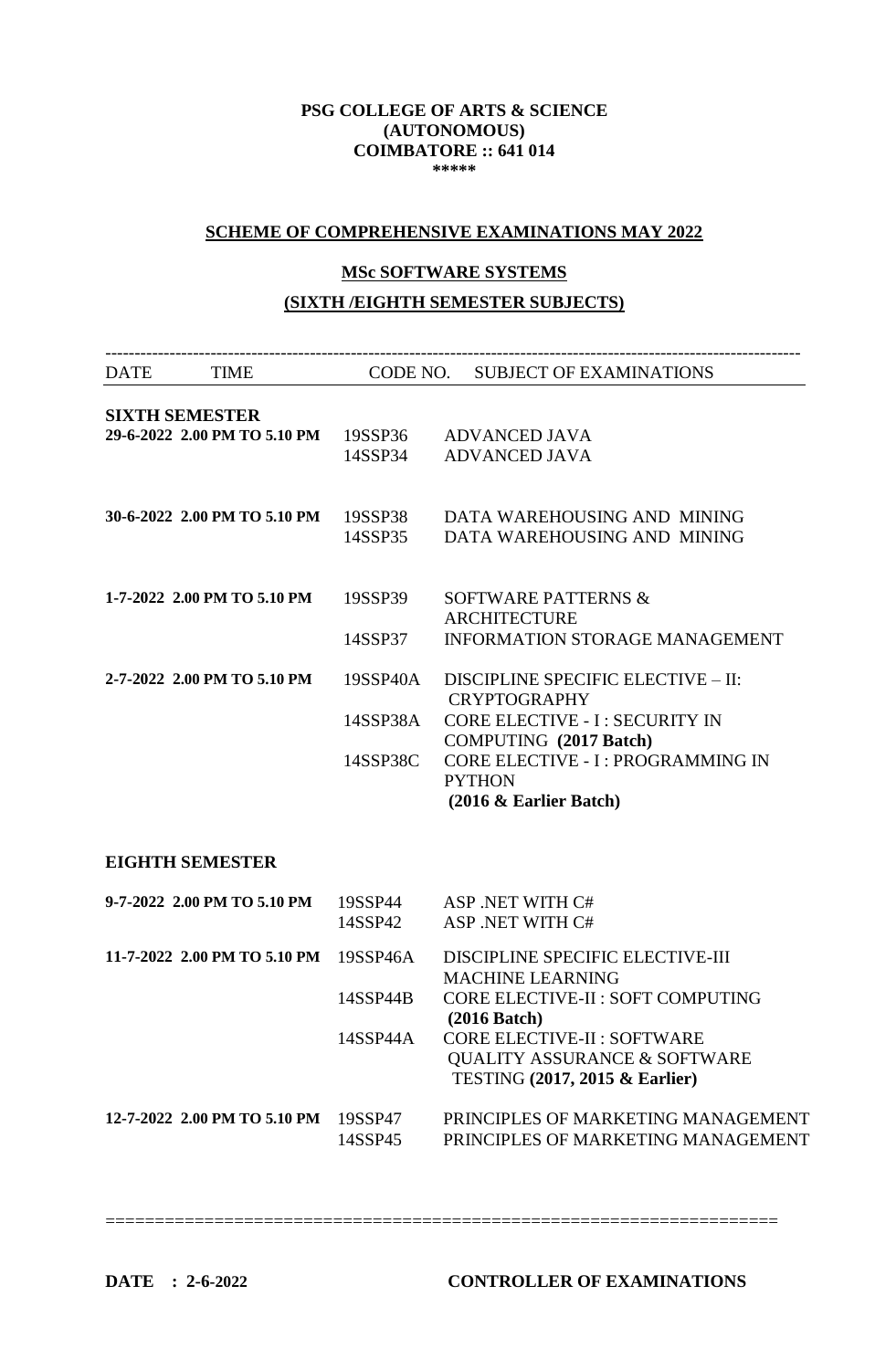**PSG COLLEGE OF ARTS & SCIENCE**
**(AUTONOMOUS)**
**COIMBATORE :: 641 014**
**\*\*\*\*\***

## SCHEME OF COMPREHENSIVE EXAMINATIONS MAY 2022

## MSc SOFTWARE SYSTEMS

## (SIXTH /EIGHTH SEMESTER SUBJECTS)

| DATE | TIME | CODE NO. | SUBJECT OF EXAMINATIONS |
|---|---|---|---|
| **SIXTH SEMESTER** | | | |
| **29-6-2022** | **2.00 PM TO 5.10 PM** | 19SSP36 | ADVANCED JAVA |
| | | 14SSP34 | ADVANCED JAVA |
| **30-6-2022** | **2.00 PM TO 5.10 PM** | 19SSP38 | DATA WAREHOUSING AND MINING |
| | | 14SSP35 | DATA WAREHOUSING AND MINING |
| **1-7-2022** | **2.00 PM TO 5.10 PM** | 19SSP39 | SOFTWARE PATTERNS & ARCHITECTURE |
| | | 14SSP37 | INFORMATION STORAGE MANAGEMENT |
| **2-7-2022** | **2.00 PM TO 5.10 PM** | 19SSP40A | DISCIPLINE SPECIFIC ELECTIVE – II: CRYPTOGRAPHY |
| | | 14SSP38A | CORE ELECTIVE - I : SECURITY IN COMPUTING **(2017 Batch)** |
| | | 14SSP38C | CORE ELECTIVE - I : PROGRAMMING IN PYTHON **(2016 & Earlier Batch)** |
| **EIGHTH SEMESTER** | | | |
| **9-7-2022** | **2.00 PM TO 5.10 PM** | 19SSP44 | ASP .NET WITH C# |
| | | 14SSP42 | ASP .NET WITH C# |
| **11-7-2022** | **2.00 PM TO 5.10 PM** | 19SSP46A | DISCIPLINE SPECIFIC ELECTIVE-III MACHINE LEARNING |
| | | 14SSP44B | CORE ELECTIVE-II : SOFT COMPUTING **(2016 Batch)** |
| | | 14SSP44A | CORE ELECTIVE-II : SOFTWARE QUALITY ASSURANCE & SOFTWARE TESTING **(2017, 2015 & Earlier)** |
| **12-7-2022** | **2.00 PM TO 5.10 PM** | 19SSP47 | PRINCIPLES OF MARKETING MANAGEMENT |
| | | 14SSP45 | PRINCIPLES OF MARKETING MANAGEMENT |

**DATE : 2-6-2022** **CONTROLLER OF EXAMINATIONS**